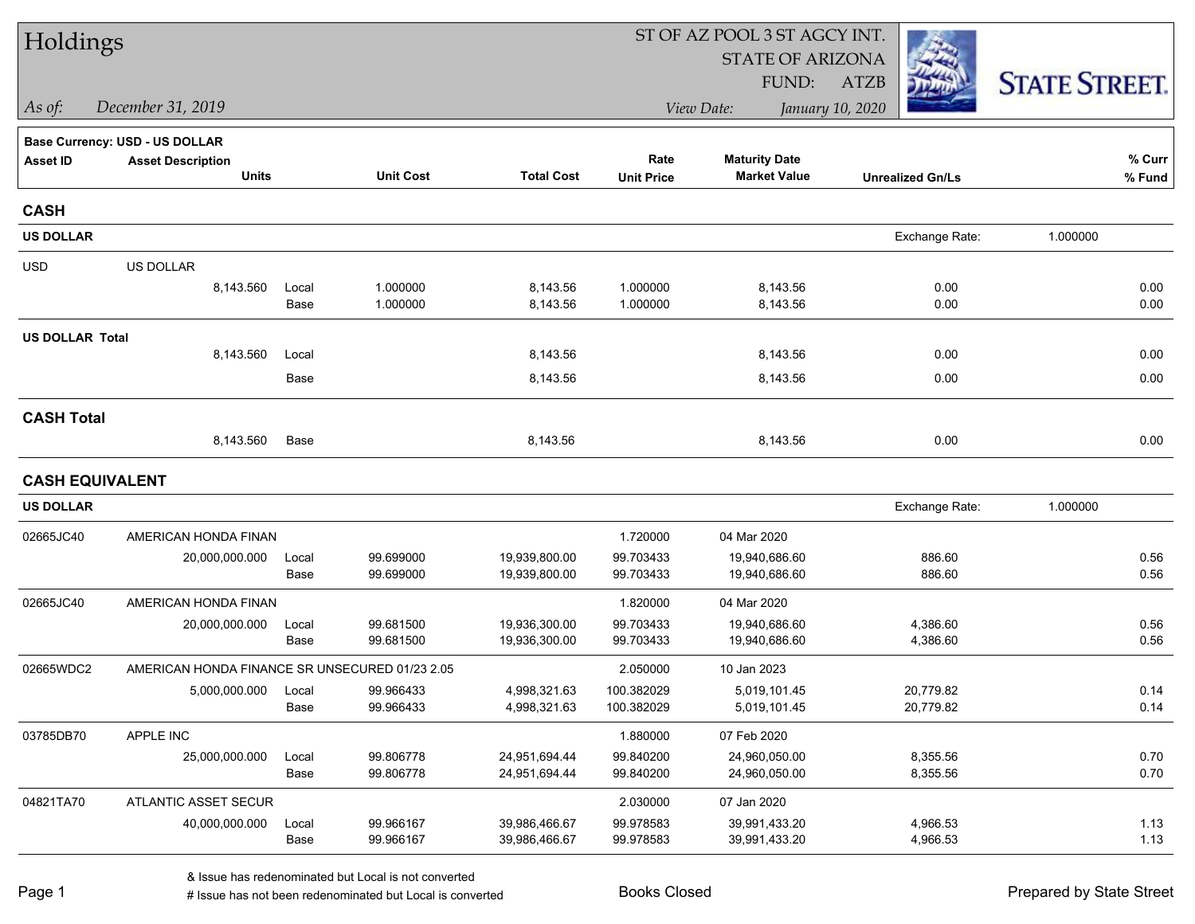# Holdings

*As of:* *December 31, 2019*

ST OF AZ POOL 3 ST AGCY INT.
STATE OF ARIZONA
FUND: ATZB

*View Date:* *January 10, 2020*

STATE STREET.

**Base Currency: USD - US DOLLAR**

| Asset ID | Asset Description / Units | | Unit Cost | Total Cost | Rate / Unit Price | Maturity Date / Market Value | Unrealized Gn/Ls | % Curr / % Fund |
|---|---|---|---|---|---|---|---|---|
| **CASH** | | | | | | | | |
| **US DOLLAR** | | | | | | | Exchange Rate: | 1.000000 |
| USD | US DOLLAR | | | | | | | |
| | 8,143.560 | Local | 1.000000 | 8,143.56 | 1.000000 | 8,143.56 | 0.00 | 0.00 |
| | | Base | 1.000000 | 8,143.56 | 1.000000 | 8,143.56 | 0.00 | 0.00 |
| **US DOLLAR Total** | | | | | | | | |
| | 8,143.560 | Local | | 8,143.56 | | 8,143.56 | 0.00 | 0.00 |
| | | Base | | 8,143.56 | | 8,143.56 | 0.00 | 0.00 |
| **CASH Total** | | | | | | | | |
| | 8,143.560 | Base | | 8,143.56 | | 8,143.56 | 0.00 | 0.00 |
| **CASH EQUIVALENT** | | | | | | | | |
| **US DOLLAR** | | | | | | | Exchange Rate: | 1.000000 |
| 02665JC40 | AMERICAN HONDA FINAN | | | | 1.720000 | 04 Mar 2020 | | |
| | 20,000,000.000 | Local | 99.699000 | 19,939,800.00 | 99.703433 | 19,940,686.60 | 886.60 | 0.56 |
| | | Base | 99.699000 | 19,939,800.00 | 99.703433 | 19,940,686.60 | 886.60 | 0.56 |
| 02665JC40 | AMERICAN HONDA FINAN | | | | 1.820000 | 04 Mar 2020 | | |
| | 20,000,000.000 | Local | 99.681500 | 19,936,300.00 | 99.703433 | 19,940,686.60 | 4,386.60 | 0.56 |
| | | Base | 99.681500 | 19,936,300.00 | 99.703433 | 19,940,686.60 | 4,386.60 | 0.56 |
| 02665WDC2 | AMERICAN HONDA FINANCE SR UNSECURED 01/23 2.05 | | | | 2.050000 | 10 Jan 2023 | | |
| | 5,000,000.000 | Local | 99.966433 | 4,998,321.63 | 100.382029 | 5,019,101.45 | 20,779.82 | 0.14 |
| | | Base | 99.966433 | 4,998,321.63 | 100.382029 | 5,019,101.45 | 20,779.82 | 0.14 |
| 03785DB70 | APPLE INC | | | | 1.880000 | 07 Feb 2020 | | |
| | 25,000,000.000 | Local | 99.806778 | 24,951,694.44 | 99.840200 | 24,960,050.00 | 8,355.56 | 0.70 |
| | | Base | 99.806778 | 24,951,694.44 | 99.840200 | 24,960,050.00 | 8,355.56 | 0.70 |
| 04821TA70 | ATLANTIC ASSET SECUR | | | | 2.030000 | 07 Jan 2020 | | |
| | 40,000,000.000 | Local | 99.966167 | 39,986,466.67 | 99.978583 | 39,991,433.20 | 4,966.53 | 1.13 |
| | | Base | 99.966167 | 39,986,466.67 | 99.978583 | 39,991,433.20 | 4,966.53 | 1.13 |

& Issue has redenominated but Local is not converted
# Issue has not been redenominated but Local is converted

Books Closed

Prepared by State Street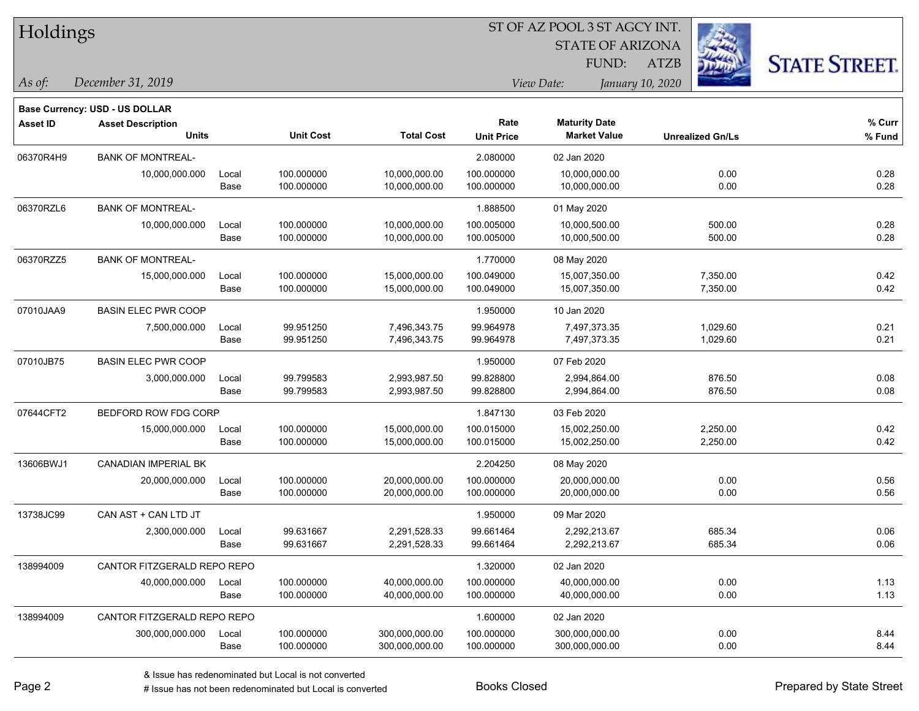# Holdings

ST OF AZ POOL 3 ST AGCY INT.
STATE OF ARIZONA
FUND: ATZB

*As of: December 31, 2019*

*View Date: January 10, 2020*

**Base Currency: USD - US DOLLAR**

| Asset ID | Asset Description / Units | | Unit Cost | Total Cost | Rate / Unit Price | Maturity Date / Market Value | Unrealized Gn/Ls | % Curr / % Fund |
|---|---|---|---|---|---|---|---|---|
| 06370R4H9 | BANK OF MONTREAL- | | | | 2.080000 | 02 Jan 2020 | | |
| | 10,000,000.000 | Local | 100.000000 | 10,000,000.00 | 100.000000 | 10,000,000.00 | 0.00 | 0.28 |
| | | Base | 100.000000 | 10,000,000.00 | 100.000000 | 10,000,000.00 | 0.00 | 0.28 |
| 06370RZL6 | BANK OF MONTREAL- | | | | 1.888500 | 01 May 2020 | | |
| | 10,000,000.000 | Local | 100.000000 | 10,000,000.00 | 100.005000 | 10,000,500.00 | 500.00 | 0.28 |
| | | Base | 100.000000 | 10,000,000.00 | 100.005000 | 10,000,500.00 | 500.00 | 0.28 |
| 06370RZZ5 | BANK OF MONTREAL- | | | | 1.770000 | 08 May 2020 | | |
| | 15,000,000.000 | Local | 100.000000 | 15,000,000.00 | 100.049000 | 15,007,350.00 | 7,350.00 | 0.42 |
| | | Base | 100.000000 | 15,000,000.00 | 100.049000 | 15,007,350.00 | 7,350.00 | 0.42 |
| 07010JAA9 | BASIN ELEC PWR COOP | | | | 1.950000 | 10 Jan 2020 | | |
| | 7,500,000.000 | Local | 99.951250 | 7,496,343.75 | 99.964978 | 7,497,373.35 | 1,029.60 | 0.21 |
| | | Base | 99.951250 | 7,496,343.75 | 99.964978 | 7,497,373.35 | 1,029.60 | 0.21 |
| 07010JB75 | BASIN ELEC PWR COOP | | | | 1.950000 | 07 Feb 2020 | | |
| | 3,000,000.000 | Local | 99.799583 | 2,993,987.50 | 99.828800 | 2,994,864.00 | 876.50 | 0.08 |
| | | Base | 99.799583 | 2,993,987.50 | 99.828800 | 2,994,864.00 | 876.50 | 0.08 |
| 07644CFT2 | BEDFORD ROW FDG CORP | | | | 1.847130 | 03 Feb 2020 | | |
| | 15,000,000.000 | Local | 100.000000 | 15,000,000.00 | 100.015000 | 15,002,250.00 | 2,250.00 | 0.42 |
| | | Base | 100.000000 | 15,000,000.00 | 100.015000 | 15,002,250.00 | 2,250.00 | 0.42 |
| 13606BWJ1 | CANADIAN IMPERIAL BK | | | | 2.204250 | 08 May 2020 | | |
| | 20,000,000.000 | Local | 100.000000 | 20,000,000.00 | 100.000000 | 20,000,000.00 | 0.00 | 0.56 |
| | | Base | 100.000000 | 20,000,000.00 | 100.000000 | 20,000,000.00 | 0.00 | 0.56 |
| 13738JC99 | CAN AST + CAN LTD JT | | | | 1.950000 | 09 Mar 2020 | | |
| | 2,300,000.000 | Local | 99.631667 | 2,291,528.33 | 99.661464 | 2,292,213.67 | 685.34 | 0.06 |
| | | Base | 99.631667 | 2,291,528.33 | 99.661464 | 2,292,213.67 | 685.34 | 0.06 |
| 138994009 | CANTOR FITZGERALD REPO REPO | | | | 1.320000 | 02 Jan 2020 | | |
| | 40,000,000.000 | Local | 100.000000 | 40,000,000.00 | 100.000000 | 40,000,000.00 | 0.00 | 1.13 |
| | | Base | 100.000000 | 40,000,000.00 | 100.000000 | 40,000,000.00 | 0.00 | 1.13 |
| 138994009 | CANTOR FITZGERALD REPO REPO | | | | 1.600000 | 02 Jan 2020 | | |
| | 300,000,000.000 | Local | 100.000000 | 300,000,000.00 | 100.000000 | 300,000,000.00 | 0.00 | 8.44 |
| | | Base | 100.000000 | 300,000,000.00 | 100.000000 | 300,000,000.00 | 0.00 | 8.44 |

& Issue has redenominated but Local is not converted

# Issue has not been redenominated but Local is converted

Books Closed

Prepared by State Street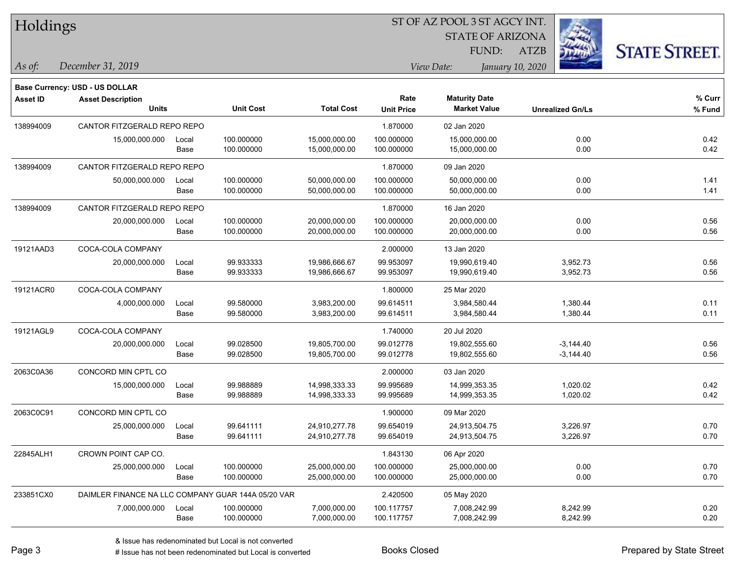# Holdings

ST OF AZ POOL 3 ST AGCY INT.
STATE OF ARIZONA
FUND: ATZB

*As of: December 31, 2019*

*View Date: January 10, 2020*

**Base Currency: USD - US DOLLAR**

| Asset ID | Asset Description / Units | | Unit Cost | Total Cost | Rate / Unit Price | Maturity Date / Market Value | Unrealized Gn/Ls | % Curr / % Fund |
|---|---|---|---|---|---|---|---|---|
| 138994009 | CANTOR FITZGERALD REPO REPO | | | | 1.870000 | 02 Jan 2020 | | |
| | 15,000,000.000 | Local | 100.000000 | 15,000,000.00 | 100.000000 | 15,000,000.00 | 0.00 | 0.42 |
| | | Base | 100.000000 | 15,000,000.00 | 100.000000 | 15,000,000.00 | 0.00 | 0.42 |
| 138994009 | CANTOR FITZGERALD REPO REPO | | | | 1.870000 | 09 Jan 2020 | | |
| | 50,000,000.000 | Local | 100.000000 | 50,000,000.00 | 100.000000 | 50,000,000.00 | 0.00 | 1.41 |
| | | Base | 100.000000 | 50,000,000.00 | 100.000000 | 50,000,000.00 | 0.00 | 1.41 |
| 138994009 | CANTOR FITZGERALD REPO REPO | | | | 1.870000 | 16 Jan 2020 | | |
| | 20,000,000.000 | Local | 100.000000 | 20,000,000.00 | 100.000000 | 20,000,000.00 | 0.00 | 0.56 |
| | | Base | 100.000000 | 20,000,000.00 | 100.000000 | 20,000,000.00 | 0.00 | 0.56 |
| 19121AAD3 | COCA-COLA COMPANY | | | | 2.000000 | 13 Jan 2020 | | |
| | 20,000,000.000 | Local | 99.933333 | 19,986,666.67 | 99.953097 | 19,990,619.40 | 3,952.73 | 0.56 |
| | | Base | 99.933333 | 19,986,666.67 | 99.953097 | 19,990,619.40 | 3,952.73 | 0.56 |
| 19121ACR0 | COCA-COLA COMPANY | | | | 1.800000 | 25 Mar 2020 | | |
| | 4,000,000.000 | Local | 99.580000 | 3,983,200.00 | 99.614511 | 3,984,580.44 | 1,380.44 | 0.11 |
| | | Base | 99.580000 | 3,983,200.00 | 99.614511 | 3,984,580.44 | 1,380.44 | 0.11 |
| 19121AGL9 | COCA-COLA COMPANY | | | | 1.740000 | 20 Jul 2020 | | |
| | 20,000,000.000 | Local | 99.028500 | 19,805,700.00 | 99.012778 | 19,802,555.60 | -3,144.40 | 0.56 |
| | | Base | 99.028500 | 19,805,700.00 | 99.012778 | 19,802,555.60 | -3,144.40 | 0.56 |
| 2063C0A36 | CONCORD MIN CPTL CO | | | | 2.000000 | 03 Jan 2020 | | |
| | 15,000,000.000 | Local | 99.988889 | 14,998,333.33 | 99.995689 | 14,999,353.35 | 1,020.02 | 0.42 |
| | | Base | 99.988889 | 14,998,333.33 | 99.995689 | 14,999,353.35 | 1,020.02 | 0.42 |
| 2063C0C91 | CONCORD MIN CPTL CO | | | | 1.900000 | 09 Mar 2020 | | |
| | 25,000,000.000 | Local | 99.641111 | 24,910,277.78 | 99.654019 | 24,913,504.75 | 3,226.97 | 0.70 |
| | | Base | 99.641111 | 24,910,277.78 | 99.654019 | 24,913,504.75 | 3,226.97 | 0.70 |
| 22845ALH1 | CROWN POINT CAP CO. | | | | 1.843130 | 06 Apr 2020 | | |
| | 25,000,000.000 | Local | 100.000000 | 25,000,000.00 | 100.000000 | 25,000,000.00 | 0.00 | 0.70 |
| | | Base | 100.000000 | 25,000,000.00 | 100.000000 | 25,000,000.00 | 0.00 | 0.70 |
| 233851CX0 | DAIMLER FINANCE NA LLC COMPANY GUAR 144A 05/20 VAR | | | | 2.420500 | 05 May 2020 | | |
| | 7,000,000.000 | Local | 100.000000 | 7,000,000.00 | 100.117757 | 7,008,242.99 | 8,242.99 | 0.20 |
| | | Base | 100.000000 | 7,000,000.00 | 100.117757 | 7,008,242.99 | 8,242.99 | 0.20 |

& Issue has redenominated but Local is not converted
# Issue has not been redenominated but Local is converted

Books Closed

Prepared by State Street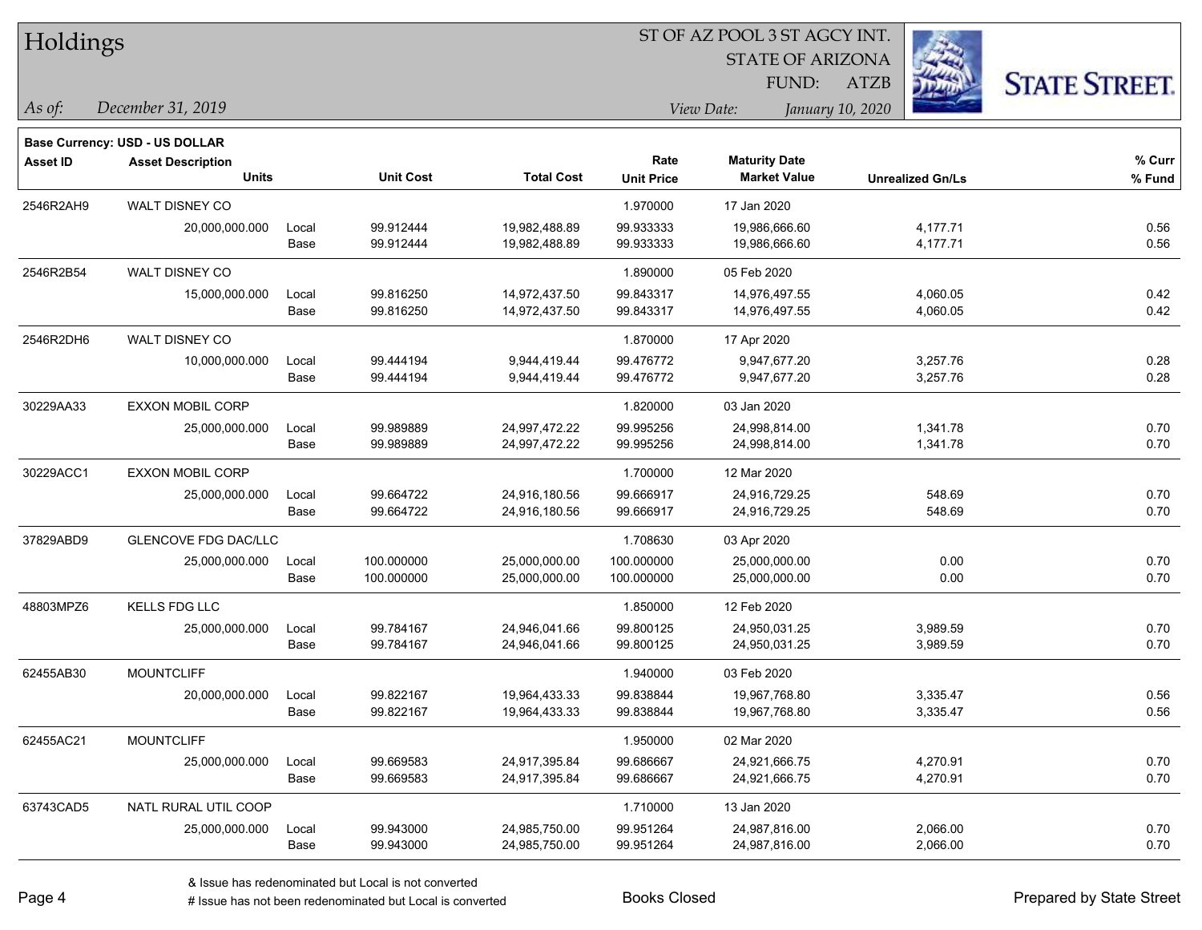# Holdings

ST OF AZ POOL 3 ST AGCY INT.
STATE OF ARIZONA
FUND: ATZB

*As of:* *December 31, 2019*

*View Date:* *January 10, 2020*

**Base Currency: USD - US DOLLAR**

| Asset ID | Asset Description / Units | | Unit Cost | Total Cost | Rate / Unit Price | Maturity Date / Market Value | Unrealized Gn/Ls | % Curr / % Fund |
|---|---|---|---|---|---|---|---|---|
| 2546R2AH9 | WALT DISNEY CO | | | | 1.970000 | 17 Jan 2020 | | |
| | 20,000,000.000 | Local | 99.912444 | 19,982,488.89 | 99.933333 | 19,986,666.60 | 4,177.71 | 0.56 |
| | | Base | 99.912444 | 19,982,488.89 | 99.933333 | 19,986,666.60 | 4,177.71 | 0.56 |
| 2546R2B54 | WALT DISNEY CO | | | | 1.890000 | 05 Feb 2020 | | |
| | 15,000,000.000 | Local | 99.816250 | 14,972,437.50 | 99.843317 | 14,976,497.55 | 4,060.05 | 0.42 |
| | | Base | 99.816250 | 14,972,437.50 | 99.843317 | 14,976,497.55 | 4,060.05 | 0.42 |
| 2546R2DH6 | WALT DISNEY CO | | | | 1.870000 | 17 Apr 2020 | | |
| | 10,000,000.000 | Local | 99.444194 | 9,944,419.44 | 99.476772 | 9,947,677.20 | 3,257.76 | 0.28 |
| | | Base | 99.444194 | 9,944,419.44 | 99.476772 | 9,947,677.20 | 3,257.76 | 0.28 |
| 30229AA33 | EXXON MOBIL CORP | | | | 1.820000 | 03 Jan 2020 | | |
| | 25,000,000.000 | Local | 99.989889 | 24,997,472.22 | 99.995256 | 24,998,814.00 | 1,341.78 | 0.70 |
| | | Base | 99.989889 | 24,997,472.22 | 99.995256 | 24,998,814.00 | 1,341.78 | 0.70 |
| 30229ACC1 | EXXON MOBIL CORP | | | | 1.700000 | 12 Mar 2020 | | |
| | 25,000,000.000 | Local | 99.664722 | 24,916,180.56 | 99.666917 | 24,916,729.25 | 548.69 | 0.70 |
| | | Base | 99.664722 | 24,916,180.56 | 99.666917 | 24,916,729.25 | 548.69 | 0.70 |
| 37829ABD9 | GLENCOVE FDG DAC/LLC | | | | 1.708630 | 03 Apr 2020 | | |
| | 25,000,000.000 | Local | 100.000000 | 25,000,000.00 | 100.000000 | 25,000,000.00 | 0.00 | 0.70 |
| | | Base | 100.000000 | 25,000,000.00 | 100.000000 | 25,000,000.00 | 0.00 | 0.70 |
| 48803MPZ6 | KELLS FDG LLC | | | | 1.850000 | 12 Feb 2020 | | |
| | 25,000,000.000 | Local | 99.784167 | 24,946,041.66 | 99.800125 | 24,950,031.25 | 3,989.59 | 0.70 |
| | | Base | 99.784167 | 24,946,041.66 | 99.800125 | 24,950,031.25 | 3,989.59 | 0.70 |
| 62455AB30 | MOUNTCLIFF | | | | 1.940000 | 03 Feb 2020 | | |
| | 20,000,000.000 | Local | 99.822167 | 19,964,433.33 | 99.838844 | 19,967,768.80 | 3,335.47 | 0.56 |
| | | Base | 99.822167 | 19,964,433.33 | 99.838844 | 19,967,768.80 | 3,335.47 | 0.56 |
| 62455AC21 | MOUNTCLIFF | | | | 1.950000 | 02 Mar 2020 | | |
| | 25,000,000.000 | Local | 99.669583 | 24,917,395.84 | 99.686667 | 24,921,666.75 | 4,270.91 | 0.70 |
| | | Base | 99.669583 | 24,917,395.84 | 99.686667 | 24,921,666.75 | 4,270.91 | 0.70 |
| 63743CAD5 | NATL RURAL UTIL COOP | | | | 1.710000 | 13 Jan 2020 | | |
| | 25,000,000.000 | Local | 99.943000 | 24,985,750.00 | 99.951264 | 24,987,816.00 | 2,066.00 | 0.70 |
| | | Base | 99.943000 | 24,985,750.00 | 99.951264 | 24,987,816.00 | 2,066.00 | 0.70 |

& Issue has redenominated but Local is not converted
# Issue has not been redenominated but Local is converted

Books Closed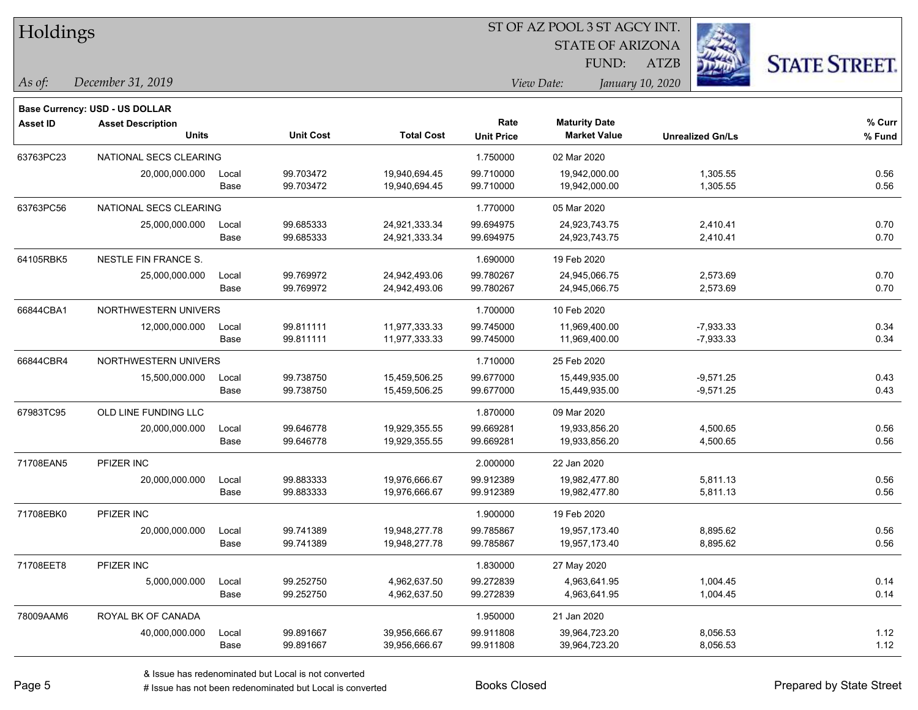# Holdings

ST OF AZ POOL 3 ST AGCY INT.
STATE OF ARIZONA
FUND: ATZB

*As of:* *December 31, 2019*
*View Date:* *January 10, 2020*

**Base Currency: USD - US DOLLAR**

| Asset ID | Asset Description / Units | | Unit Cost | Total Cost | Rate / Unit Price | Maturity Date / Market Value | Unrealized Gn/Ls | % Curr / % Fund |
|---|---|---|---|---|---|---|---|---|
| 63763PC23 | NATIONAL SECS CLEARING | | | | 1.750000 | 02 Mar 2020 | | |
| | 20,000,000.000 | Local | 99.703472 | 19,940,694.45 | 99.710000 | 19,942,000.00 | 1,305.55 | 0.56 |
| | | Base | 99.703472 | 19,940,694.45 | 99.710000 | 19,942,000.00 | 1,305.55 | 0.56 |
| 63763PC56 | NATIONAL SECS CLEARING | | | | 1.770000 | 05 Mar 2020 | | |
| | 25,000,000.000 | Local | 99.685333 | 24,921,333.34 | 99.694975 | 24,923,743.75 | 2,410.41 | 0.70 |
| | | Base | 99.685333 | 24,921,333.34 | 99.694975 | 24,923,743.75 | 2,410.41 | 0.70 |
| 64105RBK5 | NESTLE FIN FRANCE S. | | | | 1.690000 | 19 Feb 2020 | | |
| | 25,000,000.000 | Local | 99.769972 | 24,942,493.06 | 99.780267 | 24,945,066.75 | 2,573.69 | 0.70 |
| | | Base | 99.769972 | 24,942,493.06 | 99.780267 | 24,945,066.75 | 2,573.69 | 0.70 |
| 66844CBA1 | NORTHWESTERN UNIVERS | | | | 1.700000 | 10 Feb 2020 | | |
| | 12,000,000.000 | Local | 99.811111 | 11,977,333.33 | 99.745000 | 11,969,400.00 | -7,933.33 | 0.34 |
| | | Base | 99.811111 | 11,977,333.33 | 99.745000 | 11,969,400.00 | -7,933.33 | 0.34 |
| 66844CBR4 | NORTHWESTERN UNIVERS | | | | 1.710000 | 25 Feb 2020 | | |
| | 15,500,000.000 | Local | 99.738750 | 15,459,506.25 | 99.677000 | 15,449,935.00 | -9,571.25 | 0.43 |
| | | Base | 99.738750 | 15,459,506.25 | 99.677000 | 15,449,935.00 | -9,571.25 | 0.43 |
| 67983TC95 | OLD LINE FUNDING LLC | | | | 1.870000 | 09 Mar 2020 | | |
| | 20,000,000.000 | Local | 99.646778 | 19,929,355.55 | 99.669281 | 19,933,856.20 | 4,500.65 | 0.56 |
| | | Base | 99.646778 | 19,929,355.55 | 99.669281 | 19,933,856.20 | 4,500.65 | 0.56 |
| 71708EAN5 | PFIZER INC | | | | 2.000000 | 22 Jan 2020 | | |
| | 20,000,000.000 | Local | 99.883333 | 19,976,666.67 | 99.912389 | 19,982,477.80 | 5,811.13 | 0.56 |
| | | Base | 99.883333 | 19,976,666.67 | 99.912389 | 19,982,477.80 | 5,811.13 | 0.56 |
| 71708EBK0 | PFIZER INC | | | | 1.900000 | 19 Feb 2020 | | |
| | 20,000,000.000 | Local | 99.741389 | 19,948,277.78 | 99.785867 | 19,957,173.40 | 8,895.62 | 0.56 |
| | | Base | 99.741389 | 19,948,277.78 | 99.785867 | 19,957,173.40 | 8,895.62 | 0.56 |
| 71708EET8 | PFIZER INC | | | | 1.830000 | 27 May 2020 | | |
| | 5,000,000.000 | Local | 99.252750 | 4,962,637.50 | 99.272839 | 4,963,641.95 | 1,004.45 | 0.14 |
| | | Base | 99.252750 | 4,962,637.50 | 99.272839 | 4,963,641.95 | 1,004.45 | 0.14 |
| 78009AAM6 | ROYAL BK OF CANADA | | | | 1.950000 | 21 Jan 2020 | | |
| | 40,000,000.000 | Local | 99.891667 | 39,956,666.67 | 99.911808 | 39,964,723.20 | 8,056.53 | 1.12 |
| | | Base | 99.891667 | 39,956,666.67 | 99.911808 | 39,964,723.20 | 8,056.53 | 1.12 |

& Issue has redenominated but Local is not converted
# Issue has not been redenominated but Local is converted

Books Closed

Prepared by State Street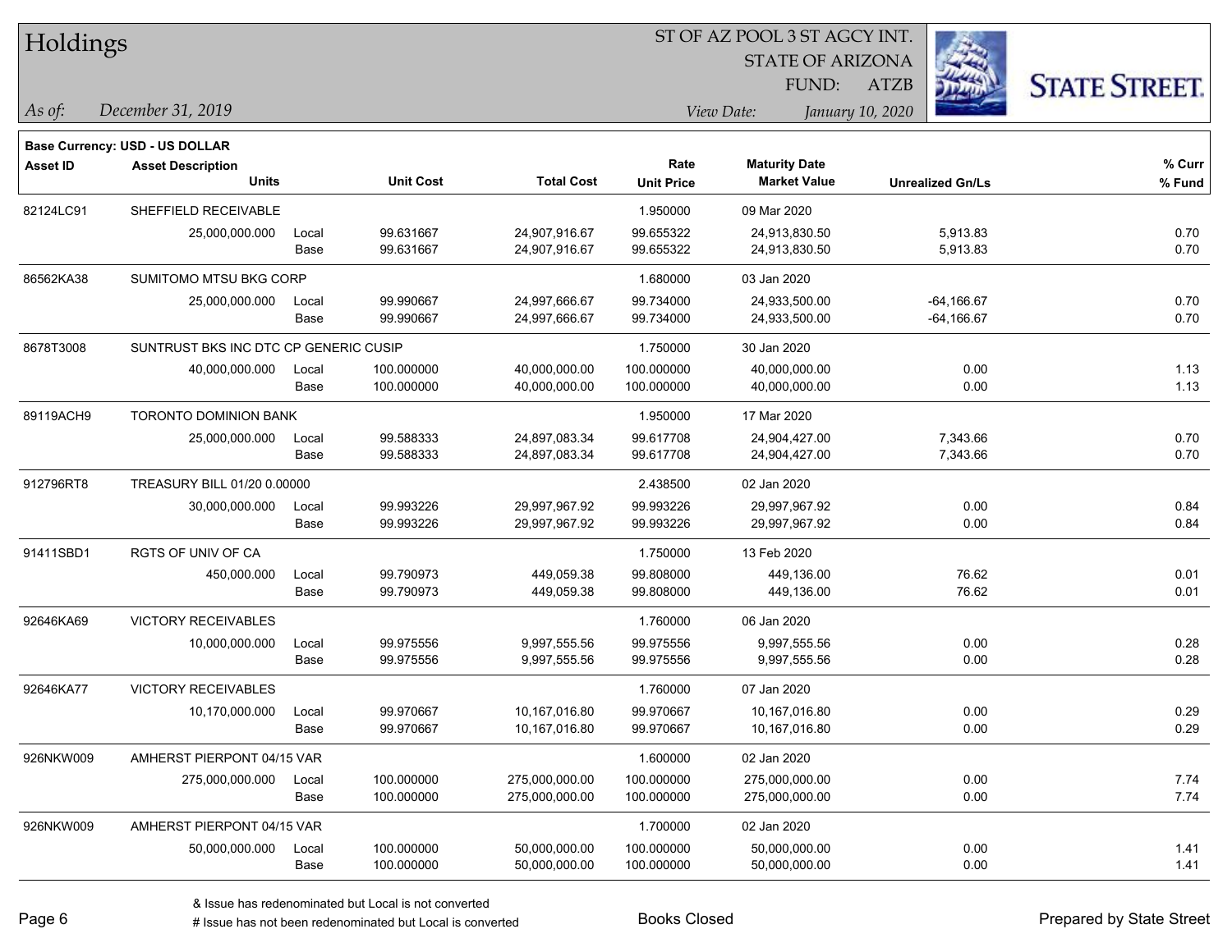# Holdings

ST OF AZ POOL 3 ST AGCY INT.
STATE OF ARIZONA
FUND: ATZB

*As of:* *December 31, 2019*
*View Date:* *January 10, 2020*

**STATE STREET.**

**Base Currency: USD - US DOLLAR**

| Asset ID | Asset Description / Units | | Unit Cost | Total Cost | Rate / Unit Price | Maturity Date / Market Value | Unrealized Gn/Ls | % Curr / % Fund |
|---|---|---|---|---|---|---|---|---|
| 82124LC91 | SHEFFIELD RECEIVABLE | | | | 1.950000 | 09 Mar 2020 | | |
| | 25,000,000.000 | Local | 99.631667 | 24,907,916.67 | 99.655322 | 24,913,830.50 | 5,913.83 | 0.70 |
| | | Base | 99.631667 | 24,907,916.67 | 99.655322 | 24,913,830.50 | 5,913.83 | 0.70 |
| 86562KA38 | SUMITOMO MTSU BKG CORP | | | | 1.680000 | 03 Jan 2020 | | |
| | 25,000,000.000 | Local | 99.990667 | 24,997,666.67 | 99.734000 | 24,933,500.00 | -64,166.67 | 0.70 |
| | | Base | 99.990667 | 24,997,666.67 | 99.734000 | 24,933,500.00 | -64,166.67 | 0.70 |
| 8678T3008 | SUNTRUST BKS INC DTC CP GENERIC CUSIP | | | | 1.750000 | 30 Jan 2020 | | |
| | 40,000,000.000 | Local | 100.000000 | 40,000,000.00 | 100.000000 | 40,000,000.00 | 0.00 | 1.13 |
| | | Base | 100.000000 | 40,000,000.00 | 100.000000 | 40,000,000.00 | 0.00 | 1.13 |
| 89119ACH9 | TORONTO DOMINION BANK | | | | 1.950000 | 17 Mar 2020 | | |
| | 25,000,000.000 | Local | 99.588333 | 24,897,083.34 | 99.617708 | 24,904,427.00 | 7,343.66 | 0.70 |
| | | Base | 99.588333 | 24,897,083.34 | 99.617708 | 24,904,427.00 | 7,343.66 | 0.70 |
| 912796RT8 | TREASURY BILL 01/20 0.00000 | | | | 2.438500 | 02 Jan 2020 | | |
| | 30,000,000.000 | Local | 99.993226 | 29,997,967.92 | 99.993226 | 29,997,967.92 | 0.00 | 0.84 |
| | | Base | 99.993226 | 29,997,967.92 | 99.993226 | 29,997,967.92 | 0.00 | 0.84 |
| 91411SBD1 | RGTS OF UNIV OF CA | | | | 1.750000 | 13 Feb 2020 | | |
| | 450,000.000 | Local | 99.790973 | 449,059.38 | 99.808000 | 449,136.00 | 76.62 | 0.01 |
| | | Base | 99.790973 | 449,059.38 | 99.808000 | 449,136.00 | 76.62 | 0.01 |
| 92646KA69 | VICTORY RECEIVABLES | | | | 1.760000 | 06 Jan 2020 | | |
| | 10,000,000.000 | Local | 99.975556 | 9,997,555.56 | 99.975556 | 9,997,555.56 | 0.00 | 0.28 |
| | | Base | 99.975556 | 9,997,555.56 | 99.975556 | 9,997,555.56 | 0.00 | 0.28 |
| 92646KA77 | VICTORY RECEIVABLES | | | | 1.760000 | 07 Jan 2020 | | |
| | 10,170,000.000 | Local | 99.970667 | 10,167,016.80 | 99.970667 | 10,167,016.80 | 0.00 | 0.29 |
| | | Base | 99.970667 | 10,167,016.80 | 99.970667 | 10,167,016.80 | 0.00 | 0.29 |
| 926NKW009 | AMHERST PIERPONT 04/15 VAR | | | | 1.600000 | 02 Jan 2020 | | |
| | 275,000,000.000 | Local | 100.000000 | 275,000,000.00 | 100.000000 | 275,000,000.00 | 0.00 | 7.74 |
| | | Base | 100.000000 | 275,000,000.00 | 100.000000 | 275,000,000.00 | 0.00 | 7.74 |
| 926NKW009 | AMHERST PIERPONT 04/15 VAR | | | | 1.700000 | 02 Jan 2020 | | |
| | 50,000,000.000 | Local | 100.000000 | 50,000,000.00 | 100.000000 | 50,000,000.00 | 0.00 | 1.41 |
| | | Base | 100.000000 | 50,000,000.00 | 100.000000 | 50,000,000.00 | 0.00 | 1.41 |

& Issue has redenominated but Local is not converted
# Issue has not been redenominated but Local is converted

Books Closed

Prepared by State Street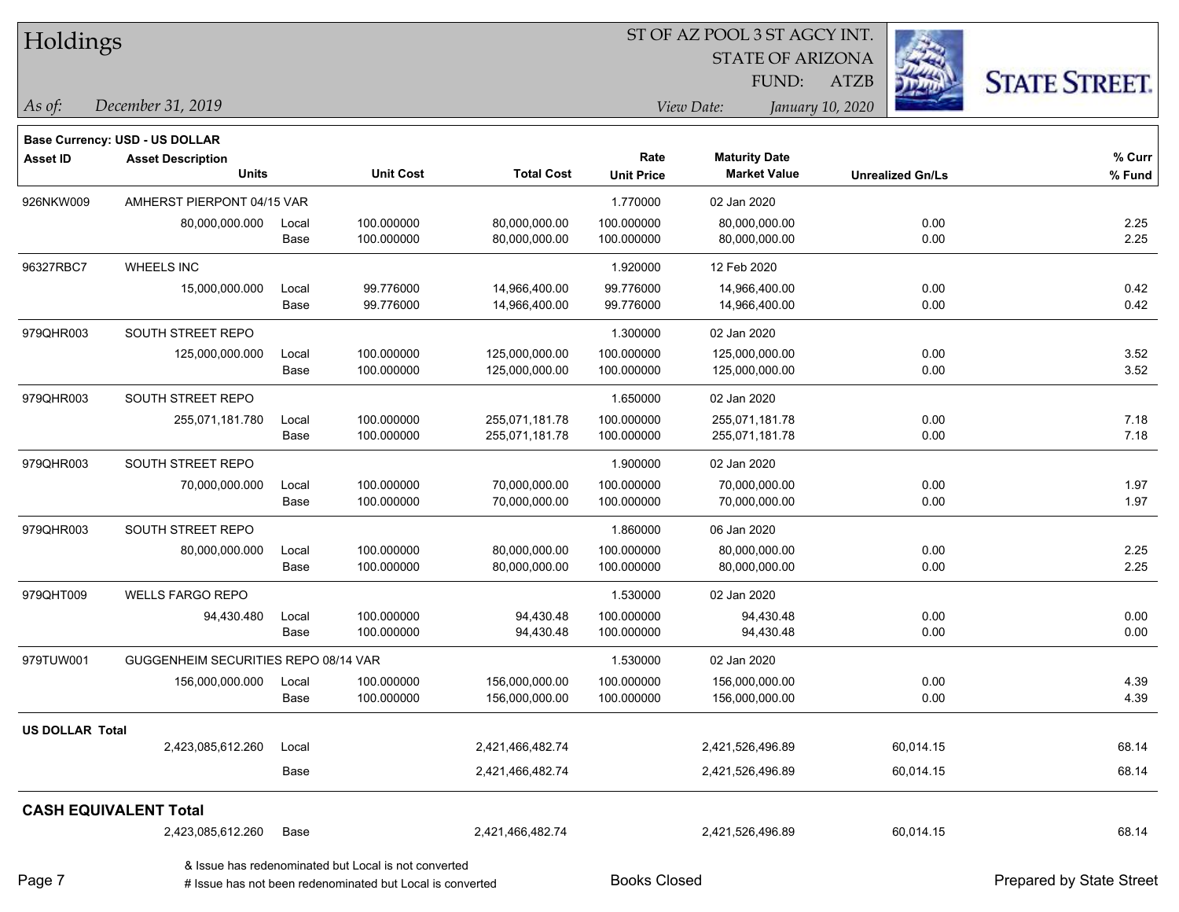# Holdings

ST OF AZ POOL 3 ST AGCY INT.
STATE OF ARIZONA
FUND: ATZB

*As of:* *December 31, 2019*

*View Date:* *January 10, 2020*

**Base Currency: USD - US DOLLAR**

| Asset ID | Asset Description / Units | | Unit Cost | Total Cost | Rate / Unit Price | Maturity Date / Market Value | Unrealized Gn/Ls | % Curr / % Fund |
|---|---|---|---|---|---|---|---|---|
| 926NKW009 | AMHERST PIERPONT 04/15 VAR | | | | 1.770000 | 02 Jan 2020 | | |
| | 80,000,000.000 | Local | 100.000000 | 80,000,000.00 | 100.000000 | 80,000,000.00 | 0.00 | 2.25 |
| | | Base | 100.000000 | 80,000,000.00 | 100.000000 | 80,000,000.00 | 0.00 | 2.25 |
| 96327RBC7 | WHEELS INC | | | | 1.920000 | 12 Feb 2020 | | |
| | 15,000,000.000 | Local | 99.776000 | 14,966,400.00 | 99.776000 | 14,966,400.00 | 0.00 | 0.42 |
| | | Base | 99.776000 | 14,966,400.00 | 99.776000 | 14,966,400.00 | 0.00 | 0.42 |
| 979QHR003 | SOUTH STREET REPO | | | | 1.300000 | 02 Jan 2020 | | |
| | 125,000,000.000 | Local | 100.000000 | 125,000,000.00 | 100.000000 | 125,000,000.00 | 0.00 | 3.52 |
| | | Base | 100.000000 | 125,000,000.00 | 100.000000 | 125,000,000.00 | 0.00 | 3.52 |
| 979QHR003 | SOUTH STREET REPO | | | | 1.650000 | 02 Jan 2020 | | |
| | 255,071,181.780 | Local | 100.000000 | 255,071,181.78 | 100.000000 | 255,071,181.78 | 0.00 | 7.18 |
| | | Base | 100.000000 | 255,071,181.78 | 100.000000 | 255,071,181.78 | 0.00 | 7.18 |
| 979QHR003 | SOUTH STREET REPO | | | | 1.900000 | 02 Jan 2020 | | |
| | 70,000,000.000 | Local | 100.000000 | 70,000,000.00 | 100.000000 | 70,000,000.00 | 0.00 | 1.97 |
| | | Base | 100.000000 | 70,000,000.00 | 100.000000 | 70,000,000.00 | 0.00 | 1.97 |
| 979QHR003 | SOUTH STREET REPO | | | | 1.860000 | 06 Jan 2020 | | |
| | 80,000,000.000 | Local | 100.000000 | 80,000,000.00 | 100.000000 | 80,000,000.00 | 0.00 | 2.25 |
| | | Base | 100.000000 | 80,000,000.00 | 100.000000 | 80,000,000.00 | 0.00 | 2.25 |
| 979QHT009 | WELLS FARGO REPO | | | | 1.530000 | 02 Jan 2020 | | |
| | 94,430.480 | Local | 100.000000 | 94,430.48 | 100.000000 | 94,430.48 | 0.00 | 0.00 |
| | | Base | 100.000000 | 94,430.48 | 100.000000 | 94,430.48 | 0.00 | 0.00 |
| 979TUW001 | GUGGENHEIM SECURITIES REPO 08/14 VAR | | | | 1.530000 | 02 Jan 2020 | | |
| | 156,000,000.000 | Local | 100.000000 | 156,000,000.00 | 100.000000 | 156,000,000.00 | 0.00 | 4.39 |
| | | Base | 100.000000 | 156,000,000.00 | 100.000000 | 156,000,000.00 | 0.00 | 4.39 |
| **US DOLLAR Total** | | | | | | | | |
| | 2,423,085,612.260 | Local | | 2,421,466,482.74 | | 2,421,526,496.89 | 60,014.15 | 68.14 |
| | | Base | | 2,421,466,482.74 | | 2,421,526,496.89 | 60,014.15 | 68.14 |
| **CASH EQUIVALENT Total** | | | | | | | | |
| | 2,423,085,612.260 | Base | | 2,421,466,482.74 | | 2,421,526,496.89 | 60,014.15 | 68.14 |

& Issue has redenominated but Local is not converted
# Issue has not been redenominated but Local is converted

Books Closed

Prepared by State Street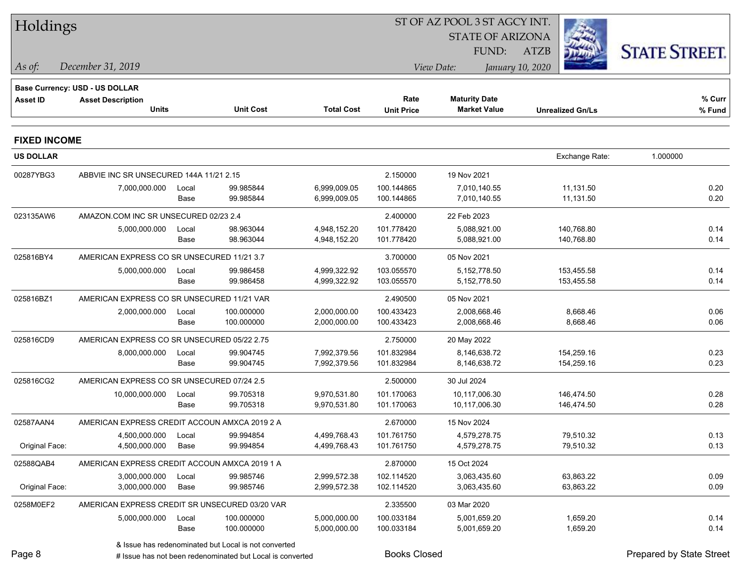# Holdings

ST OF AZ POOL 3 ST AGCY INT.
STATE OF ARIZONA
FUND: ATZB

*As of:* *December 31, 2019*
*View Date:* *January 10, 2020*

**Base Currency: USD - US DOLLAR**

## FIXED INCOME

**US DOLLAR** — Exchange Rate: 1.000000

| Asset ID | Asset Description / Units | | Unit Cost | Total Cost | Rate / Unit Price | Maturity Date / Market Value | Unrealized Gn/Ls | % Curr / % Fund |
|---|---|---|---|---|---|---|---|---|
| 00287YBG3 | ABBVIE INC SR UNSECURED 144A 11/21 2.15 | | | | 2.150000 | 19 Nov 2021 | | |
| | 7,000,000.000 | Local | 99.985844 | 6,999,009.05 | 100.144865 | 7,010,140.55 | 11,131.50 | 0.20 |
| | | Base | 99.985844 | 6,999,009.05 | 100.144865 | 7,010,140.55 | 11,131.50 | 0.20 |
| 023135AW6 | AMAZON.COM INC SR UNSECURED 02/23 2.4 | | | | 2.400000 | 22 Feb 2023 | | |
| | 5,000,000.000 | Local | 98.963044 | 4,948,152.20 | 101.778420 | 5,088,921.00 | 140,768.80 | 0.14 |
| | | Base | 98.963044 | 4,948,152.20 | 101.778420 | 5,088,921.00 | 140,768.80 | 0.14 |
| 025816BY4 | AMERICAN EXPRESS CO SR UNSECURED 11/21 3.7 | | | | 3.700000 | 05 Nov 2021 | | |
| | 5,000,000.000 | Local | 99.986458 | 4,999,322.92 | 103.055570 | 5,152,778.50 | 153,455.58 | 0.14 |
| | | Base | 99.986458 | 4,999,322.92 | 103.055570 | 5,152,778.50 | 153,455.58 | 0.14 |
| 025816BZ1 | AMERICAN EXPRESS CO SR UNSECURED 11/21 VAR | | | | 2.490500 | 05 Nov 2021 | | |
| | 2,000,000.000 | Local | 100.000000 | 2,000,000.00 | 100.433423 | 2,008,668.46 | 8,668.46 | 0.06 |
| | | Base | 100.000000 | 2,000,000.00 | 100.433423 | 2,008,668.46 | 8,668.46 | 0.06 |
| 025816CD9 | AMERICAN EXPRESS CO SR UNSECURED 05/22 2.75 | | | | 2.750000 | 20 May 2022 | | |
| | 8,000,000.000 | Local | 99.904745 | 7,992,379.56 | 101.832984 | 8,146,638.72 | 154,259.16 | 0.23 |
| | | Base | 99.904745 | 7,992,379.56 | 101.832984 | 8,146,638.72 | 154,259.16 | 0.23 |
| 025816CG2 | AMERICAN EXPRESS CO SR UNSECURED 07/24 2.5 | | | | 2.500000 | 30 Jul 2024 | | |
| | 10,000,000.000 | Local | 99.705318 | 9,970,531.80 | 101.170063 | 10,117,006.30 | 146,474.50 | 0.28 |
| | | Base | 99.705318 | 9,970,531.80 | 101.170063 | 10,117,006.30 | 146,474.50 | 0.28 |
| 02587AAN4 | AMERICAN EXPRESS CREDIT ACCOUN AMXCA 2019 2 A | | | | 2.670000 | 15 Nov 2024 | | |
| | 4,500,000.000 | Local | 99.994854 | 4,499,768.43 | 101.761750 | 4,579,278.75 | 79,510.32 | 0.13 |
| Original Face: | 4,500,000.000 | Base | 99.994854 | 4,499,768.43 | 101.761750 | 4,579,278.75 | 79,510.32 | 0.13 |
| 02588QAB4 | AMERICAN EXPRESS CREDIT ACCOUN AMXCA 2019 1 A | | | | 2.870000 | 15 Oct 2024 | | |
| | 3,000,000.000 | Local | 99.985746 | 2,999,572.38 | 102.114520 | 3,063,435.60 | 63,863.22 | 0.09 |
| Original Face: | 3,000,000.000 | Base | 99.985746 | 2,999,572.38 | 102.114520 | 3,063,435.60 | 63,863.22 | 0.09 |
| 0258M0EF2 | AMERICAN EXPRESS CREDIT SR UNSECURED 03/20 VAR | | | | 2.335500 | 03 Mar 2020 | | |
| | 5,000,000.000 | Local | 100.000000 | 5,000,000.00 | 100.033184 | 5,001,659.20 | 1,659.20 | 0.14 |
| | | Base | 100.000000 | 5,000,000.00 | 100.033184 | 5,001,659.20 | 1,659.20 | 0.14 |

& Issue has redenominated but Local is not converted
# Issue has not been redenominated but Local is converted

Books Closed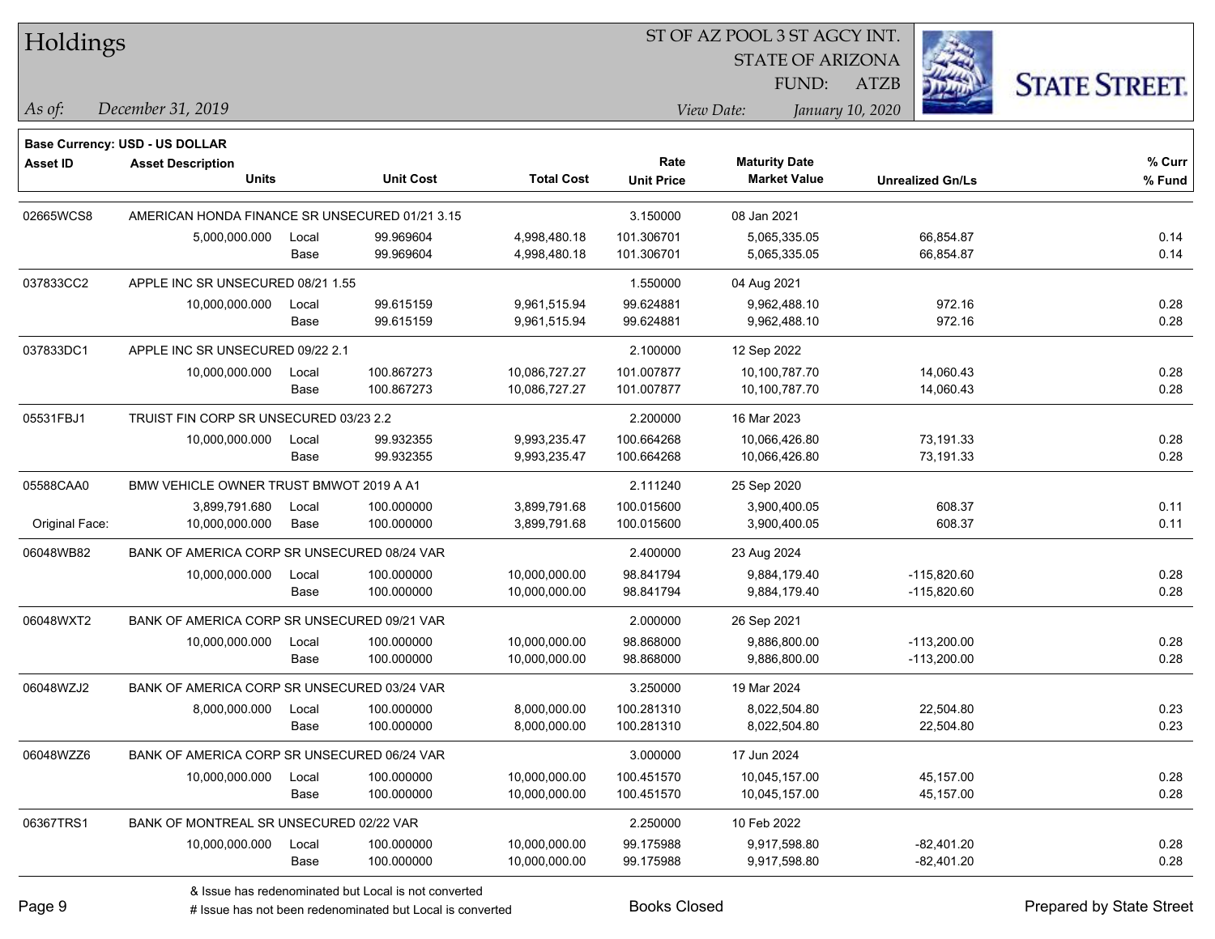# Holdings

ST OF AZ POOL 3 ST AGCY INT.
STATE OF ARIZONA
FUND: ATZB

*As of:* *December 31, 2019*

*View Date:* *January 10, 2020*

**Base Currency: USD - US DOLLAR**

| Asset ID | Asset Description / Units | | Unit Cost | Total Cost | Rate / Unit Price | Maturity Date / Market Value | Unrealized Gn/Ls | % Curr / % Fund |
|---|---|---|---|---|---|---|---|---|
| 02665WCS8 | AMERICAN HONDA FINANCE SR UNSECURED 01/21 3.15 | | | | 3.150000 | 08 Jan 2021 | | |
| | 5,000,000.000 | Local | 99.969604 | 4,998,480.18 | 101.306701 | 5,065,335.05 | 66,854.87 | 0.14 |
| | | Base | 99.969604 | 4,998,480.18 | 101.306701 | 5,065,335.05 | 66,854.87 | 0.14 |
| 037833CC2 | APPLE INC SR UNSECURED 08/21 1.55 | | | | 1.550000 | 04 Aug 2021 | | |
| | 10,000,000.000 | Local | 99.615159 | 9,961,515.94 | 99.624881 | 9,962,488.10 | 972.16 | 0.28 |
| | | Base | 99.615159 | 9,961,515.94 | 99.624881 | 9,962,488.10 | 972.16 | 0.28 |
| 037833DC1 | APPLE INC SR UNSECURED 09/22 2.1 | | | | 2.100000 | 12 Sep 2022 | | |
| | 10,000,000.000 | Local | 100.867273 | 10,086,727.27 | 101.007877 | 10,100,787.70 | 14,060.43 | 0.28 |
| | | Base | 100.867273 | 10,086,727.27 | 101.007877 | 10,100,787.70 | 14,060.43 | 0.28 |
| 05531FBJ1 | TRUIST FIN CORP SR UNSECURED 03/23 2.2 | | | | 2.200000 | 16 Mar 2023 | | |
| | 10,000,000.000 | Local | 99.932355 | 9,993,235.47 | 100.664268 | 10,066,426.80 | 73,191.33 | 0.28 |
| | | Base | 99.932355 | 9,993,235.47 | 100.664268 | 10,066,426.80 | 73,191.33 | 0.28 |
| 05588CAA0 | BMW VEHICLE OWNER TRUST BMWOT 2019 A A1 | | | | 2.111240 | 25 Sep 2020 | | |
| | 3,899,791.680 | Local | 100.000000 | 3,899,791.68 | 100.015600 | 3,900,400.05 | 608.37 | 0.11 |
| Original Face: | 10,000,000.000 | Base | 100.000000 | 3,899,791.68 | 100.015600 | 3,900,400.05 | 608.37 | 0.11 |
| 06048WB82 | BANK OF AMERICA CORP SR UNSECURED 08/24 VAR | | | | 2.400000 | 23 Aug 2024 | | |
| | 10,000,000.000 | Local | 100.000000 | 10,000,000.00 | 98.841794 | 9,884,179.40 | -115,820.60 | 0.28 |
| | | Base | 100.000000 | 10,000,000.00 | 98.841794 | 9,884,179.40 | -115,820.60 | 0.28 |
| 06048WXT2 | BANK OF AMERICA CORP SR UNSECURED 09/21 VAR | | | | 2.000000 | 26 Sep 2021 | | |
| | 10,000,000.000 | Local | 100.000000 | 10,000,000.00 | 98.868000 | 9,886,800.00 | -113,200.00 | 0.28 |
| | | Base | 100.000000 | 10,000,000.00 | 98.868000 | 9,886,800.00 | -113,200.00 | 0.28 |
| 06048WZJ2 | BANK OF AMERICA CORP SR UNSECURED 03/24 VAR | | | | 3.250000 | 19 Mar 2024 | | |
| | 8,000,000.000 | Local | 100.000000 | 8,000,000.00 | 100.281310 | 8,022,504.80 | 22,504.80 | 0.23 |
| | | Base | 100.000000 | 8,000,000.00 | 100.281310 | 8,022,504.80 | 22,504.80 | 0.23 |
| 06048WZZ6 | BANK OF AMERICA CORP SR UNSECURED 06/24 VAR | | | | 3.000000 | 17 Jun 2024 | | |
| | 10,000,000.000 | Local | 100.000000 | 10,000,000.00 | 100.451570 | 10,045,157.00 | 45,157.00 | 0.28 |
| | | Base | 100.000000 | 10,000,000.00 | 100.451570 | 10,045,157.00 | 45,157.00 | 0.28 |
| 06367TRS1 | BANK OF MONTREAL SR UNSECURED 02/22 VAR | | | | 2.250000 | 10 Feb 2022 | | |
| | 10,000,000.000 | Local | 100.000000 | 10,000,000.00 | 99.175988 | 9,917,598.80 | -82,401.20 | 0.28 |
| | | Base | 100.000000 | 10,000,000.00 | 99.175988 | 9,917,598.80 | -82,401.20 | 0.28 |

& Issue has redenominated but Local is not converted
# Issue has not been redenominated but Local is converted

Books Closed

Prepared by State Street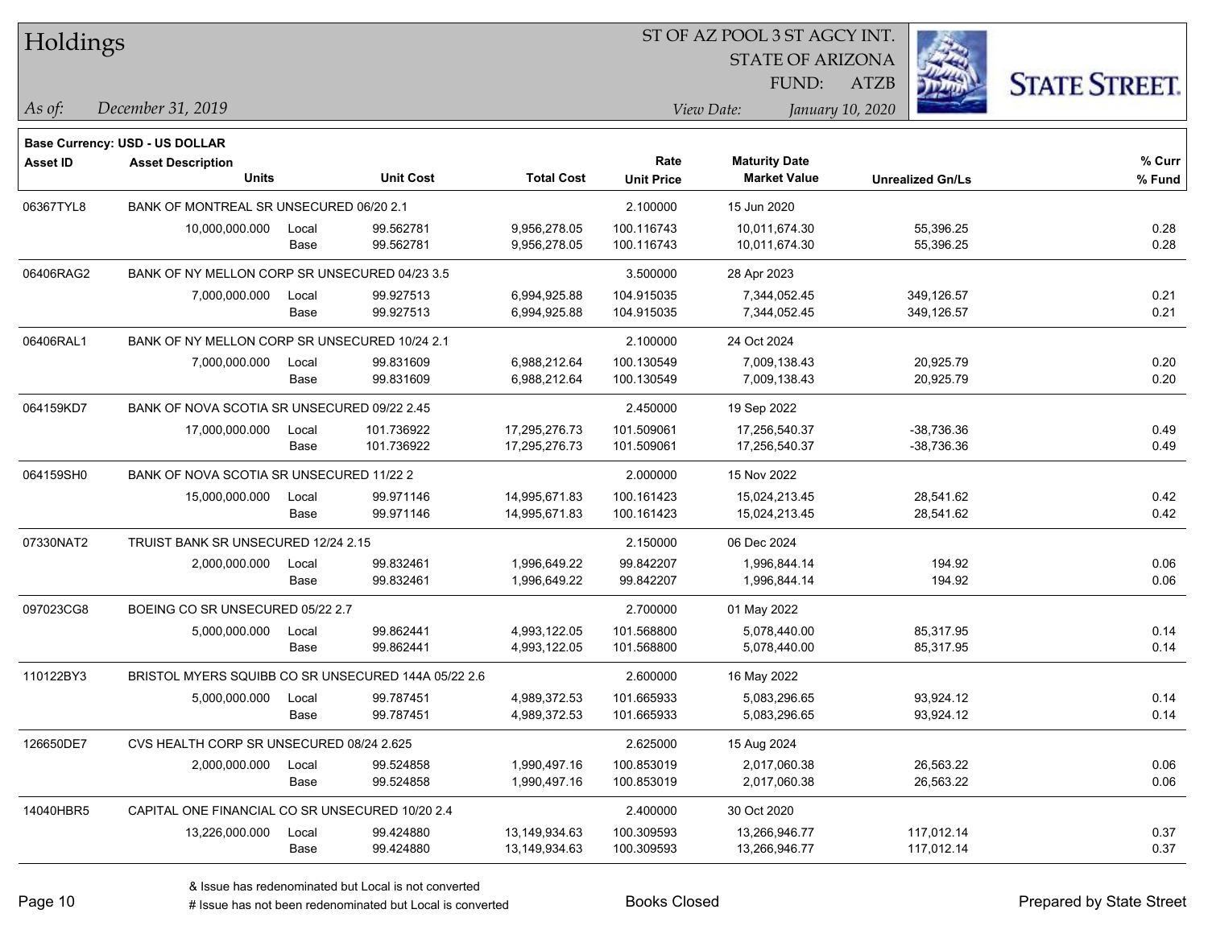# Holdings

ST OF AZ POOL 3 ST AGCY INT.
STATE OF ARIZONA
FUND: ATZB

*As of:* *December 31, 2019*

*View Date:* *January 10, 2020*

**Base Currency: USD - US DOLLAR**

| Asset ID | Asset Description / Units | | Unit Cost | Total Cost | Rate / Unit Price | Maturity Date / Market Value | Unrealized Gn/Ls | % Curr / % Fund |
|---|---|---|---|---|---|---|---|---|
| 06367TYL8 | BANK OF MONTREAL SR UNSECURED 06/20 2.1 | | | | 2.100000 | 15 Jun 2020 | | |
| | 10,000,000.000 | Local | 99.562781 | 9,956,278.05 | 100.116743 | 10,011,674.30 | 55,396.25 | 0.28 |
| | | Base | 99.562781 | 9,956,278.05 | 100.116743 | 10,011,674.30 | 55,396.25 | 0.28 |
| 06406RAG2 | BANK OF NY MELLON CORP SR UNSECURED 04/23 3.5 | | | | 3.500000 | 28 Apr 2023 | | |
| | 7,000,000.000 | Local | 99.927513 | 6,994,925.88 | 104.915035 | 7,344,052.45 | 349,126.57 | 0.21 |
| | | Base | 99.927513 | 6,994,925.88 | 104.915035 | 7,344,052.45 | 349,126.57 | 0.21 |
| 06406RAL1 | BANK OF NY MELLON CORP SR UNSECURED 10/24 2.1 | | | | 2.100000 | 24 Oct 2024 | | |
| | 7,000,000.000 | Local | 99.831609 | 6,988,212.64 | 100.130549 | 7,009,138.43 | 20,925.79 | 0.20 |
| | | Base | 99.831609 | 6,988,212.64 | 100.130549 | 7,009,138.43 | 20,925.79 | 0.20 |
| 064159KD7 | BANK OF NOVA SCOTIA SR UNSECURED 09/22 2.45 | | | | 2.450000 | 19 Sep 2022 | | |
| | 17,000,000.000 | Local | 101.736922 | 17,295,276.73 | 101.509061 | 17,256,540.37 | -38,736.36 | 0.49 |
| | | Base | 101.736922 | 17,295,276.73 | 101.509061 | 17,256,540.37 | -38,736.36 | 0.49 |
| 064159SH0 | BANK OF NOVA SCOTIA SR UNSECURED 11/22 2 | | | | 2.000000 | 15 Nov 2022 | | |
| | 15,000,000.000 | Local | 99.971146 | 14,995,671.83 | 100.161423 | 15,024,213.45 | 28,541.62 | 0.42 |
| | | Base | 99.971146 | 14,995,671.83 | 100.161423 | 15,024,213.45 | 28,541.62 | 0.42 |
| 07330NAT2 | TRUIST BANK SR UNSECURED 12/24 2.15 | | | | 2.150000 | 06 Dec 2024 | | |
| | 2,000,000.000 | Local | 99.832461 | 1,996,649.22 | 99.842207 | 1,996,844.14 | 194.92 | 0.06 |
| | | Base | 99.832461 | 1,996,649.22 | 99.842207 | 1,996,844.14 | 194.92 | 0.06 |
| 097023CG8 | BOEING CO SR UNSECURED 05/22 2.7 | | | | 2.700000 | 01 May 2022 | | |
| | 5,000,000.000 | Local | 99.862441 | 4,993,122.05 | 101.568800 | 5,078,440.00 | 85,317.95 | 0.14 |
| | | Base | 99.862441 | 4,993,122.05 | 101.568800 | 5,078,440.00 | 85,317.95 | 0.14 |
| 110122BY3 | BRISTOL MYERS SQUIBB CO SR UNSECURED 144A 05/22 2.6 | | | | 2.600000 | 16 May 2022 | | |
| | 5,000,000.000 | Local | 99.787451 | 4,989,372.53 | 101.665933 | 5,083,296.65 | 93,924.12 | 0.14 |
| | | Base | 99.787451 | 4,989,372.53 | 101.665933 | 5,083,296.65 | 93,924.12 | 0.14 |
| 126650DE7 | CVS HEALTH CORP SR UNSECURED 08/24 2.625 | | | | 2.625000 | 15 Aug 2024 | | |
| | 2,000,000.000 | Local | 99.524858 | 1,990,497.16 | 100.853019 | 2,017,060.38 | 26,563.22 | 0.06 |
| | | Base | 99.524858 | 1,990,497.16 | 100.853019 | 2,017,060.38 | 26,563.22 | 0.06 |
| 14040HBR5 | CAPITAL ONE FINANCIAL CO SR UNSECURED 10/20 2.4 | | | | 2.400000 | 30 Oct 2020 | | |
| | 13,226,000.000 | Local | 99.424880 | 13,149,934.63 | 100.309593 | 13,266,946.77 | 117,012.14 | 0.37 |
| | | Base | 99.424880 | 13,149,934.63 | 100.309593 | 13,266,946.77 | 117,012.14 | 0.37 |

& Issue has redenominated but Local is not converted
# Issue has not been redenominated but Local is converted

Books Closed

Prepared by State Street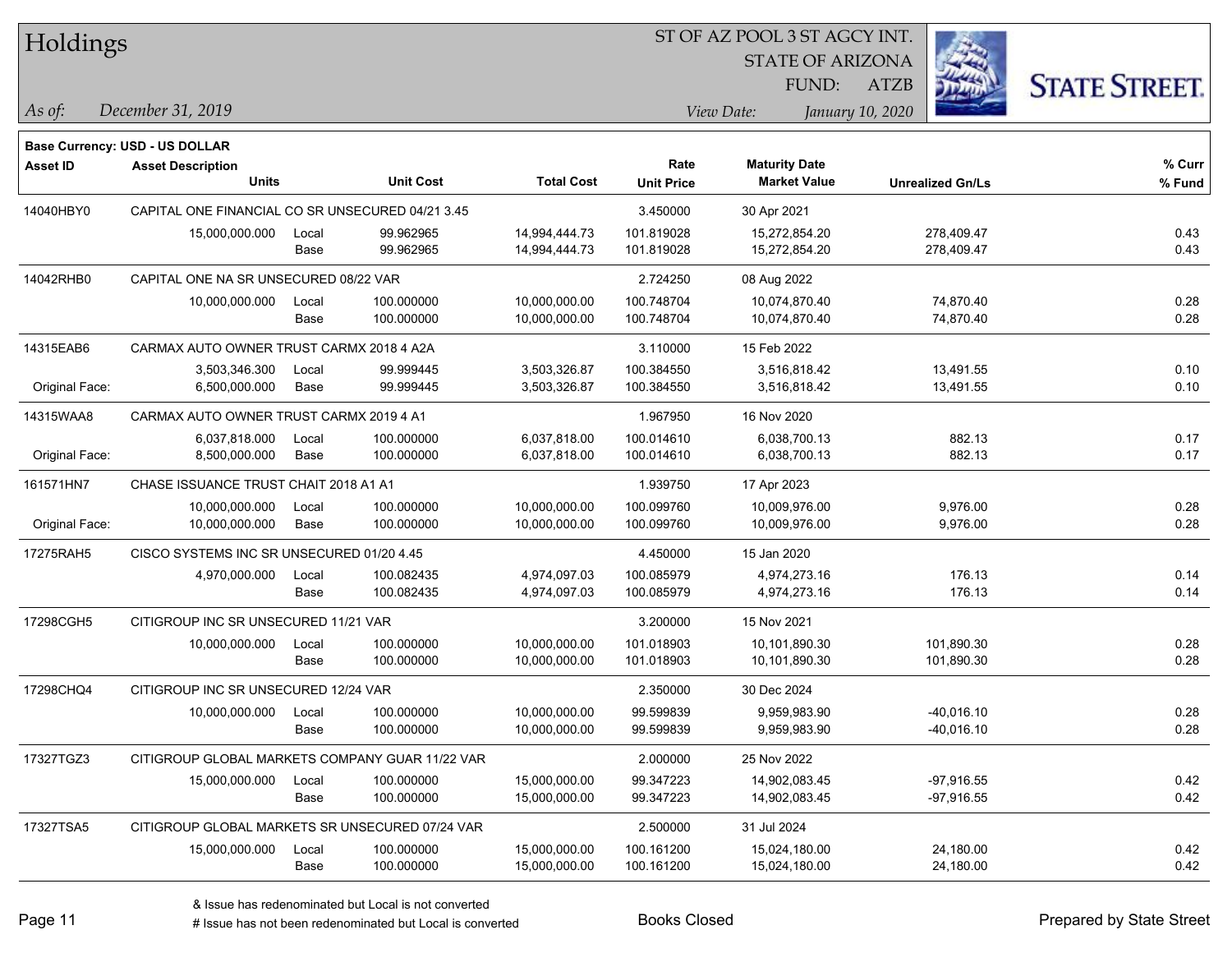# Holdings

ST OF AZ POOL 3 ST AGCY INT.
STATE OF ARIZONA
FUND: ATZB

*As of:* *December 31, 2019*

*View Date:* *January 10, 2020*

STATE STREET.

**Base Currency: USD - US DOLLAR**

| Asset ID | Asset Description / Units | | Unit Cost | Total Cost | Rate / Unit Price | Maturity Date / Market Value | Unrealized Gn/Ls | % Curr / % Fund |
|---|---|---|---|---|---|---|---|---|
| 14040HBY0 | CAPITAL ONE FINANCIAL CO SR UNSECURED 04/21 3.45 | | | | 3.450000 | 30 Apr 2021 | | |
| | 15,000,000.000 | Local | 99.962965 | 14,994,444.73 | 101.819028 | 15,272,854.20 | 278,409.47 | 0.43 |
| | | Base | 99.962965 | 14,994,444.73 | 101.819028 | 15,272,854.20 | 278,409.47 | 0.43 |
| 14042RHB0 | CAPITAL ONE NA SR UNSECURED 08/22 VAR | | | | 2.724250 | 08 Aug 2022 | | |
| | 10,000,000.000 | Local | 100.000000 | 10,000,000.00 | 100.748704 | 10,074,870.40 | 74,870.40 | 0.28 |
| | | Base | 100.000000 | 10,000,000.00 | 100.748704 | 10,074,870.40 | 74,870.40 | 0.28 |
| 14315EAB6 | CARMAX AUTO OWNER TRUST CARMX 2018 4 A2A | | | | 3.110000 | 15 Feb 2022 | | |
| | 3,503,346.300 | Local | 99.999445 | 3,503,326.87 | 100.384550 | 3,516,818.42 | 13,491.55 | 0.10 |
| Original Face: | 6,500,000.000 | Base | 99.999445 | 3,503,326.87 | 100.384550 | 3,516,818.42 | 13,491.55 | 0.10 |
| 14315WAA8 | CARMAX AUTO OWNER TRUST CARMX 2019 4 A1 | | | | 1.967950 | 16 Nov 2020 | | |
| | 6,037,818.000 | Local | 100.000000 | 6,037,818.00 | 100.014610 | 6,038,700.13 | 882.13 | 0.17 |
| Original Face: | 8,500,000.000 | Base | 100.000000 | 6,037,818.00 | 100.014610 | 6,038,700.13 | 882.13 | 0.17 |
| 161571HN7 | CHASE ISSUANCE TRUST CHAIT 2018 A1 A1 | | | | 1.939750 | 17 Apr 2023 | | |
| | 10,000,000.000 | Local | 100.000000 | 10,000,000.00 | 100.099760 | 10,009,976.00 | 9,976.00 | 0.28 |
| Original Face: | 10,000,000.000 | Base | 100.000000 | 10,000,000.00 | 100.099760 | 10,009,976.00 | 9,976.00 | 0.28 |
| 17275RAH5 | CISCO SYSTEMS INC SR UNSECURED 01/20 4.45 | | | | 4.450000 | 15 Jan 2020 | | |
| | 4,970,000.000 | Local | 100.082435 | 4,974,097.03 | 100.085979 | 4,974,273.16 | 176.13 | 0.14 |
| | | Base | 100.082435 | 4,974,097.03 | 100.085979 | 4,974,273.16 | 176.13 | 0.14 |
| 17298CGH5 | CITIGROUP INC SR UNSECURED 11/21 VAR | | | | 3.200000 | 15 Nov 2021 | | |
| | 10,000,000.000 | Local | 100.000000 | 10,000,000.00 | 101.018903 | 10,101,890.30 | 101,890.30 | 0.28 |
| | | Base | 100.000000 | 10,000,000.00 | 101.018903 | 10,101,890.30 | 101,890.30 | 0.28 |
| 17298CHQ4 | CITIGROUP INC SR UNSECURED 12/24 VAR | | | | 2.350000 | 30 Dec 2024 | | |
| | 10,000,000.000 | Local | 100.000000 | 10,000,000.00 | 99.599839 | 9,959,983.90 | -40,016.10 | 0.28 |
| | | Base | 100.000000 | 10,000,000.00 | 99.599839 | 9,959,983.90 | -40,016.10 | 0.28 |
| 17327TGZ3 | CITIGROUP GLOBAL MARKETS COMPANY GUAR 11/22 VAR | | | | 2.000000 | 25 Nov 2022 | | |
| | 15,000,000.000 | Local | 100.000000 | 15,000,000.00 | 99.347223 | 14,902,083.45 | -97,916.55 | 0.42 |
| | | Base | 100.000000 | 15,000,000.00 | 99.347223 | 14,902,083.45 | -97,916.55 | 0.42 |
| 17327TSA5 | CITIGROUP GLOBAL MARKETS SR UNSECURED 07/24 VAR | | | | 2.500000 | 31 Jul 2024 | | |
| | 15,000,000.000 | Local | 100.000000 | 15,000,000.00 | 100.161200 | 15,024,180.00 | 24,180.00 | 0.42 |
| | | Base | 100.000000 | 15,000,000.00 | 100.161200 | 15,024,180.00 | 24,180.00 | 0.42 |

& Issue has redenominated but Local is not converted
# Issue has not been redenominated but Local is converted

Books Closed

Prepared by State Street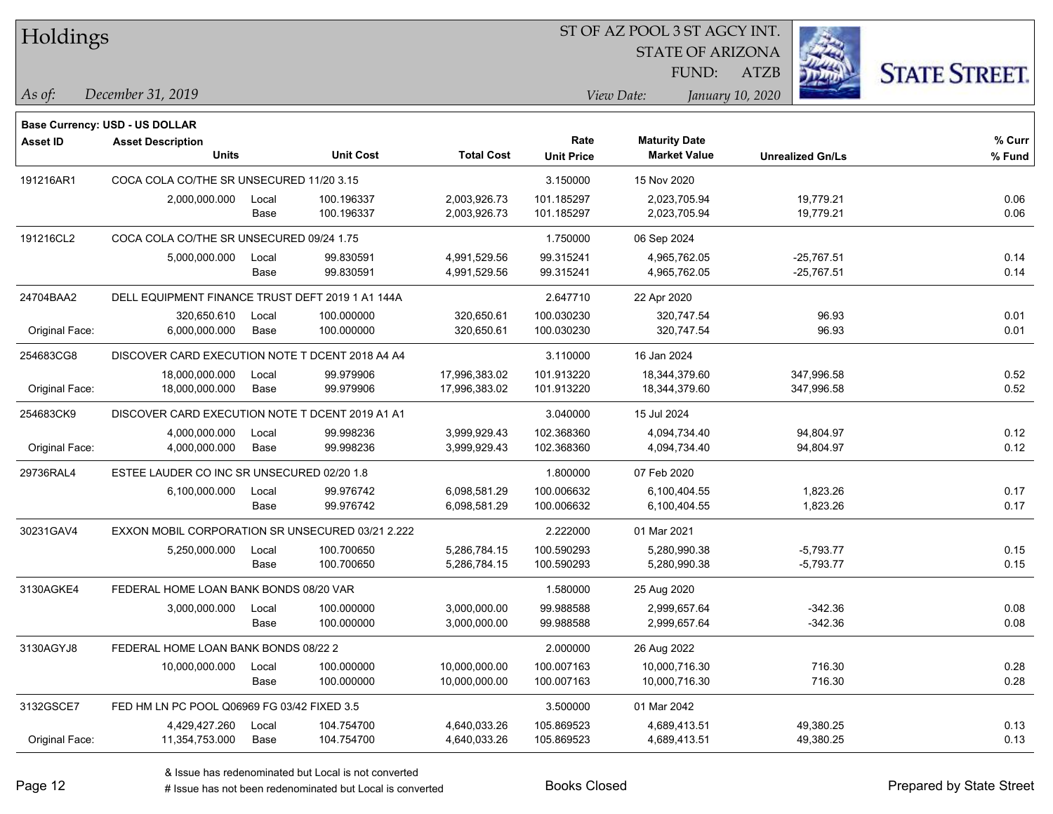# Holdings

ST OF AZ POOL 3 ST AGCY INT.
STATE OF ARIZONA
FUND: ATZB

*As of:* *December 31, 2019*

*View Date:* *January 10, 2020*

**Base Currency: USD - US DOLLAR**

| Asset ID | Asset Description / Units | | Unit Cost | Total Cost | Rate / Unit Price | Maturity Date / Market Value | Unrealized Gn/Ls | % Curr / % Fund |
|---|---|---|---|---|---|---|---|---|
| 191216AR1 | COCA COLA CO/THE SR UNSECURED 11/20 3.15 | | | | 3.150000 | 15 Nov 2020 | | |
| | 2,000,000.000 | Local | 100.196337 | 2,003,926.73 | 101.185297 | 2,023,705.94 | 19,779.21 | 0.06 |
| | | Base | 100.196337 | 2,003,926.73 | 101.185297 | 2,023,705.94 | 19,779.21 | 0.06 |
| 191216CL2 | COCA COLA CO/THE SR UNSECURED 09/24 1.75 | | | | 1.750000 | 06 Sep 2024 | | |
| | 5,000,000.000 | Local | 99.830591 | 4,991,529.56 | 99.315241 | 4,965,762.05 | -25,767.51 | 0.14 |
| | | Base | 99.830591 | 4,991,529.56 | 99.315241 | 4,965,762.05 | -25,767.51 | 0.14 |
| 24704BAA2 | DELL EQUIPMENT FINANCE TRUST DEFT 2019 1 A1 144A | | | | 2.647710 | 22 Apr 2020 | | |
| | 320,650.610 | Local | 100.000000 | 320,650.61 | 100.030230 | 320,747.54 | 96.93 | 0.01 |
| Original Face: | 6,000,000.000 | Base | 100.000000 | 320,650.61 | 100.030230 | 320,747.54 | 96.93 | 0.01 |
| 254683CG8 | DISCOVER CARD EXECUTION NOTE T DCENT 2018 A4 A4 | | | | 3.110000 | 16 Jan 2024 | | |
| | 18,000,000.000 | Local | 99.979906 | 17,996,383.02 | 101.913220 | 18,344,379.60 | 347,996.58 | 0.52 |
| Original Face: | 18,000,000.000 | Base | 99.979906 | 17,996,383.02 | 101.913220 | 18,344,379.60 | 347,996.58 | 0.52 |
| 254683CK9 | DISCOVER CARD EXECUTION NOTE T DCENT 2019 A1 A1 | | | | 3.040000 | 15 Jul 2024 | | |
| | 4,000,000.000 | Local | 99.998236 | 3,999,929.43 | 102.368360 | 4,094,734.40 | 94,804.97 | 0.12 |
| Original Face: | 4,000,000.000 | Base | 99.998236 | 3,999,929.43 | 102.368360 | 4,094,734.40 | 94,804.97 | 0.12 |
| 29736RAL4 | ESTEE LAUDER CO INC SR UNSECURED 02/20 1.8 | | | | 1.800000 | 07 Feb 2020 | | |
| | 6,100,000.000 | Local | 99.976742 | 6,098,581.29 | 100.006632 | 6,100,404.55 | 1,823.26 | 0.17 |
| | | Base | 99.976742 | 6,098,581.29 | 100.006632 | 6,100,404.55 | 1,823.26 | 0.17 |
| 30231GAV4 | EXXON MOBIL CORPORATION SR UNSECURED 03/21 2.222 | | | | 2.222000 | 01 Mar 2021 | | |
| | 5,250,000.000 | Local | 100.700650 | 5,286,784.15 | 100.590293 | 5,280,990.38 | -5,793.77 | 0.15 |
| | | Base | 100.700650 | 5,286,784.15 | 100.590293 | 5,280,990.38 | -5,793.77 | 0.15 |
| 3130AGKE4 | FEDERAL HOME LOAN BANK BONDS 08/20 VAR | | | | 1.580000 | 25 Aug 2020 | | |
| | 3,000,000.000 | Local | 100.000000 | 3,000,000.00 | 99.988588 | 2,999,657.64 | -342.36 | 0.08 |
| | | Base | 100.000000 | 3,000,000.00 | 99.988588 | 2,999,657.64 | -342.36 | 0.08 |
| 3130AGYJ8 | FEDERAL HOME LOAN BANK BONDS 08/22 2 | | | | 2.000000 | 26 Aug 2022 | | |
| | 10,000,000.000 | Local | 100.000000 | 10,000,000.00 | 100.007163 | 10,000,716.30 | 716.30 | 0.28 |
| | | Base | 100.000000 | 10,000,000.00 | 100.007163 | 10,000,716.30 | 716.30 | 0.28 |
| 3132GSCE7 | FED HM LN PC POOL Q06969 FG 03/42 FIXED 3.5 | | | | 3.500000 | 01 Mar 2042 | | |
| | 4,429,427.260 | Local | 104.754700 | 4,640,033.26 | 105.869523 | 4,689,413.51 | 49,380.25 | 0.13 |
| Original Face: | 11,354,753.000 | Base | 104.754700 | 4,640,033.26 | 105.869523 | 4,689,413.51 | 49,380.25 | 0.13 |

& Issue has redenominated but Local is not converted
# Issue has not been redenominated but Local is converted

Books Closed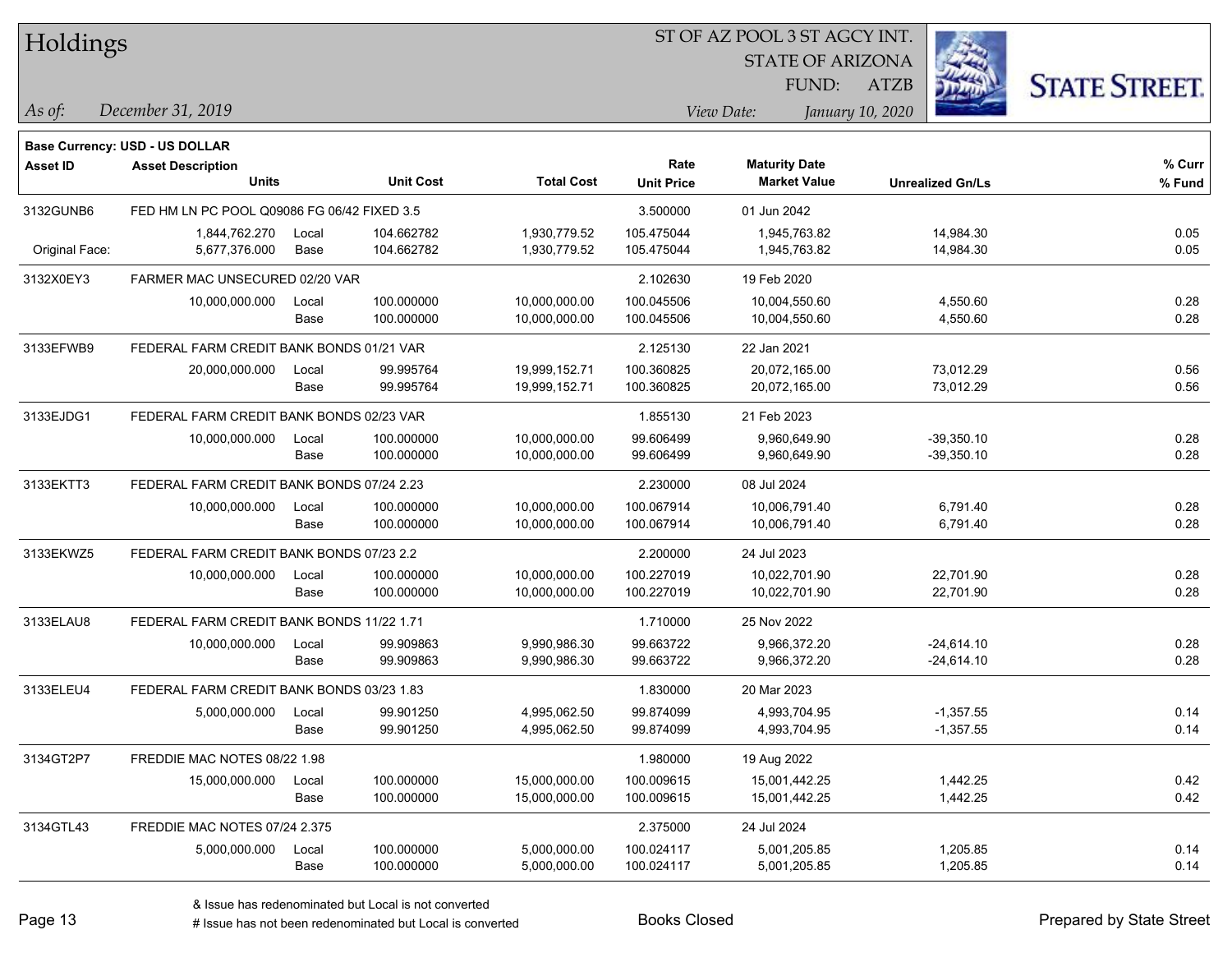# Holdings

ST OF AZ POOL 3 ST AGCY INT.
STATE OF ARIZONA
FUND: ATZB

*As of:* *December 31, 2019*

*View Date:* *January 10, 2020*

**Base Currency: USD - US DOLLAR**

| Asset ID | Asset Description / Units | | Unit Cost | Total Cost | Rate / Unit Price | Maturity Date / Market Value | Unrealized Gn/Ls | % Curr / % Fund |
|---|---|---|---|---|---|---|---|---|
| 3132GUNB6 | FED HM LN PC POOL Q09086 FG 06/42 FIXED 3.5 | | | | 3.500000 | 01 Jun 2042 | | |
| | 1,844,762.270 | Local | 104.662782 | 1,930,779.52 | 105.475044 | 1,945,763.82 | 14,984.30 | 0.05 |
| Original Face: | 5,677,376.000 | Base | 104.662782 | 1,930,779.52 | 105.475044 | 1,945,763.82 | 14,984.30 | 0.05 |
| 3132X0EY3 | FARMER MAC UNSECURED 02/20 VAR | | | | 2.102630 | 19 Feb 2020 | | |
| | 10,000,000.000 | Local | 100.000000 | 10,000,000.00 | 100.045506 | 10,004,550.60 | 4,550.60 | 0.28 |
| | | Base | 100.000000 | 10,000,000.00 | 100.045506 | 10,004,550.60 | 4,550.60 | 0.28 |
| 3133EFWB9 | FEDERAL FARM CREDIT BANK BONDS 01/21 VAR | | | | 2.125130 | 22 Jan 2021 | | |
| | 20,000,000.000 | Local | 99.995764 | 19,999,152.71 | 100.360825 | 20,072,165.00 | 73,012.29 | 0.56 |
| | | Base | 99.995764 | 19,999,152.71 | 100.360825 | 20,072,165.00 | 73,012.29 | 0.56 |
| 3133EJDG1 | FEDERAL FARM CREDIT BANK BONDS 02/23 VAR | | | | 1.855130 | 21 Feb 2023 | | |
| | 10,000,000.000 | Local | 100.000000 | 10,000,000.00 | 99.606499 | 9,960,649.90 | -39,350.10 | 0.28 |
| | | Base | 100.000000 | 10,000,000.00 | 99.606499 | 9,960,649.90 | -39,350.10 | 0.28 |
| 3133EKTT3 | FEDERAL FARM CREDIT BANK BONDS 07/24 2.23 | | | | 2.230000 | 08 Jul 2024 | | |
| | 10,000,000.000 | Local | 100.000000 | 10,000,000.00 | 100.067914 | 10,006,791.40 | 6,791.40 | 0.28 |
| | | Base | 100.000000 | 10,000,000.00 | 100.067914 | 10,006,791.40 | 6,791.40 | 0.28 |
| 3133EKWZ5 | FEDERAL FARM CREDIT BANK BONDS 07/23 2.2 | | | | 2.200000 | 24 Jul 2023 | | |
| | 10,000,000.000 | Local | 100.000000 | 10,000,000.00 | 100.227019 | 10,022,701.90 | 22,701.90 | 0.28 |
| | | Base | 100.000000 | 10,000,000.00 | 100.227019 | 10,022,701.90 | 22,701.90 | 0.28 |
| 3133ELAU8 | FEDERAL FARM CREDIT BANK BONDS 11/22 1.71 | | | | 1.710000 | 25 Nov 2022 | | |
| | 10,000,000.000 | Local | 99.909863 | 9,990,986.30 | 99.663722 | 9,966,372.20 | -24,614.10 | 0.28 |
| | | Base | 99.909863 | 9,990,986.30 | 99.663722 | 9,966,372.20 | -24,614.10 | 0.28 |
| 3133ELEU4 | FEDERAL FARM CREDIT BANK BONDS 03/23 1.83 | | | | 1.830000 | 20 Mar 2023 | | |
| | 5,000,000.000 | Local | 99.901250 | 4,995,062.50 | 99.874099 | 4,993,704.95 | -1,357.55 | 0.14 |
| | | Base | 99.901250 | 4,995,062.50 | 99.874099 | 4,993,704.95 | -1,357.55 | 0.14 |
| 3134GT2P7 | FREDDIE MAC NOTES 08/22 1.98 | | | | 1.980000 | 19 Aug 2022 | | |
| | 15,000,000.000 | Local | 100.000000 | 15,000,000.00 | 100.009615 | 15,001,442.25 | 1,442.25 | 0.42 |
| | | Base | 100.000000 | 15,000,000.00 | 100.009615 | 15,001,442.25 | 1,442.25 | 0.42 |
| 3134GTL43 | FREDDIE MAC NOTES 07/24 2.375 | | | | 2.375000 | 24 Jul 2024 | | |
| | 5,000,000.000 | Local | 100.000000 | 5,000,000.00 | 100.024117 | 5,001,205.85 | 1,205.85 | 0.14 |
| | | Base | 100.000000 | 5,000,000.00 | 100.024117 | 5,001,205.85 | 1,205.85 | 0.14 |

& Issue has redenominated but Local is not converted
# Issue has not been redenominated but Local is converted

Books Closed

Prepared by State Street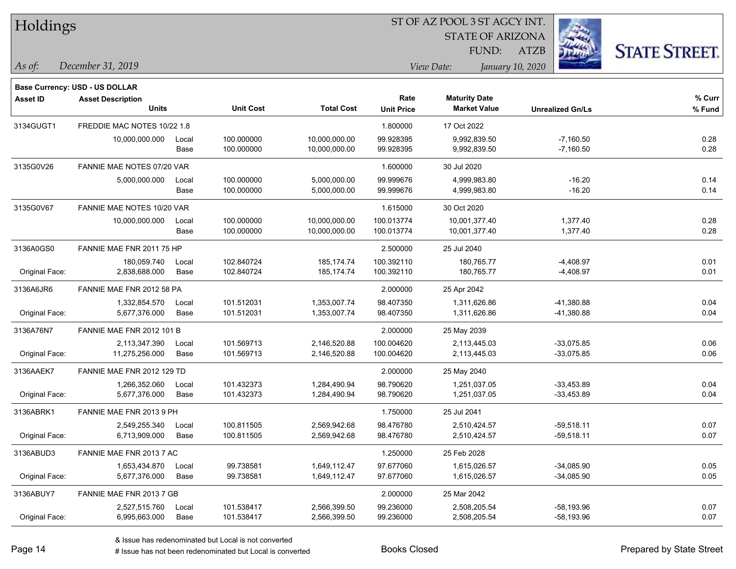# Holdings

ST OF AZ POOL 3 ST AGCY INT.
STATE OF ARIZONA
FUND: ATZB

*As of:* *December 31, 2019*

*View Date:* *January 10, 2020*

**Base Currency: USD - US DOLLAR**

| Asset ID | Asset Description / Units | | Unit Cost | Total Cost | Rate / Unit Price | Maturity Date / Market Value | Unrealized Gn/Ls | % Curr / % Fund |
|---|---|---|---|---|---|---|---|---|
| 3134GUGT1 | FREDDIE MAC NOTES 10/22 1.8 | | | | 1.800000 | 17 Oct 2022 | | |
| | 10,000,000.000 | Local | 100.000000 | 10,000,000.00 | 99.928395 | 9,992,839.50 | -7,160.50 | 0.28 |
| | | Base | 100.000000 | 10,000,000.00 | 99.928395 | 9,992,839.50 | -7,160.50 | 0.28 |
| 3135G0V26 | FANNIE MAE NOTES 07/20 VAR | | | | 1.600000 | 30 Jul 2020 | | |
| | 5,000,000.000 | Local | 100.000000 | 5,000,000.00 | 99.999676 | 4,999,983.80 | -16.20 | 0.14 |
| | | Base | 100.000000 | 5,000,000.00 | 99.999676 | 4,999,983.80 | -16.20 | 0.14 |
| 3135G0V67 | FANNIE MAE NOTES 10/20 VAR | | | | 1.615000 | 30 Oct 2020 | | |
| | 10,000,000.000 | Local | 100.000000 | 10,000,000.00 | 100.013774 | 10,001,377.40 | 1,377.40 | 0.28 |
| | | Base | 100.000000 | 10,000,000.00 | 100.013774 | 10,001,377.40 | 1,377.40 | 0.28 |
| 3136A0GS0 | FANNIE MAE FNR 2011 75 HP | | | | 2.500000 | 25 Jul 2040 | | |
| | 180,059.740 | Local | 102.840724 | 185,174.74 | 100.392110 | 180,765.77 | -4,408.97 | 0.01 |
| Original Face: | 2,838,688.000 | Base | 102.840724 | 185,174.74 | 100.392110 | 180,765.77 | -4,408.97 | 0.01 |
| 3136A6JR6 | FANNIE MAE FNR 2012 58 PA | | | | 2.000000 | 25 Apr 2042 | | |
| | 1,332,854.570 | Local | 101.512031 | 1,353,007.74 | 98.407350 | 1,311,626.86 | -41,380.88 | 0.04 |
| Original Face: | 5,677,376.000 | Base | 101.512031 | 1,353,007.74 | 98.407350 | 1,311,626.86 | -41,380.88 | 0.04 |
| 3136A76N7 | FANNIE MAE FNR 2012 101 B | | | | 2.000000 | 25 May 2039 | | |
| | 2,113,347.390 | Local | 101.569713 | 2,146,520.88 | 100.004620 | 2,113,445.03 | -33,075.85 | 0.06 |
| Original Face: | 11,275,256.000 | Base | 101.569713 | 2,146,520.88 | 100.004620 | 2,113,445.03 | -33,075.85 | 0.06 |
| 3136AAEK7 | FANNIE MAE FNR 2012 129 TD | | | | 2.000000 | 25 May 2040 | | |
| | 1,266,352.060 | Local | 101.432373 | 1,284,490.94 | 98.790620 | 1,251,037.05 | -33,453.89 | 0.04 |
| Original Face: | 5,677,376.000 | Base | 101.432373 | 1,284,490.94 | 98.790620 | 1,251,037.05 | -33,453.89 | 0.04 |
| 3136ABRK1 | FANNIE MAE FNR 2013 9 PH | | | | 1.750000 | 25 Jul 2041 | | |
| | 2,549,255.340 | Local | 100.811505 | 2,569,942.68 | 98.476780 | 2,510,424.57 | -59,518.11 | 0.07 |
| Original Face: | 6,713,909.000 | Base | 100.811505 | 2,569,942.68 | 98.476780 | 2,510,424.57 | -59,518.11 | 0.07 |
| 3136ABUD3 | FANNIE MAE FNR 2013 7 AC | | | | 1.250000 | 25 Feb 2028 | | |
| | 1,653,434.870 | Local | 99.738581 | 1,649,112.47 | 97.677060 | 1,615,026.57 | -34,085.90 | 0.05 |
| Original Face: | 5,677,376.000 | Base | 99.738581 | 1,649,112.47 | 97.677060 | 1,615,026.57 | -34,085.90 | 0.05 |
| 3136ABUY7 | FANNIE MAE FNR 2013 7 GB | | | | 2.000000 | 25 Mar 2042 | | |
| | 2,527,515.760 | Local | 101.538417 | 2,566,399.50 | 99.236000 | 2,508,205.54 | -58,193.96 | 0.07 |
| Original Face: | 6,995,663.000 | Base | 101.538417 | 2,566,399.50 | 99.236000 | 2,508,205.54 | -58,193.96 | 0.07 |

& Issue has redenominated but Local is not converted
# Issue has not been redenominated but Local is converted

Books Closed

Prepared by State Street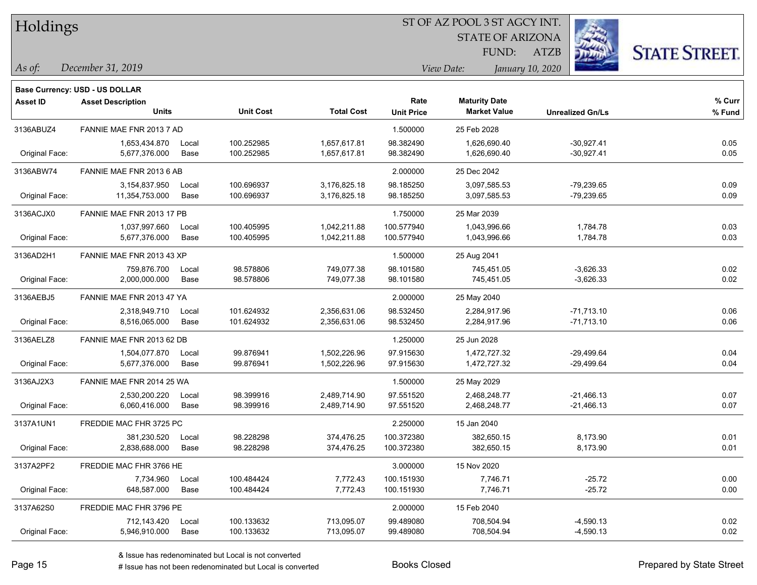# Holdings

ST OF AZ POOL 3 ST AGCY INT.
STATE OF ARIZONA
FUND: ATZB

*As of:* *December 31, 2019*
*View Date:* *January 10, 2020*

**Base Currency: USD - US DOLLAR**

| Asset ID | Asset Description / Units | | Unit Cost | Total Cost | Rate / Unit Price | Maturity Date / Market Value | Unrealized Gn/Ls | % Curr / % Fund |
|---|---|---|---|---|---|---|---|---|
| 3136ABUZ4 | FANNIE MAE FNR 2013 7 AD | | | | 1.500000 | 25 Feb 2028 | | |
| | 1,653,434.870 | Local | 100.252985 | 1,657,617.81 | 98.382490 | 1,626,690.40 | -30,927.41 | 0.05 |
| Original Face: | 5,677,376.000 | Base | 100.252985 | 1,657,617.81 | 98.382490 | 1,626,690.40 | -30,927.41 | 0.05 |
| 3136ABW74 | FANNIE MAE FNR 2013 6 AB | | | | 2.000000 | 25 Dec 2042 | | |
| | 3,154,837.950 | Local | 100.696937 | 3,176,825.18 | 98.185250 | 3,097,585.53 | -79,239.65 | 0.09 |
| Original Face: | 11,354,753.000 | Base | 100.696937 | 3,176,825.18 | 98.185250 | 3,097,585.53 | -79,239.65 | 0.09 |
| 3136ACJX0 | FANNIE MAE FNR 2013 17 PB | | | | 1.750000 | 25 Mar 2039 | | |
| | 1,037,997.660 | Local | 100.405995 | 1,042,211.88 | 100.577940 | 1,043,996.66 | 1,784.78 | 0.03 |
| Original Face: | 5,677,376.000 | Base | 100.405995 | 1,042,211.88 | 100.577940 | 1,043,996.66 | 1,784.78 | 0.03 |
| 3136AD2H1 | FANNIE MAE FNR 2013 43 XP | | | | 1.500000 | 25 Aug 2041 | | |
| | 759,876.700 | Local | 98.578806 | 749,077.38 | 98.101580 | 745,451.05 | -3,626.33 | 0.02 |
| Original Face: | 2,000,000.000 | Base | 98.578806 | 749,077.38 | 98.101580 | 745,451.05 | -3,626.33 | 0.02 |
| 3136AEBJ5 | FANNIE MAE FNR 2013 47 YA | | | | 2.000000 | 25 May 2040 | | |
| | 2,318,949.710 | Local | 101.624932 | 2,356,631.06 | 98.532450 | 2,284,917.96 | -71,713.10 | 0.06 |
| Original Face: | 8,516,065.000 | Base | 101.624932 | 2,356,631.06 | 98.532450 | 2,284,917.96 | -71,713.10 | 0.06 |
| 3136AELZ8 | FANNIE MAE FNR 2013 62 DB | | | | 1.250000 | 25 Jun 2028 | | |
| | 1,504,077.870 | Local | 99.876941 | 1,502,226.96 | 97.915630 | 1,472,727.32 | -29,499.64 | 0.04 |
| Original Face: | 5,677,376.000 | Base | 99.876941 | 1,502,226.96 | 97.915630 | 1,472,727.32 | -29,499.64 | 0.04 |
| 3136AJ2X3 | FANNIE MAE FNR 2014 25 WA | | | | 1.500000 | 25 May 2029 | | |
| | 2,530,200.220 | Local | 98.399916 | 2,489,714.90 | 97.551520 | 2,468,248.77 | -21,466.13 | 0.07 |
| Original Face: | 6,060,416.000 | Base | 98.399916 | 2,489,714.90 | 97.551520 | 2,468,248.77 | -21,466.13 | 0.07 |
| 3137A1UN1 | FREDDIE MAC FHR 3725 PC | | | | 2.250000 | 15 Jan 2040 | | |
| | 381,230.520 | Local | 98.228298 | 374,476.25 | 100.372380 | 382,650.15 | 8,173.90 | 0.01 |
| Original Face: | 2,838,688.000 | Base | 98.228298 | 374,476.25 | 100.372380 | 382,650.15 | 8,173.90 | 0.01 |
| 3137A2PF2 | FREDDIE MAC FHR 3766 HE | | | | 3.000000 | 15 Nov 2020 | | |
| | 7,734.960 | Local | 100.484424 | 7,772.43 | 100.151930 | 7,746.71 | -25.72 | 0.00 |
| Original Face: | 648,587.000 | Base | 100.484424 | 7,772.43 | 100.151930 | 7,746.71 | -25.72 | 0.00 |
| 3137A62S0 | FREDDIE MAC FHR 3796 PE | | | | 2.000000 | 15 Feb 2040 | | |
| | 712,143.420 | Local | 100.133632 | 713,095.07 | 99.489080 | 708,504.94 | -4,590.13 | 0.02 |
| Original Face: | 5,946,910.000 | Base | 100.133632 | 713,095.07 | 99.489080 | 708,504.94 | -4,590.13 | 0.02 |

& Issue has redenominated but Local is not converted
# Issue has not been redenominated but Local is converted

Books Closed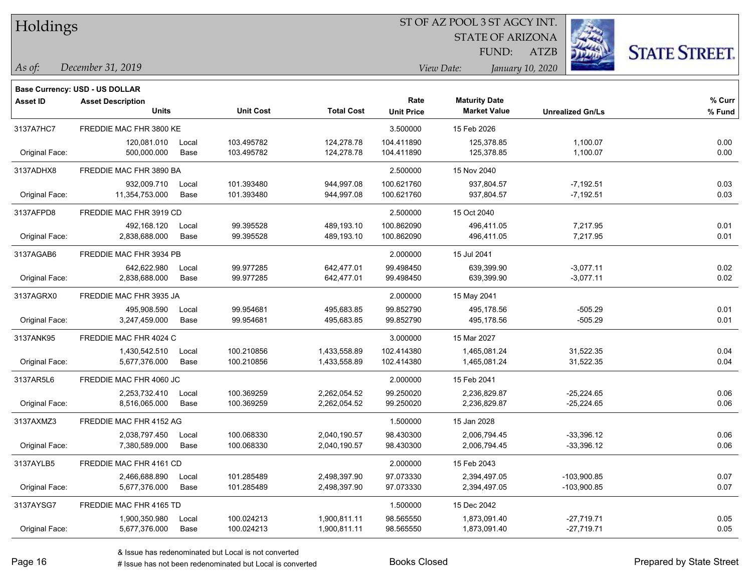# Holdings

ST OF AZ POOL 3 ST AGCY INT.
STATE OF ARIZONA
FUND: ATZB

*As of:* *December 31, 2019*

*View Date:* *January 10, 2020*

**Base Currency: USD - US DOLLAR**

| Asset ID | Asset Description / Units | | Unit Cost | Total Cost | Rate / Unit Price | Maturity Date / Market Value | Unrealized Gn/Ls | % Curr / % Fund |
|---|---|---|---|---|---|---|---|---|
| 3137A7HC7 | FREDDIE MAC FHR 3800 KE | | | | 3.500000 | 15 Feb 2026 | | |
| | 120,081.010 | Local | 103.495782 | 124,278.78 | 104.411890 | 125,378.85 | 1,100.07 | 0.00 |
| Original Face: | 500,000.000 | Base | 103.495782 | 124,278.78 | 104.411890 | 125,378.85 | 1,100.07 | 0.00 |
| 3137ADHX8 | FREDDIE MAC FHR 3890 BA | | | | 2.500000 | 15 Nov 2040 | | |
| | 932,009.710 | Local | 101.393480 | 944,997.08 | 100.621760 | 937,804.57 | -7,192.51 | 0.03 |
| Original Face: | 11,354,753.000 | Base | 101.393480 | 944,997.08 | 100.621760 | 937,804.57 | -7,192.51 | 0.03 |
| 3137AFPD8 | FREDDIE MAC FHR 3919 CD | | | | 2.500000 | 15 Oct 2040 | | |
| | 492,168.120 | Local | 99.395528 | 489,193.10 | 100.862090 | 496,411.05 | 7,217.95 | 0.01 |
| Original Face: | 2,838,688.000 | Base | 99.395528 | 489,193.10 | 100.862090 | 496,411.05 | 7,217.95 | 0.01 |
| 3137AGAB6 | FREDDIE MAC FHR 3934 PB | | | | 2.000000 | 15 Jul 2041 | | |
| | 642,622.980 | Local | 99.977285 | 642,477.01 | 99.498450 | 639,399.90 | -3,077.11 | 0.02 |
| Original Face: | 2,838,688.000 | Base | 99.977285 | 642,477.01 | 99.498450 | 639,399.90 | -3,077.11 | 0.02 |
| 3137AGRX0 | FREDDIE MAC FHR 3935 JA | | | | 2.000000 | 15 May 2041 | | |
| | 495,908.590 | Local | 99.954681 | 495,683.85 | 99.852790 | 495,178.56 | -505.29 | 0.01 |
| Original Face: | 3,247,459.000 | Base | 99.954681 | 495,683.85 | 99.852790 | 495,178.56 | -505.29 | 0.01 |
| 3137ANK95 | FREDDIE MAC FHR 4024 C | | | | 3.000000 | 15 Mar 2027 | | |
| | 1,430,542.510 | Local | 100.210856 | 1,433,558.89 | 102.414380 | 1,465,081.24 | 31,522.35 | 0.04 |
| Original Face: | 5,677,376.000 | Base | 100.210856 | 1,433,558.89 | 102.414380 | 1,465,081.24 | 31,522.35 | 0.04 |
| 3137AR5L6 | FREDDIE MAC FHR 4060 JC | | | | 2.000000 | 15 Feb 2041 | | |
| | 2,253,732.410 | Local | 100.369259 | 2,262,054.52 | 99.250020 | 2,236,829.87 | -25,224.65 | 0.06 |
| Original Face: | 8,516,065.000 | Base | 100.369259 | 2,262,054.52 | 99.250020 | 2,236,829.87 | -25,224.65 | 0.06 |
| 3137AXMZ3 | FREDDIE MAC FHR 4152 AG | | | | 1.500000 | 15 Jan 2028 | | |
| | 2,038,797.450 | Local | 100.068330 | 2,040,190.57 | 98.430300 | 2,006,794.45 | -33,396.12 | 0.06 |
| Original Face: | 7,380,589.000 | Base | 100.068330 | 2,040,190.57 | 98.430300 | 2,006,794.45 | -33,396.12 | 0.06 |
| 3137AYLB5 | FREDDIE MAC FHR 4161 CD | | | | 2.000000 | 15 Feb 2043 | | |
| | 2,466,688.890 | Local | 101.285489 | 2,498,397.90 | 97.073330 | 2,394,497.05 | -103,900.85 | 0.07 |
| Original Face: | 5,677,376.000 | Base | 101.285489 | 2,498,397.90 | 97.073330 | 2,394,497.05 | -103,900.85 | 0.07 |
| 3137AYSG7 | FREDDIE MAC FHR 4165 TD | | | | 1.500000 | 15 Dec 2042 | | |
| | 1,900,350.980 | Local | 100.024213 | 1,900,811.11 | 98.565550 | 1,873,091.40 | -27,719.71 | 0.05 |
| Original Face: | 5,677,376.000 | Base | 100.024213 | 1,900,811.11 | 98.565550 | 1,873,091.40 | -27,719.71 | 0.05 |

& Issue has redenominated but Local is not converted
# Issue has not been redenominated but Local is converted

Books Closed

Prepared by State Street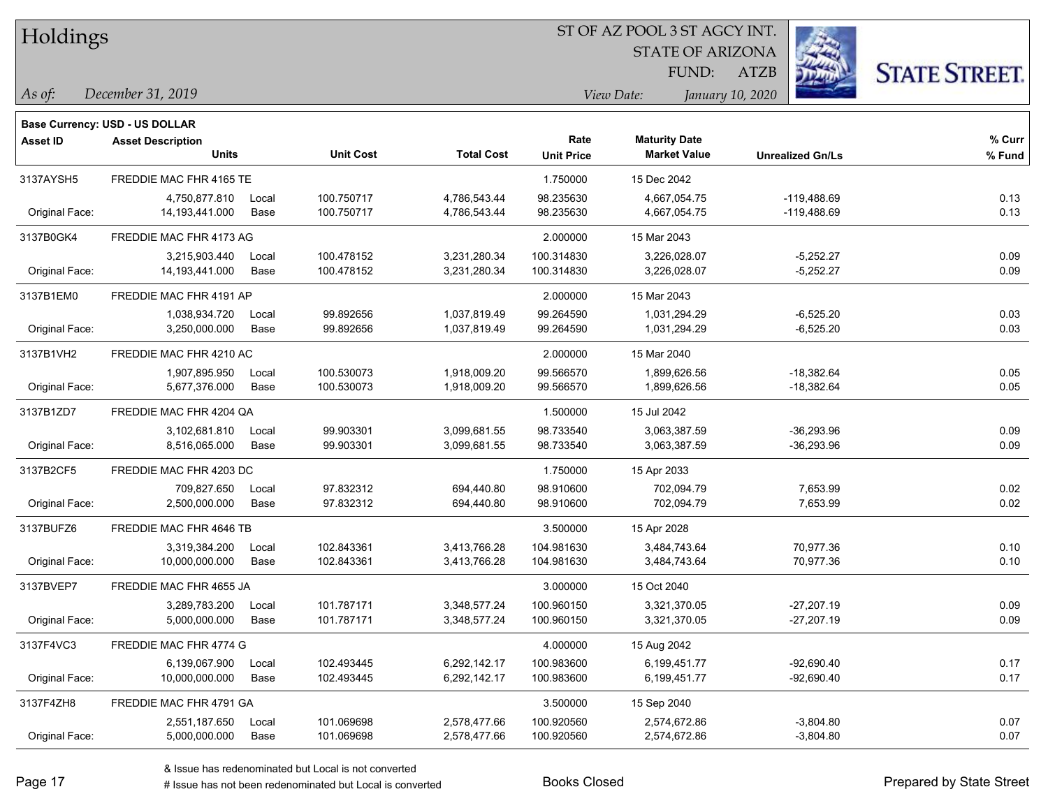# Holdings

ST OF AZ POOL 3 ST AGCY INT.
STATE OF ARIZONA
FUND: ATZB

*As of: December 31, 2019*

*View Date: January 10, 2020*

**Base Currency: USD - US DOLLAR**

| Asset ID | Asset Description / Units | | Unit Cost | Total Cost | Rate / Unit Price | Maturity Date / Market Value | Unrealized Gn/Ls | % Curr / % Fund |
|---|---|---|---|---|---|---|---|---|
| 3137AYSH5 | FREDDIE MAC FHR 4165 TE | | | | 1.750000 | 15 Dec 2042 | | |
| | 4,750,877.810 | Local | 100.750717 | 4,786,543.44 | 98.235630 | 4,667,054.75 | -119,488.69 | 0.13 |
| Original Face: | 14,193,441.000 | Base | 100.750717 | 4,786,543.44 | 98.235630 | 4,667,054.75 | -119,488.69 | 0.13 |
| 3137B0GK4 | FREDDIE MAC FHR 4173 AG | | | | 2.000000 | 15 Mar 2043 | | |
| | 3,215,903.440 | Local | 100.478152 | 3,231,280.34 | 100.314830 | 3,226,028.07 | -5,252.27 | 0.09 |
| Original Face: | 14,193,441.000 | Base | 100.478152 | 3,231,280.34 | 100.314830 | 3,226,028.07 | -5,252.27 | 0.09 |
| 3137B1EM0 | FREDDIE MAC FHR 4191 AP | | | | 2.000000 | 15 Mar 2043 | | |
| | 1,038,934.720 | Local | 99.892656 | 1,037,819.49 | 99.264590 | 1,031,294.29 | -6,525.20 | 0.03 |
| Original Face: | 3,250,000.000 | Base | 99.892656 | 1,037,819.49 | 99.264590 | 1,031,294.29 | -6,525.20 | 0.03 |
| 3137B1VH2 | FREDDIE MAC FHR 4210 AC | | | | 2.000000 | 15 Mar 2040 | | |
| | 1,907,895.950 | Local | 100.530073 | 1,918,009.20 | 99.566570 | 1,899,626.56 | -18,382.64 | 0.05 |
| Original Face: | 5,677,376.000 | Base | 100.530073 | 1,918,009.20 | 99.566570 | 1,899,626.56 | -18,382.64 | 0.05 |
| 3137B1ZD7 | FREDDIE MAC FHR 4204 QA | | | | 1.500000 | 15 Jul 2042 | | |
| | 3,102,681.810 | Local | 99.903301 | 3,099,681.55 | 98.733540 | 3,063,387.59 | -36,293.96 | 0.09 |
| Original Face: | 8,516,065.000 | Base | 99.903301 | 3,099,681.55 | 98.733540 | 3,063,387.59 | -36,293.96 | 0.09 |
| 3137B2CF5 | FREDDIE MAC FHR 4203 DC | | | | 1.750000 | 15 Apr 2033 | | |
| | 709,827.650 | Local | 97.832312 | 694,440.80 | 98.910600 | 702,094.79 | 7,653.99 | 0.02 |
| Original Face: | 2,500,000.000 | Base | 97.832312 | 694,440.80 | 98.910600 | 702,094.79 | 7,653.99 | 0.02 |
| 3137BUFZ6 | FREDDIE MAC FHR 4646 TB | | | | 3.500000 | 15 Apr 2028 | | |
| | 3,319,384.200 | Local | 102.843361 | 3,413,766.28 | 104.981630 | 3,484,743.64 | 70,977.36 | 0.10 |
| Original Face: | 10,000,000.000 | Base | 102.843361 | 3,413,766.28 | 104.981630 | 3,484,743.64 | 70,977.36 | 0.10 |
| 3137BVEP7 | FREDDIE MAC FHR 4655 JA | | | | 3.000000 | 15 Oct 2040 | | |
| | 3,289,783.200 | Local | 101.787171 | 3,348,577.24 | 100.960150 | 3,321,370.05 | -27,207.19 | 0.09 |
| Original Face: | 5,000,000.000 | Base | 101.787171 | 3,348,577.24 | 100.960150 | 3,321,370.05 | -27,207.19 | 0.09 |
| 3137F4VC3 | FREDDIE MAC FHR 4774 G | | | | 4.000000 | 15 Aug 2042 | | |
| | 6,139,067.900 | Local | 102.493445 | 6,292,142.17 | 100.983600 | 6,199,451.77 | -92,690.40 | 0.17 |
| Original Face: | 10,000,000.000 | Base | 102.493445 | 6,292,142.17 | 100.983600 | 6,199,451.77 | -92,690.40 | 0.17 |
| 3137F4ZH8 | FREDDIE MAC FHR 4791 GA | | | | 3.500000 | 15 Sep 2040 | | |
| | 2,551,187.650 | Local | 101.069698 | 2,578,477.66 | 100.920560 | 2,574,672.86 | -3,804.80 | 0.07 |
| Original Face: | 5,000,000.000 | Base | 101.069698 | 2,578,477.66 | 100.920560 | 2,574,672.86 | -3,804.80 | 0.07 |

& Issue has redenominated but Local is not converted
# Issue has not been redenominated but Local is converted

Books Closed

Prepared by State Street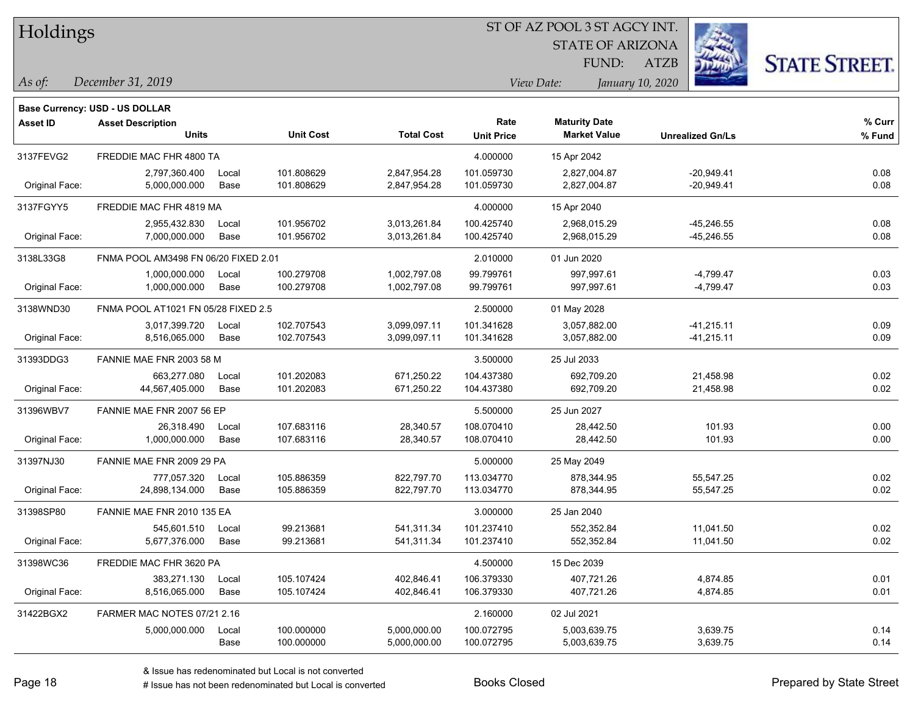# Holdings

ST OF AZ POOL 3 ST AGCY INT.
STATE OF ARIZONA
FUND: ATZB

*As of:* *December 31, 2019*
*View Date:* *January 10, 2020*

**Base Currency: USD - US DOLLAR**

| Asset ID | Asset Description / Units | | Unit Cost | Total Cost | Rate / Unit Price | Maturity Date / Market Value | Unrealized Gn/Ls | % Curr / % Fund |
|---|---|---|---|---|---|---|---|---|
| 3137FEVG2 | FREDDIE MAC FHR 4800 TA | | | | 4.000000 | 15 Apr 2042 | | |
| | 2,797,360.400 | Local | 101.808629 | 2,847,954.28 | 101.059730 | 2,827,004.87 | -20,949.41 | 0.08 |
| Original Face: | 5,000,000.000 | Base | 101.808629 | 2,847,954.28 | 101.059730 | 2,827,004.87 | -20,949.41 | 0.08 |
| 3137FGYY5 | FREDDIE MAC FHR 4819 MA | | | | 4.000000 | 15 Apr 2040 | | |
| | 2,955,432.830 | Local | 101.956702 | 3,013,261.84 | 100.425740 | 2,968,015.29 | -45,246.55 | 0.08 |
| Original Face: | 7,000,000.000 | Base | 101.956702 | 3,013,261.84 | 100.425740 | 2,968,015.29 | -45,246.55 | 0.08 |
| 3138L33G8 | FNMA POOL AM3498 FN 06/20 FIXED 2.01 | | | | 2.010000 | 01 Jun 2020 | | |
| | 1,000,000.000 | Local | 100.279708 | 1,002,797.08 | 99.799761 | 997,997.61 | -4,799.47 | 0.03 |
| Original Face: | 1,000,000.000 | Base | 100.279708 | 1,002,797.08 | 99.799761 | 997,997.61 | -4,799.47 | 0.03 |
| 3138WND30 | FNMA POOL AT1021 FN 05/28 FIXED 2.5 | | | | 2.500000 | 01 May 2028 | | |
| | 3,017,399.720 | Local | 102.707543 | 3,099,097.11 | 101.341628 | 3,057,882.00 | -41,215.11 | 0.09 |
| Original Face: | 8,516,065.000 | Base | 102.707543 | 3,099,097.11 | 101.341628 | 3,057,882.00 | -41,215.11 | 0.09 |
| 31393DDG3 | FANNIE MAE FNR 2003 58 M | | | | 3.500000 | 25 Jul 2033 | | |
| | 663,277.080 | Local | 101.202083 | 671,250.22 | 104.437380 | 692,709.20 | 21,458.98 | 0.02 |
| Original Face: | 44,567,405.000 | Base | 101.202083 | 671,250.22 | 104.437380 | 692,709.20 | 21,458.98 | 0.02 |
| 31396WBV7 | FANNIE MAE FNR 2007 56 EP | | | | 5.500000 | 25 Jun 2027 | | |
| | 26,318.490 | Local | 107.683116 | 28,340.57 | 108.070410 | 28,442.50 | 101.93 | 0.00 |
| Original Face: | 1,000,000.000 | Base | 107.683116 | 28,340.57 | 108.070410 | 28,442.50 | 101.93 | 0.00 |
| 31397NJ30 | FANNIE MAE FNR 2009 29 PA | | | | 5.000000 | 25 May 2049 | | |
| | 777,057.320 | Local | 105.886359 | 822,797.70 | 113.034770 | 878,344.95 | 55,547.25 | 0.02 |
| Original Face: | 24,898,134.000 | Base | 105.886359 | 822,797.70 | 113.034770 | 878,344.95 | 55,547.25 | 0.02 |
| 31398SP80 | FANNIE MAE FNR 2010 135 EA | | | | 3.000000 | 25 Jan 2040 | | |
| | 545,601.510 | Local | 99.213681 | 541,311.34 | 101.237410 | 552,352.84 | 11,041.50 | 0.02 |
| Original Face: | 5,677,376.000 | Base | 99.213681 | 541,311.34 | 101.237410 | 552,352.84 | 11,041.50 | 0.02 |
| 31398WC36 | FREDDIE MAC FHR 3620 PA | | | | 4.500000 | 15 Dec 2039 | | |
| | 383,271.130 | Local | 105.107424 | 402,846.41 | 106.379330 | 407,721.26 | 4,874.85 | 0.01 |
| Original Face: | 8,516,065.000 | Base | 105.107424 | 402,846.41 | 106.379330 | 407,721.26 | 4,874.85 | 0.01 |
| 31422BGX2 | FARMER MAC NOTES 07/21 2.16 | | | | 2.160000 | 02 Jul 2021 | | |
| | 5,000,000.000 | Local | 100.000000 | 5,000,000.00 | 100.072795 | 5,003,639.75 | 3,639.75 | 0.14 |
| | | Base | 100.000000 | 5,000,000.00 | 100.072795 | 5,003,639.75 | 3,639.75 | 0.14 |

& Issue has redenominated but Local is not converted
# Issue has not been redenominated but Local is converted

Books Closed

Prepared by State Street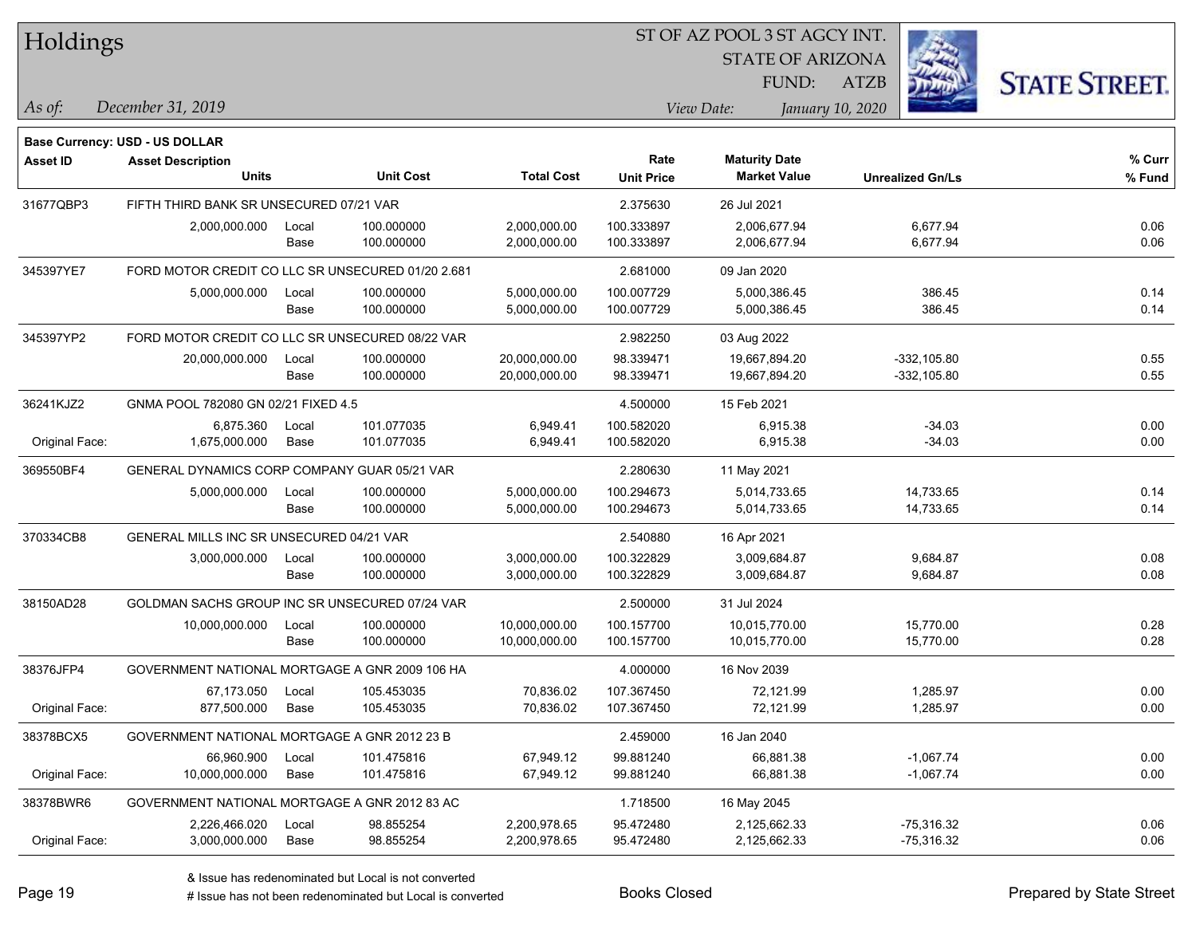# Holdings

ST OF AZ POOL 3 ST AGCY INT.
STATE OF ARIZONA
FUND: ATZB

*As of:* *December 31, 2019*

*View Date:* *January 10, 2020*

**Base Currency: USD - US DOLLAR**

| Asset ID | Asset Description / Units | | Unit Cost | Total Cost | Rate / Unit Price | Maturity Date / Market Value | Unrealized Gn/Ls | % Curr / % Fund |
|---|---|---|---|---|---|---|---|---|
| 31677QBP3 | FIFTH THIRD BANK SR UNSECURED 07/21 VAR | | | | 2.375630 | 26 Jul 2021 | | |
| | 2,000,000.000 | Local | 100.000000 | 2,000,000.00 | 100.333897 | 2,006,677.94 | 6,677.94 | 0.06 |
| | | Base | 100.000000 | 2,000,000.00 | 100.333897 | 2,006,677.94 | 6,677.94 | 0.06 |
| 345397YE7 | FORD MOTOR CREDIT CO LLC SR UNSECURED 01/20 2.681 | | | | 2.681000 | 09 Jan 2020 | | |
| | 5,000,000.000 | Local | 100.000000 | 5,000,000.00 | 100.007729 | 5,000,386.45 | 386.45 | 0.14 |
| | | Base | 100.000000 | 5,000,000.00 | 100.007729 | 5,000,386.45 | 386.45 | 0.14 |
| 345397YP2 | FORD MOTOR CREDIT CO LLC SR UNSECURED 08/22 VAR | | | | 2.982250 | 03 Aug 2022 | | |
| | 20,000,000.000 | Local | 100.000000 | 20,000,000.00 | 98.339471 | 19,667,894.20 | -332,105.80 | 0.55 |
| | | Base | 100.000000 | 20,000,000.00 | 98.339471 | 19,667,894.20 | -332,105.80 | 0.55 |
| 36241KJZ2 | GNMA POOL 782080 GN 02/21 FIXED 4.5 | | | | 4.500000 | 15 Feb 2021 | | |
| | 6,875.360 | Local | 101.077035 | 6,949.41 | 100.582020 | 6,915.38 | -34.03 | 0.00 |
| Original Face: | 1,675,000.000 | Base | 101.077035 | 6,949.41 | 100.582020 | 6,915.38 | -34.03 | 0.00 |
| 369550BF4 | GENERAL DYNAMICS CORP COMPANY GUAR 05/21 VAR | | | | 2.280630 | 11 May 2021 | | |
| | 5,000,000.000 | Local | 100.000000 | 5,000,000.00 | 100.294673 | 5,014,733.65 | 14,733.65 | 0.14 |
| | | Base | 100.000000 | 5,000,000.00 | 100.294673 | 5,014,733.65 | 14,733.65 | 0.14 |
| 370334CB8 | GENERAL MILLS INC SR UNSECURED 04/21 VAR | | | | 2.540880 | 16 Apr 2021 | | |
| | 3,000,000.000 | Local | 100.000000 | 3,000,000.00 | 100.322829 | 3,009,684.87 | 9,684.87 | 0.08 |
| | | Base | 100.000000 | 3,000,000.00 | 100.322829 | 3,009,684.87 | 9,684.87 | 0.08 |
| 38150AD28 | GOLDMAN SACHS GROUP INC SR UNSECURED 07/24 VAR | | | | 2.500000 | 31 Jul 2024 | | |
| | 10,000,000.000 | Local | 100.000000 | 10,000,000.00 | 100.157700 | 10,015,770.00 | 15,770.00 | 0.28 |
| | | Base | 100.000000 | 10,000,000.00 | 100.157700 | 10,015,770.00 | 15,770.00 | 0.28 |
| 38376JFP4 | GOVERNMENT NATIONAL MORTGAGE A GNR 2009 106 HA | | | | 4.000000 | 16 Nov 2039 | | |
| | 67,173.050 | Local | 105.453035 | 70,836.02 | 107.367450 | 72,121.99 | 1,285.97 | 0.00 |
| Original Face: | 877,500.000 | Base | 105.453035 | 70,836.02 | 107.367450 | 72,121.99 | 1,285.97 | 0.00 |
| 38378BCX5 | GOVERNMENT NATIONAL MORTGAGE A GNR 2012 23 B | | | | 2.459000 | 16 Jan 2040 | | |
| | 66,960.900 | Local | 101.475816 | 67,949.12 | 99.881240 | 66,881.38 | -1,067.74 | 0.00 |
| Original Face: | 10,000,000.000 | Base | 101.475816 | 67,949.12 | 99.881240 | 66,881.38 | -1,067.74 | 0.00 |
| 38378BWR6 | GOVERNMENT NATIONAL MORTGAGE A GNR 2012 83 AC | | | | 1.718500 | 16 May 2045 | | |
| | 2,226,466.020 | Local | 98.855254 | 2,200,978.65 | 95.472480 | 2,125,662.33 | -75,316.32 | 0.06 |
| Original Face: | 3,000,000.000 | Base | 98.855254 | 2,200,978.65 | 95.472480 | 2,125,662.33 | -75,316.32 | 0.06 |

& Issue has redenominated but Local is not converted
# Issue has not been redenominated but Local is converted

Books Closed

Prepared by State Street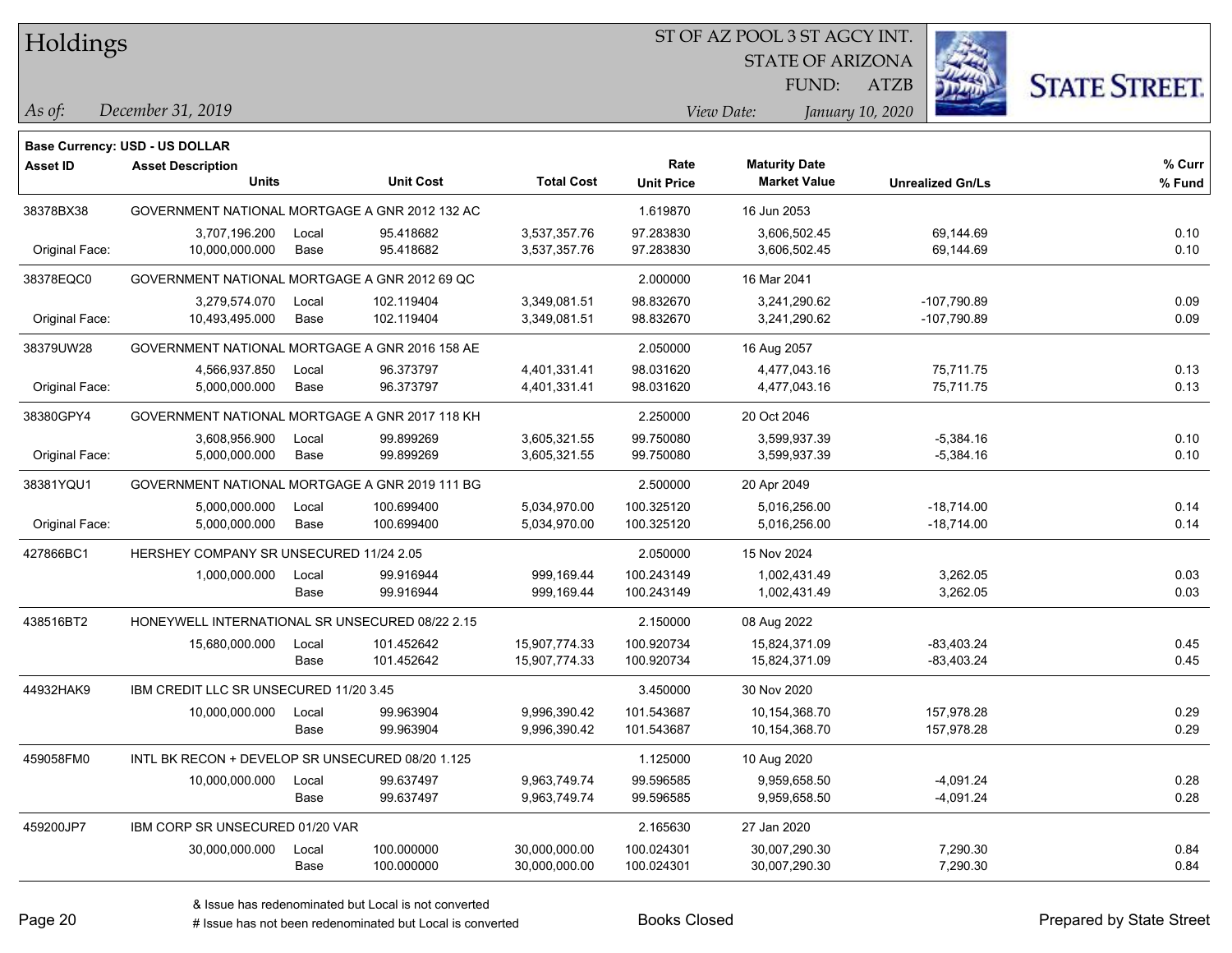# Holdings

ST OF AZ POOL 3 ST AGCY INT.
STATE OF ARIZONA
FUND: ATZB

*As of:* *December 31, 2019*

*View Date:* *January 10, 2020*

**Base Currency: USD - US DOLLAR**

| Asset ID | Asset Description / Units | | Unit Cost | Total Cost | Rate / Unit Price | Maturity Date / Market Value | Unrealized Gn/Ls | % Curr / % Fund |
|---|---|---|---|---|---|---|---|---|
| 38378BX38 | GOVERNMENT NATIONAL MORTGAGE A GNR 2012 132 AC | | | | 1.619870 | 16 Jun 2053 | | |
| | 3,707,196.200 | Local | 95.418682 | 3,537,357.76 | 97.283830 | 3,606,502.45 | 69,144.69 | 0.10 |
| Original Face: | 10,000,000.000 | Base | 95.418682 | 3,537,357.76 | 97.283830 | 3,606,502.45 | 69,144.69 | 0.10 |
| 38378EQC0 | GOVERNMENT NATIONAL MORTGAGE A GNR 2012 69 QC | | | | 2.000000 | 16 Mar 2041 | | |
| | 3,279,574.070 | Local | 102.119404 | 3,349,081.51 | 98.832670 | 3,241,290.62 | -107,790.89 | 0.09 |
| Original Face: | 10,493,495.000 | Base | 102.119404 | 3,349,081.51 | 98.832670 | 3,241,290.62 | -107,790.89 | 0.09 |
| 38379UW28 | GOVERNMENT NATIONAL MORTGAGE A GNR 2016 158 AE | | | | 2.050000 | 16 Aug 2057 | | |
| | 4,566,937.850 | Local | 96.373797 | 4,401,331.41 | 98.031620 | 4,477,043.16 | 75,711.75 | 0.13 |
| Original Face: | 5,000,000.000 | Base | 96.373797 | 4,401,331.41 | 98.031620 | 4,477,043.16 | 75,711.75 | 0.13 |
| 38380GPY4 | GOVERNMENT NATIONAL MORTGAGE A GNR 2017 118 KH | | | | 2.250000 | 20 Oct 2046 | | |
| | 3,608,956.900 | Local | 99.899269 | 3,605,321.55 | 99.750080 | 3,599,937.39 | -5,384.16 | 0.10 |
| Original Face: | 5,000,000.000 | Base | 99.899269 | 3,605,321.55 | 99.750080 | 3,599,937.39 | -5,384.16 | 0.10 |
| 38381YQU1 | GOVERNMENT NATIONAL MORTGAGE A GNR 2019 111 BG | | | | 2.500000 | 20 Apr 2049 | | |
| | 5,000,000.000 | Local | 100.699400 | 5,034,970.00 | 100.325120 | 5,016,256.00 | -18,714.00 | 0.14 |
| Original Face: | 5,000,000.000 | Base | 100.699400 | 5,034,970.00 | 100.325120 | 5,016,256.00 | -18,714.00 | 0.14 |
| 427866BC1 | HERSHEY COMPANY SR UNSECURED 11/24 2.05 | | | | 2.050000 | 15 Nov 2024 | | |
| | 1,000,000.000 | Local | 99.916944 | 999,169.44 | 100.243149 | 1,002,431.49 | 3,262.05 | 0.03 |
| | | Base | 99.916944 | 999,169.44 | 100.243149 | 1,002,431.49 | 3,262.05 | 0.03 |
| 438516BT2 | HONEYWELL INTERNATIONAL SR UNSECURED 08/22 2.15 | | | | 2.150000 | 08 Aug 2022 | | |
| | 15,680,000.000 | Local | 101.452642 | 15,907,774.33 | 100.920734 | 15,824,371.09 | -83,403.24 | 0.45 |
| | | Base | 101.452642 | 15,907,774.33 | 100.920734 | 15,824,371.09 | -83,403.24 | 0.45 |
| 44932HAK9 | IBM CREDIT LLC SR UNSECURED 11/20 3.45 | | | | 3.450000 | 30 Nov 2020 | | |
| | 10,000,000.000 | Local | 99.963904 | 9,996,390.42 | 101.543687 | 10,154,368.70 | 157,978.28 | 0.29 |
| | | Base | 99.963904 | 9,996,390.42 | 101.543687 | 10,154,368.70 | 157,978.28 | 0.29 |
| 459058FM0 | INTL BK RECON + DEVELOP SR UNSECURED 08/20 1.125 | | | | 1.125000 | 10 Aug 2020 | | |
| | 10,000,000.000 | Local | 99.637497 | 9,963,749.74 | 99.596585 | 9,959,658.50 | -4,091.24 | 0.28 |
| | | Base | 99.637497 | 9,963,749.74 | 99.596585 | 9,959,658.50 | -4,091.24 | 0.28 |
| 459200JP7 | IBM CORP SR UNSECURED 01/20 VAR | | | | 2.165630 | 27 Jan 2020 | | |
| | 30,000,000.000 | Local | 100.000000 | 30,000,000.00 | 100.024301 | 30,007,290.30 | 7,290.30 | 0.84 |
| | | Base | 100.000000 | 30,000,000.00 | 100.024301 | 30,007,290.30 | 7,290.30 | 0.84 |

& Issue has redenominated but Local is not converted
# Issue has not been redenominated but Local is converted

Books Closed

Prepared by State Street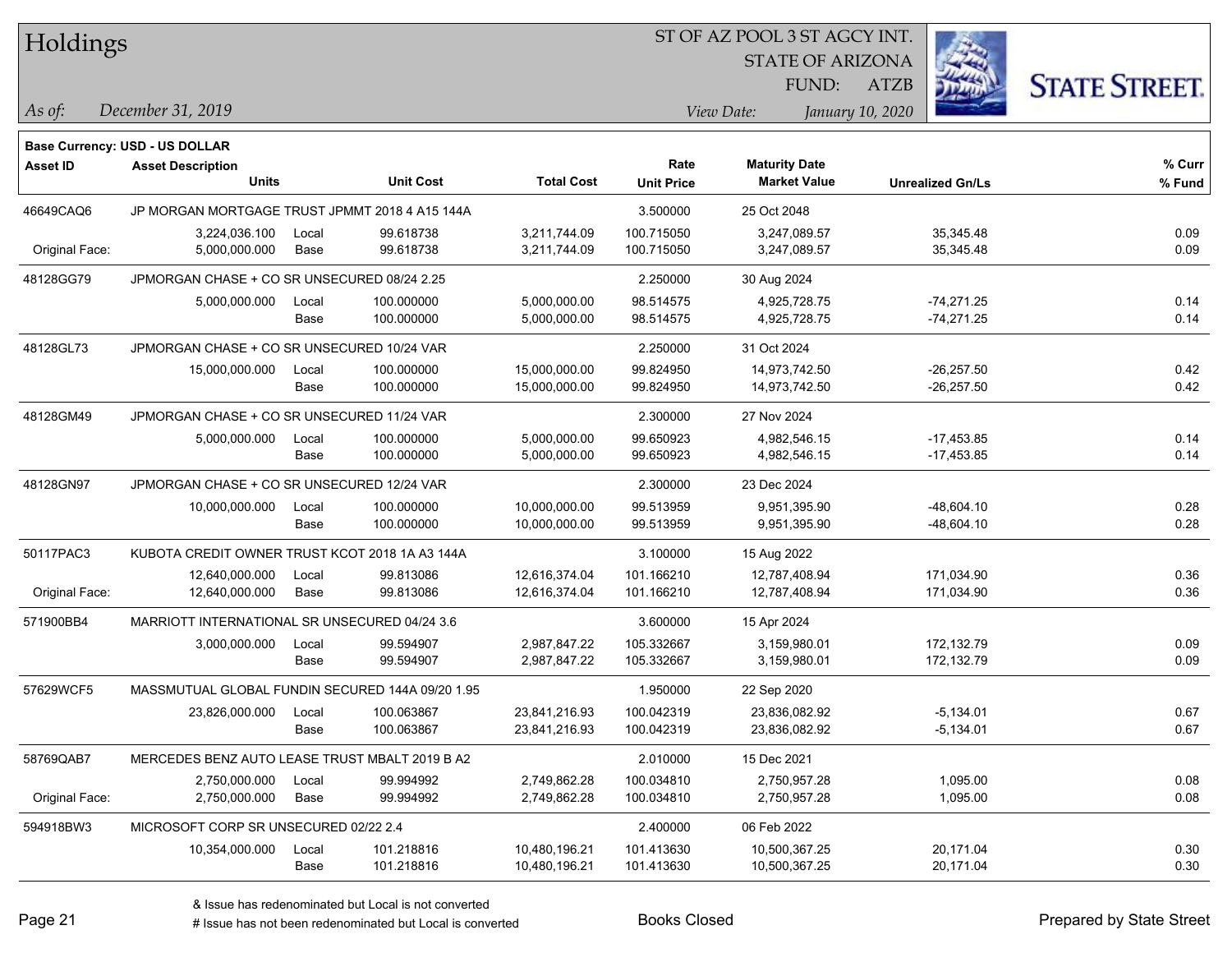# Holdings

ST OF AZ POOL 3 ST AGCY INT.
STATE OF ARIZONA
FUND: ATZB

*As of:* *December 31, 2019*

*View Date:* *January 10, 2020*

STATE STREET.

**Base Currency: USD - US DOLLAR**

| Asset ID | Asset Description / Units | | Unit Cost | Total Cost | Rate / Unit Price | Maturity Date / Market Value | Unrealized Gn/Ls | % Curr / % Fund |
|---|---|---|---|---|---|---|---|---|
| 46649CAQ6 | JP MORGAN MORTGAGE TRUST JPMMT 2018 4 A15 144A | | | | 3.500000 | 25 Oct 2048 | | |
| | 3,224,036.100 | Local | 99.618738 | 3,211,744.09 | 100.715050 | 3,247,089.57 | 35,345.48 | 0.09 |
| Original Face: | 5,000,000.000 | Base | 99.618738 | 3,211,744.09 | 100.715050 | 3,247,089.57 | 35,345.48 | 0.09 |
| 48128GG79 | JPMORGAN CHASE + CO SR UNSECURED 08/24 2.25 | | | | 2.250000 | 30 Aug 2024 | | |
| | 5,000,000.000 | Local | 100.000000 | 5,000,000.00 | 98.514575 | 4,925,728.75 | -74,271.25 | 0.14 |
| | | Base | 100.000000 | 5,000,000.00 | 98.514575 | 4,925,728.75 | -74,271.25 | 0.14 |
| 48128GL73 | JPMORGAN CHASE + CO SR UNSECURED 10/24 VAR | | | | 2.250000 | 31 Oct 2024 | | |
| | 15,000,000.000 | Local | 100.000000 | 15,000,000.00 | 99.824950 | 14,973,742.50 | -26,257.50 | 0.42 |
| | | Base | 100.000000 | 15,000,000.00 | 99.824950 | 14,973,742.50 | -26,257.50 | 0.42 |
| 48128GM49 | JPMORGAN CHASE + CO SR UNSECURED 11/24 VAR | | | | 2.300000 | 27 Nov 2024 | | |
| | 5,000,000.000 | Local | 100.000000 | 5,000,000.00 | 99.650923 | 4,982,546.15 | -17,453.85 | 0.14 |
| | | Base | 100.000000 | 5,000,000.00 | 99.650923 | 4,982,546.15 | -17,453.85 | 0.14 |
| 48128GN97 | JPMORGAN CHASE + CO SR UNSECURED 12/24 VAR | | | | 2.300000 | 23 Dec 2024 | | |
| | 10,000,000.000 | Local | 100.000000 | 10,000,000.00 | 99.513959 | 9,951,395.90 | -48,604.10 | 0.28 |
| | | Base | 100.000000 | 10,000,000.00 | 99.513959 | 9,951,395.90 | -48,604.10 | 0.28 |
| 50117PAC3 | KUBOTA CREDIT OWNER TRUST KCOT 2018 1A A3 144A | | | | 3.100000 | 15 Aug 2022 | | |
| | 12,640,000.000 | Local | 99.813086 | 12,616,374.04 | 101.166210 | 12,787,408.94 | 171,034.90 | 0.36 |
| Original Face: | 12,640,000.000 | Base | 99.813086 | 12,616,374.04 | 101.166210 | 12,787,408.94 | 171,034.90 | 0.36 |
| 571900BB4 | MARRIOTT INTERNATIONAL SR UNSECURED 04/24 3.6 | | | | 3.600000 | 15 Apr 2024 | | |
| | 3,000,000.000 | Local | 99.594907 | 2,987,847.22 | 105.332667 | 3,159,980.01 | 172,132.79 | 0.09 |
| | | Base | 99.594907 | 2,987,847.22 | 105.332667 | 3,159,980.01 | 172,132.79 | 0.09 |
| 57629WCF5 | MASSMUTUAL GLOBAL FUNDIN SECURED 144A 09/20 1.95 | | | | 1.950000 | 22 Sep 2020 | | |
| | 23,826,000.000 | Local | 100.063867 | 23,841,216.93 | 100.042319 | 23,836,082.92 | -5,134.01 | 0.67 |
| | | Base | 100.063867 | 23,841,216.93 | 100.042319 | 23,836,082.92 | -5,134.01 | 0.67 |
| 58769QAB7 | MERCEDES BENZ AUTO LEASE TRUST MBALT 2019 B A2 | | | | 2.010000 | 15 Dec 2021 | | |
| | 2,750,000.000 | Local | 99.994992 | 2,749,862.28 | 100.034810 | 2,750,957.28 | 1,095.00 | 0.08 |
| Original Face: | 2,750,000.000 | Base | 99.994992 | 2,749,862.28 | 100.034810 | 2,750,957.28 | 1,095.00 | 0.08 |
| 594918BW3 | MICROSOFT CORP SR UNSECURED 02/22 2.4 | | | | 2.400000 | 06 Feb 2022 | | |
| | 10,354,000.000 | Local | 101.218816 | 10,480,196.21 | 101.413630 | 10,500,367.25 | 20,171.04 | 0.30 |
| | | Base | 101.218816 | 10,480,196.21 | 101.413630 | 10,500,367.25 | 20,171.04 | 0.30 |

& Issue has redenominated but Local is not converted
# Issue has not been redenominated but Local is converted

Books Closed

Prepared by State Street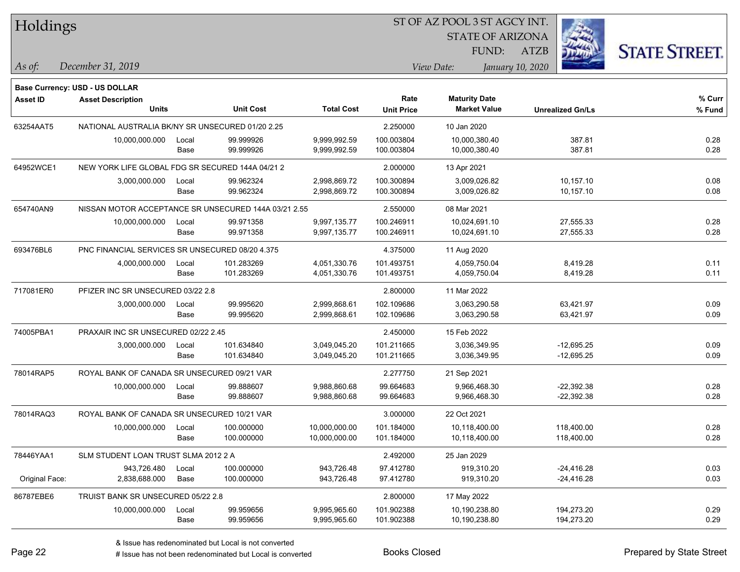# Holdings

ST OF AZ POOL 3 ST AGCY INT.
STATE OF ARIZONA
FUND: ATZB

*As of:* *December 31, 2019*
*View Date:* *January 10, 2020*

**Base Currency: USD - US DOLLAR**

| Asset ID | Asset Description / Units | | Unit Cost | Total Cost | Rate / Unit Price | Maturity Date / Market Value | Unrealized Gn/Ls | % Curr / % Fund |
|---|---|---|---|---|---|---|---|---|
| 63254AAT5 | NATIONAL AUSTRALIA BK/NY SR UNSECURED 01/20 2.25 | | | | 2.250000 | 10 Jan 2020 | | |
| | 10,000,000.000 | Local | 99.999926 | 9,999,992.59 | 100.003804 | 10,000,380.40 | 387.81 | 0.28 |
| | | Base | 99.999926 | 9,999,992.59 | 100.003804 | 10,000,380.40 | 387.81 | 0.28 |
| 64952WCE1 | NEW YORK LIFE GLOBAL FDG SR SECURED 144A 04/21 2 | | | | 2.000000 | 13 Apr 2021 | | |
| | 3,000,000.000 | Local | 99.962324 | 2,998,869.72 | 100.300894 | 3,009,026.82 | 10,157.10 | 0.08 |
| | | Base | 99.962324 | 2,998,869.72 | 100.300894 | 3,009,026.82 | 10,157.10 | 0.08 |
| 654740AN9 | NISSAN MOTOR ACCEPTANCE SR UNSECURED 144A 03/21 2.55 | | | | 2.550000 | 08 Mar 2021 | | |
| | 10,000,000.000 | Local | 99.971358 | 9,997,135.77 | 100.246911 | 10,024,691.10 | 27,555.33 | 0.28 |
| | | Base | 99.971358 | 9,997,135.77 | 100.246911 | 10,024,691.10 | 27,555.33 | 0.28 |
| 693476BL6 | PNC FINANCIAL SERVICES SR UNSECURED 08/20 4.375 | | | | 4.375000 | 11 Aug 2020 | | |
| | 4,000,000.000 | Local | 101.283269 | 4,051,330.76 | 101.493751 | 4,059,750.04 | 8,419.28 | 0.11 |
| | | Base | 101.283269 | 4,051,330.76 | 101.493751 | 4,059,750.04 | 8,419.28 | 0.11 |
| 717081ER0 | PFIZER INC SR UNSECURED 03/22 2.8 | | | | 2.800000 | 11 Mar 2022 | | |
| | 3,000,000.000 | Local | 99.995620 | 2,999,868.61 | 102.109686 | 3,063,290.58 | 63,421.97 | 0.09 |
| | | Base | 99.995620 | 2,999,868.61 | 102.109686 | 3,063,290.58 | 63,421.97 | 0.09 |
| 74005PBA1 | PRAXAIR INC SR UNSECURED 02/22 2.45 | | | | 2.450000 | 15 Feb 2022 | | |
| | 3,000,000.000 | Local | 101.634840 | 3,049,045.20 | 101.211665 | 3,036,349.95 | -12,695.25 | 0.09 |
| | | Base | 101.634840 | 3,049,045.20 | 101.211665 | 3,036,349.95 | -12,695.25 | 0.09 |
| 78014RAP5 | ROYAL BANK OF CANADA SR UNSECURED 09/21 VAR | | | | 2.277750 | 21 Sep 2021 | | |
| | 10,000,000.000 | Local | 99.888607 | 9,988,860.68 | 99.664683 | 9,966,468.30 | -22,392.38 | 0.28 |
| | | Base | 99.888607 | 9,988,860.68 | 99.664683 | 9,966,468.30 | -22,392.38 | 0.28 |
| 78014RAQ3 | ROYAL BANK OF CANADA SR UNSECURED 10/21 VAR | | | | 3.000000 | 22 Oct 2021 | | |
| | 10,000,000.000 | Local | 100.000000 | 10,000,000.00 | 101.184000 | 10,118,400.00 | 118,400.00 | 0.28 |
| | | Base | 100.000000 | 10,000,000.00 | 101.184000 | 10,118,400.00 | 118,400.00 | 0.28 |
| 78446YAA1 | SLM STUDENT LOAN TRUST SLMA 2012 2 A | | | | 2.492000 | 25 Jan 2029 | | |
| | 943,726.480 | Local | 100.000000 | 943,726.48 | 97.412780 | 919,310.20 | -24,416.28 | 0.03 |
| Original Face: | 2,838,688.000 | Base | 100.000000 | 943,726.48 | 97.412780 | 919,310.20 | -24,416.28 | 0.03 |
| 86787EBE6 | TRUIST BANK SR UNSECURED 05/22 2.8 | | | | 2.800000 | 17 May 2022 | | |
| | 10,000,000.000 | Local | 99.959656 | 9,995,965.60 | 101.902388 | 10,190,238.80 | 194,273.20 | 0.29 |
| | | Base | 99.959656 | 9,995,965.60 | 101.902388 | 10,190,238.80 | 194,273.20 | 0.29 |

& Issue has redenominated but Local is not converted
# Issue has not been redenominated but Local is converted

Books Closed

Prepared by State Street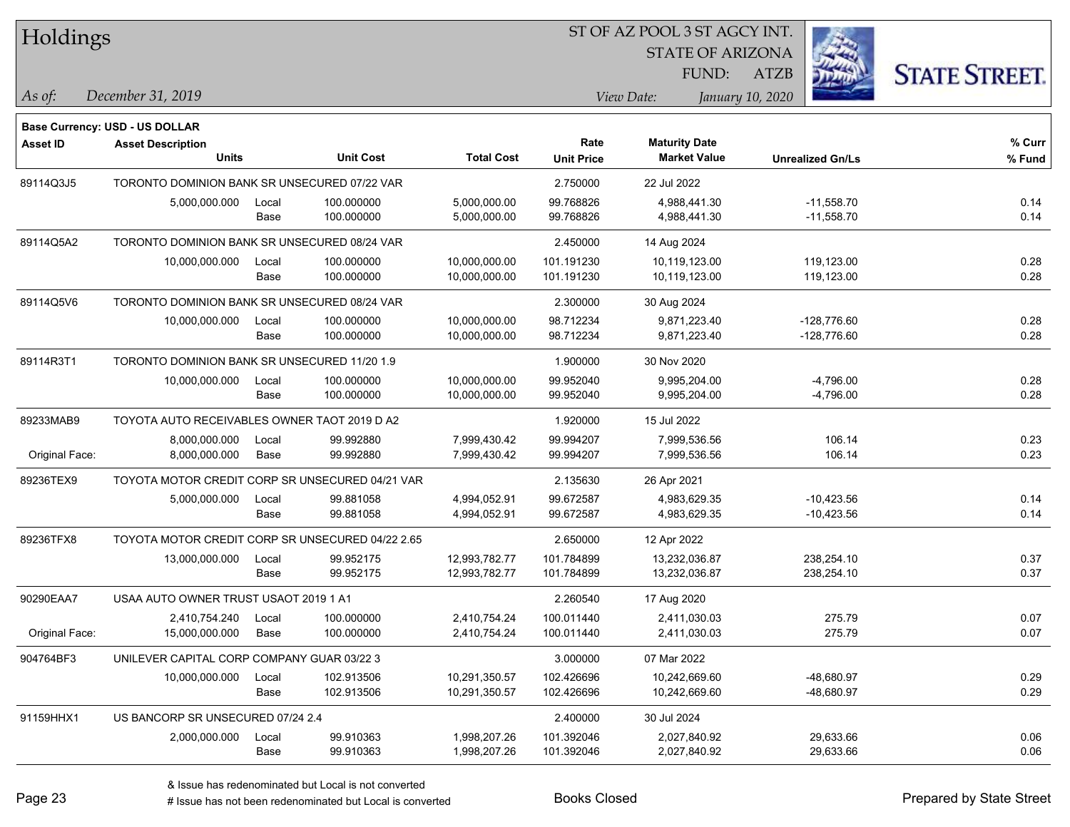# Holdings

ST OF AZ POOL 3 ST AGCY INT.
STATE OF ARIZONA
FUND: ATZB

*As of:* *December 31, 2019*
*View Date:* *January 10, 2020*

**Base Currency: USD - US DOLLAR**

| Asset ID | Asset Description / Units | | Unit Cost | Total Cost | Rate / Unit Price | Maturity Date / Market Value | Unrealized Gn/Ls | % Curr / % Fund |
|---|---|---|---|---|---|---|---|---|
| 89114Q3J5 | TORONTO DOMINION BANK SR UNSECURED 07/22 VAR | | | | 2.750000 | 22 Jul 2022 | | |
| | 5,000,000.000 | Local | 100.000000 | 5,000,000.00 | 99.768826 | 4,988,441.30 | -11,558.70 | 0.14 |
| | | Base | 100.000000 | 5,000,000.00 | 99.768826 | 4,988,441.30 | -11,558.70 | 0.14 |
| 89114Q5A2 | TORONTO DOMINION BANK SR UNSECURED 08/24 VAR | | | | 2.450000 | 14 Aug 2024 | | |
| | 10,000,000.000 | Local | 100.000000 | 10,000,000.00 | 101.191230 | 10,119,123.00 | 119,123.00 | 0.28 |
| | | Base | 100.000000 | 10,000,000.00 | 101.191230 | 10,119,123.00 | 119,123.00 | 0.28 |
| 89114Q5V6 | TORONTO DOMINION BANK SR UNSECURED 08/24 VAR | | | | 2.300000 | 30 Aug 2024 | | |
| | 10,000,000.000 | Local | 100.000000 | 10,000,000.00 | 98.712234 | 9,871,223.40 | -128,776.60 | 0.28 |
| | | Base | 100.000000 | 10,000,000.00 | 98.712234 | 9,871,223.40 | -128,776.60 | 0.28 |
| 89114R3T1 | TORONTO DOMINION BANK SR UNSECURED 11/20 1.9 | | | | 1.900000 | 30 Nov 2020 | | |
| | 10,000,000.000 | Local | 100.000000 | 10,000,000.00 | 99.952040 | 9,995,204.00 | -4,796.00 | 0.28 |
| | | Base | 100.000000 | 10,000,000.00 | 99.952040 | 9,995,204.00 | -4,796.00 | 0.28 |
| 89233MAB9 | TOYOTA AUTO RECEIVABLES OWNER TAOT 2019 D A2 | | | | 1.920000 | 15 Jul 2022 | | |
| | 8,000,000.000 | Local | 99.992880 | 7,999,430.42 | 99.994207 | 7,999,536.56 | 106.14 | 0.23 |
| Original Face: | 8,000,000.000 | Base | 99.992880 | 7,999,430.42 | 99.994207 | 7,999,536.56 | 106.14 | 0.23 |
| 89236TEX9 | TOYOTA MOTOR CREDIT CORP SR UNSECURED 04/21 VAR | | | | 2.135630 | 26 Apr 2021 | | |
| | 5,000,000.000 | Local | 99.881058 | 4,994,052.91 | 99.672587 | 4,983,629.35 | -10,423.56 | 0.14 |
| | | Base | 99.881058 | 4,994,052.91 | 99.672587 | 4,983,629.35 | -10,423.56 | 0.14 |
| 89236TFX8 | TOYOTA MOTOR CREDIT CORP SR UNSECURED 04/22 2.65 | | | | 2.650000 | 12 Apr 2022 | | |
| | 13,000,000.000 | Local | 99.952175 | 12,993,782.77 | 101.784899 | 13,232,036.87 | 238,254.10 | 0.37 |
| | | Base | 99.952175 | 12,993,782.77 | 101.784899 | 13,232,036.87 | 238,254.10 | 0.37 |
| 90290EAA7 | USAA AUTO OWNER TRUST USAOT 2019 1 A1 | | | | 2.260540 | 17 Aug 2020 | | |
| | 2,410,754.240 | Local | 100.000000 | 2,410,754.24 | 100.011440 | 2,411,030.03 | 275.79 | 0.07 |
| Original Face: | 15,000,000.000 | Base | 100.000000 | 2,410,754.24 | 100.011440 | 2,411,030.03 | 275.79 | 0.07 |
| 904764BF3 | UNILEVER CAPITAL CORP COMPANY GUAR 03/22 3 | | | | 3.000000 | 07 Mar 2022 | | |
| | 10,000,000.000 | Local | 102.913506 | 10,291,350.57 | 102.426696 | 10,242,669.60 | -48,680.97 | 0.29 |
| | | Base | 102.913506 | 10,291,350.57 | 102.426696 | 10,242,669.60 | -48,680.97 | 0.29 |
| 91159HHX1 | US BANCORP SR UNSECURED 07/24 2.4 | | | | 2.400000 | 30 Jul 2024 | | |
| | 2,000,000.000 | Local | 99.910363 | 1,998,207.26 | 101.392046 | 2,027,840.92 | 29,633.66 | 0.06 |
| | | Base | 99.910363 | 1,998,207.26 | 101.392046 | 2,027,840.92 | 29,633.66 | 0.06 |

& Issue has redenominated but Local is not converted
# Issue has not been redenominated but Local is converted

Books Closed

Prepared by State Street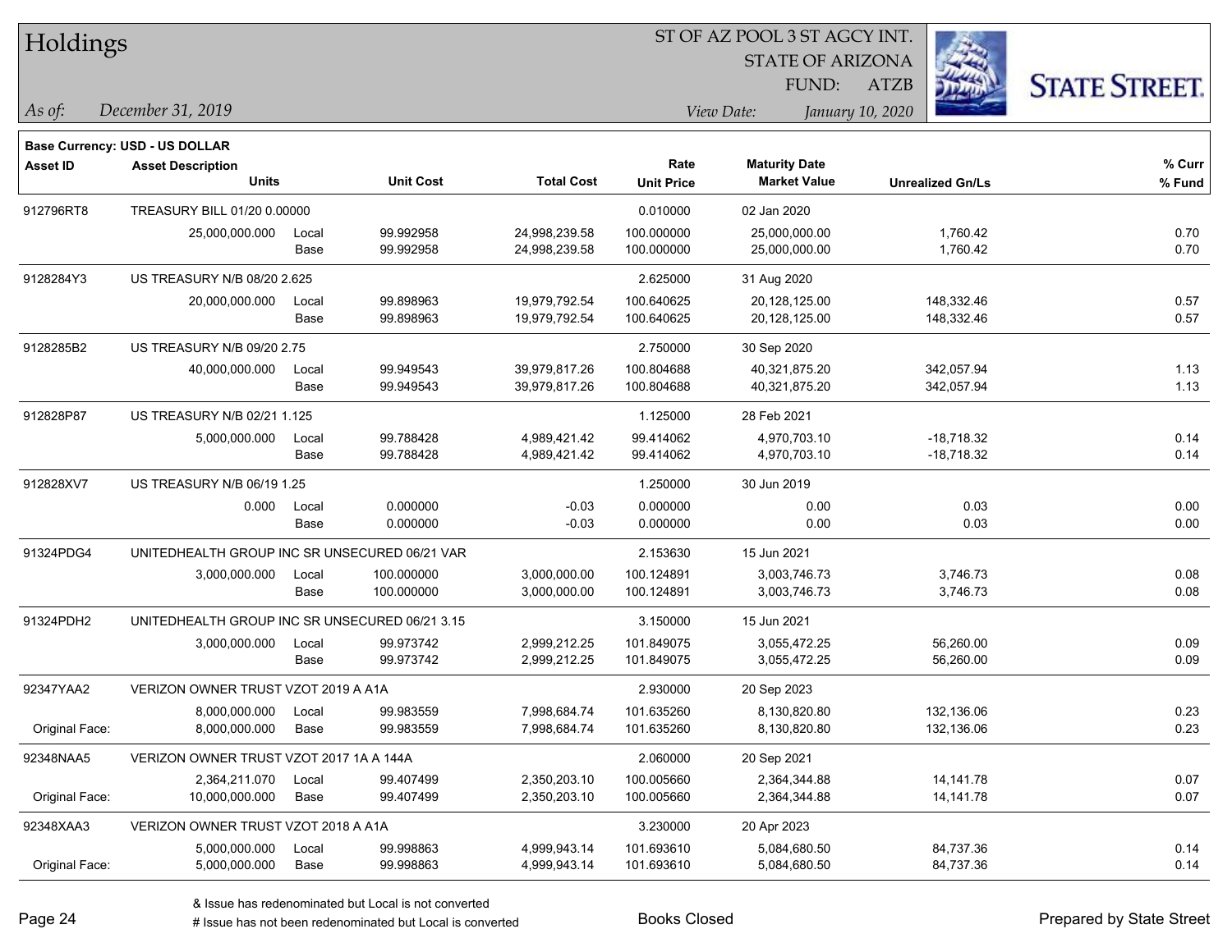# Holdings

ST OF AZ POOL 3 ST AGCY INT.
STATE OF ARIZONA
FUND: ATZB

*As of:* *December 31, 2019*

*View Date:* *January 10, 2020*

STATE STREET.

**Base Currency: USD - US DOLLAR**

| Asset ID | Asset Description / Units | | Unit Cost | Total Cost | Rate / Unit Price | Maturity Date / Market Value | Unrealized Gn/Ls | % Curr / % Fund |
|---|---|---|---|---|---|---|---|---|
| 912796RT8 | TREASURY BILL 01/20 0.00000 | | | | 0.010000 | 02 Jan 2020 | | |
| | 25,000,000.000 | Local | 99.992958 | 24,998,239.58 | 100.000000 | 25,000,000.00 | 1,760.42 | 0.70 |
| | | Base | 99.992958 | 24,998,239.58 | 100.000000 | 25,000,000.00 | 1,760.42 | 0.70 |
| 9128284Y3 | US TREASURY N/B 08/20 2.625 | | | | 2.625000 | 31 Aug 2020 | | |
| | 20,000,000.000 | Local | 99.898963 | 19,979,792.54 | 100.640625 | 20,128,125.00 | 148,332.46 | 0.57 |
| | | Base | 99.898963 | 19,979,792.54 | 100.640625 | 20,128,125.00 | 148,332.46 | 0.57 |
| 9128285B2 | US TREASURY N/B 09/20 2.75 | | | | 2.750000 | 30 Sep 2020 | | |
| | 40,000,000.000 | Local | 99.949543 | 39,979,817.26 | 100.804688 | 40,321,875.20 | 342,057.94 | 1.13 |
| | | Base | 99.949543 | 39,979,817.26 | 100.804688 | 40,321,875.20 | 342,057.94 | 1.13 |
| 912828P87 | US TREASURY N/B 02/21 1.125 | | | | 1.125000 | 28 Feb 2021 | | |
| | 5,000,000.000 | Local | 99.788428 | 4,989,421.42 | 99.414062 | 4,970,703.10 | -18,718.32 | 0.14 |
| | | Base | 99.788428 | 4,989,421.42 | 99.414062 | 4,970,703.10 | -18,718.32 | 0.14 |
| 912828XV7 | US TREASURY N/B 06/19 1.25 | | | | 1.250000 | 30 Jun 2019 | | |
| | 0.000 | Local | 0.000000 | -0.03 | 0.000000 | 0.00 | 0.03 | 0.00 |
| | | Base | 0.000000 | -0.03 | 0.000000 | 0.00 | 0.03 | 0.00 |
| 91324PDG4 | UNITEDHEALTH GROUP INC SR UNSECURED 06/21 VAR | | | | 2.153630 | 15 Jun 2021 | | |
| | 3,000,000.000 | Local | 100.000000 | 3,000,000.00 | 100.124891 | 3,003,746.73 | 3,746.73 | 0.08 |
| | | Base | 100.000000 | 3,000,000.00 | 100.124891 | 3,003,746.73 | 3,746.73 | 0.08 |
| 91324PDH2 | UNITEDHEALTH GROUP INC SR UNSECURED 06/21 3.15 | | | | 3.150000 | 15 Jun 2021 | | |
| | 3,000,000.000 | Local | 99.973742 | 2,999,212.25 | 101.849075 | 3,055,472.25 | 56,260.00 | 0.09 |
| | | Base | 99.973742 | 2,999,212.25 | 101.849075 | 3,055,472.25 | 56,260.00 | 0.09 |
| 92347YAA2 | VERIZON OWNER TRUST VZOT 2019 A A1A | | | | 2.930000 | 20 Sep 2023 | | |
| | 8,000,000.000 | Local | 99.983559 | 7,998,684.74 | 101.635260 | 8,130,820.80 | 132,136.06 | 0.23 |
| Original Face: | 8,000,000.000 | Base | 99.983559 | 7,998,684.74 | 101.635260 | 8,130,820.80 | 132,136.06 | 0.23 |
| 92348NAA5 | VERIZON OWNER TRUST VZOT 2017 1A A 144A | | | | 2.060000 | 20 Sep 2021 | | |
| | 2,364,211.070 | Local | 99.407499 | 2,350,203.10 | 100.005660 | 2,364,344.88 | 14,141.78 | 0.07 |
| Original Face: | 10,000,000.000 | Base | 99.407499 | 2,350,203.10 | 100.005660 | 2,364,344.88 | 14,141.78 | 0.07 |
| 92348XAA3 | VERIZON OWNER TRUST VZOT 2018 A A1A | | | | 3.230000 | 20 Apr 2023 | | |
| | 5,000,000.000 | Local | 99.998863 | 4,999,943.14 | 101.693610 | 5,084,680.50 | 84,737.36 | 0.14 |
| Original Face: | 5,000,000.000 | Base | 99.998863 | 4,999,943.14 | 101.693610 | 5,084,680.50 | 84,737.36 | 0.14 |

& Issue has redenominated but Local is not converted
# Issue has not been redenominated but Local is converted

Books Closed

Prepared by State Street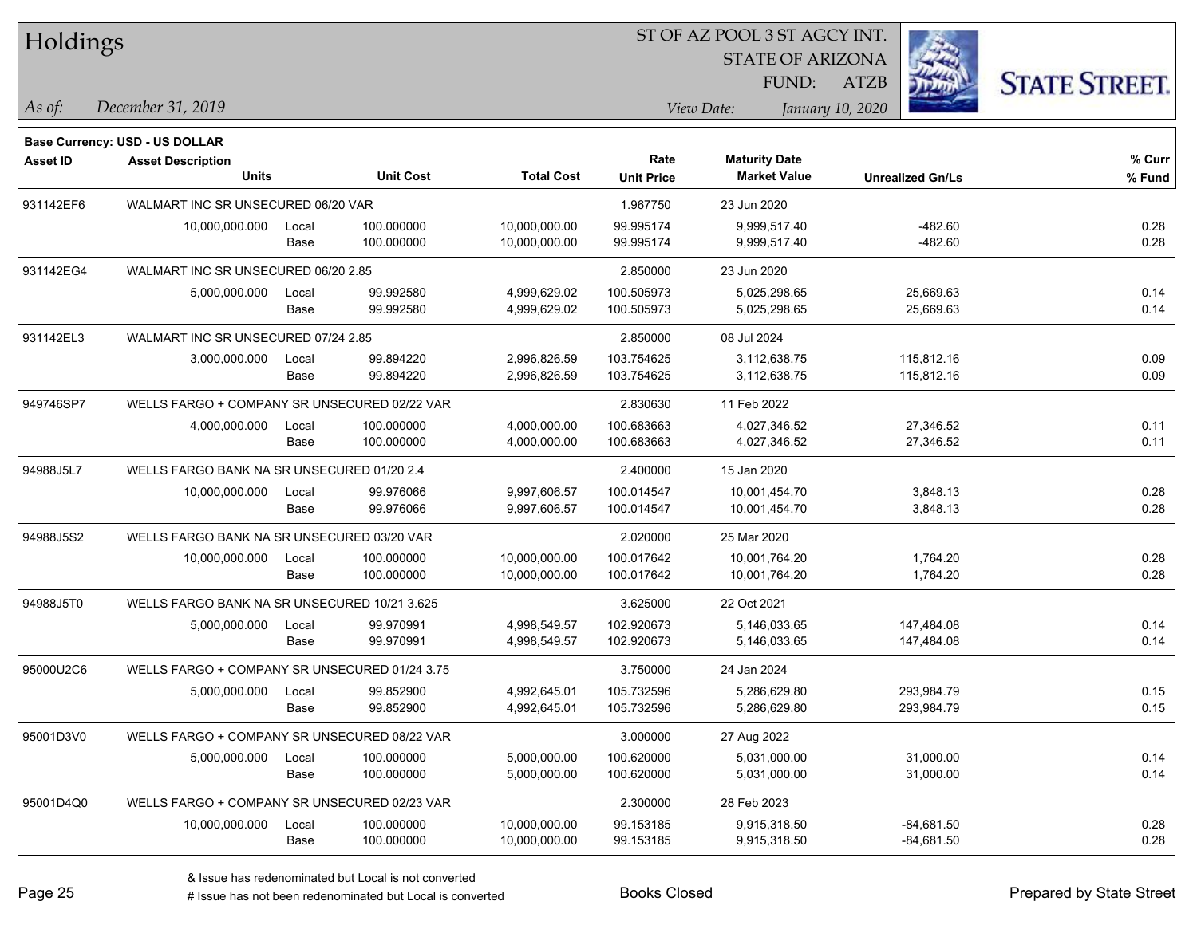# Holdings

ST OF AZ POOL 3 ST AGCY INT.
STATE OF ARIZONA
FUND: ATZB

*As of:* *December 31, 2019*

*View Date:* *January 10, 2020*

**Base Currency: USD - US DOLLAR**

| Asset ID | Asset Description / Units | | Unit Cost | Total Cost | Rate / Unit Price | Maturity Date / Market Value | Unrealized Gn/Ls | % Curr / % Fund |
|---|---|---|---|---|---|---|---|---|
| 931142EF6 | WALMART INC SR UNSECURED 06/20 VAR | | | | 1.967750 | 23 Jun 2020 | | |
| | 10,000,000.000 | Local | 100.000000 | 10,000,000.00 | 99.995174 | 9,999,517.40 | -482.60 | 0.28 |
| | | Base | 100.000000 | 10,000,000.00 | 99.995174 | 9,999,517.40 | -482.60 | 0.28 |
| 931142EG4 | WALMART INC SR UNSECURED 06/20 2.85 | | | | 2.850000 | 23 Jun 2020 | | |
| | 5,000,000.000 | Local | 99.992580 | 4,999,629.02 | 100.505973 | 5,025,298.65 | 25,669.63 | 0.14 |
| | | Base | 99.992580 | 4,999,629.02 | 100.505973 | 5,025,298.65 | 25,669.63 | 0.14 |
| 931142EL3 | WALMART INC SR UNSECURED 07/24 2.85 | | | | 2.850000 | 08 Jul 2024 | | |
| | 3,000,000.000 | Local | 99.894220 | 2,996,826.59 | 103.754625 | 3,112,638.75 | 115,812.16 | 0.09 |
| | | Base | 99.894220 | 2,996,826.59 | 103.754625 | 3,112,638.75 | 115,812.16 | 0.09 |
| 949746SP7 | WELLS FARGO + COMPANY SR UNSECURED 02/22 VAR | | | | 2.830630 | 11 Feb 2022 | | |
| | 4,000,000.000 | Local | 100.000000 | 4,000,000.00 | 100.683663 | 4,027,346.52 | 27,346.52 | 0.11 |
| | | Base | 100.000000 | 4,000,000.00 | 100.683663 | 4,027,346.52 | 27,346.52 | 0.11 |
| 94988J5L7 | WELLS FARGO BANK NA SR UNSECURED 01/20 2.4 | | | | 2.400000 | 15 Jan 2020 | | |
| | 10,000,000.000 | Local | 99.976066 | 9,997,606.57 | 100.014547 | 10,001,454.70 | 3,848.13 | 0.28 |
| | | Base | 99.976066 | 9,997,606.57 | 100.014547 | 10,001,454.70 | 3,848.13 | 0.28 |
| 94988J5S2 | WELLS FARGO BANK NA SR UNSECURED 03/20 VAR | | | | 2.020000 | 25 Mar 2020 | | |
| | 10,000,000.000 | Local | 100.000000 | 10,000,000.00 | 100.017642 | 10,001,764.20 | 1,764.20 | 0.28 |
| | | Base | 100.000000 | 10,000,000.00 | 100.017642 | 10,001,764.20 | 1,764.20 | 0.28 |
| 94988J5T0 | WELLS FARGO BANK NA SR UNSECURED 10/21 3.625 | | | | 3.625000 | 22 Oct 2021 | | |
| | 5,000,000.000 | Local | 99.970991 | 4,998,549.57 | 102.920673 | 5,146,033.65 | 147,484.08 | 0.14 |
| | | Base | 99.970991 | 4,998,549.57 | 102.920673 | 5,146,033.65 | 147,484.08 | 0.14 |
| 95000U2C6 | WELLS FARGO + COMPANY SR UNSECURED 01/24 3.75 | | | | 3.750000 | 24 Jan 2024 | | |
| | 5,000,000.000 | Local | 99.852900 | 4,992,645.01 | 105.732596 | 5,286,629.80 | 293,984.79 | 0.15 |
| | | Base | 99.852900 | 4,992,645.01 | 105.732596 | 5,286,629.80 | 293,984.79 | 0.15 |
| 95001D3V0 | WELLS FARGO + COMPANY SR UNSECURED 08/22 VAR | | | | 3.000000 | 27 Aug 2022 | | |
| | 5,000,000.000 | Local | 100.000000 | 5,000,000.00 | 100.620000 | 5,031,000.00 | 31,000.00 | 0.14 |
| | | Base | 100.000000 | 5,000,000.00 | 100.620000 | 5,031,000.00 | 31,000.00 | 0.14 |
| 95001D4Q0 | WELLS FARGO + COMPANY SR UNSECURED 02/23 VAR | | | | 2.300000 | 28 Feb 2023 | | |
| | 10,000,000.000 | Local | 100.000000 | 10,000,000.00 | 99.153185 | 9,915,318.50 | -84,681.50 | 0.28 |
| | | Base | 100.000000 | 10,000,000.00 | 99.153185 | 9,915,318.50 | -84,681.50 | 0.28 |

& Issue has redenominated but Local is not converted
# Issue has not been redenominated but Local is converted

Books Closed

Prepared by State Street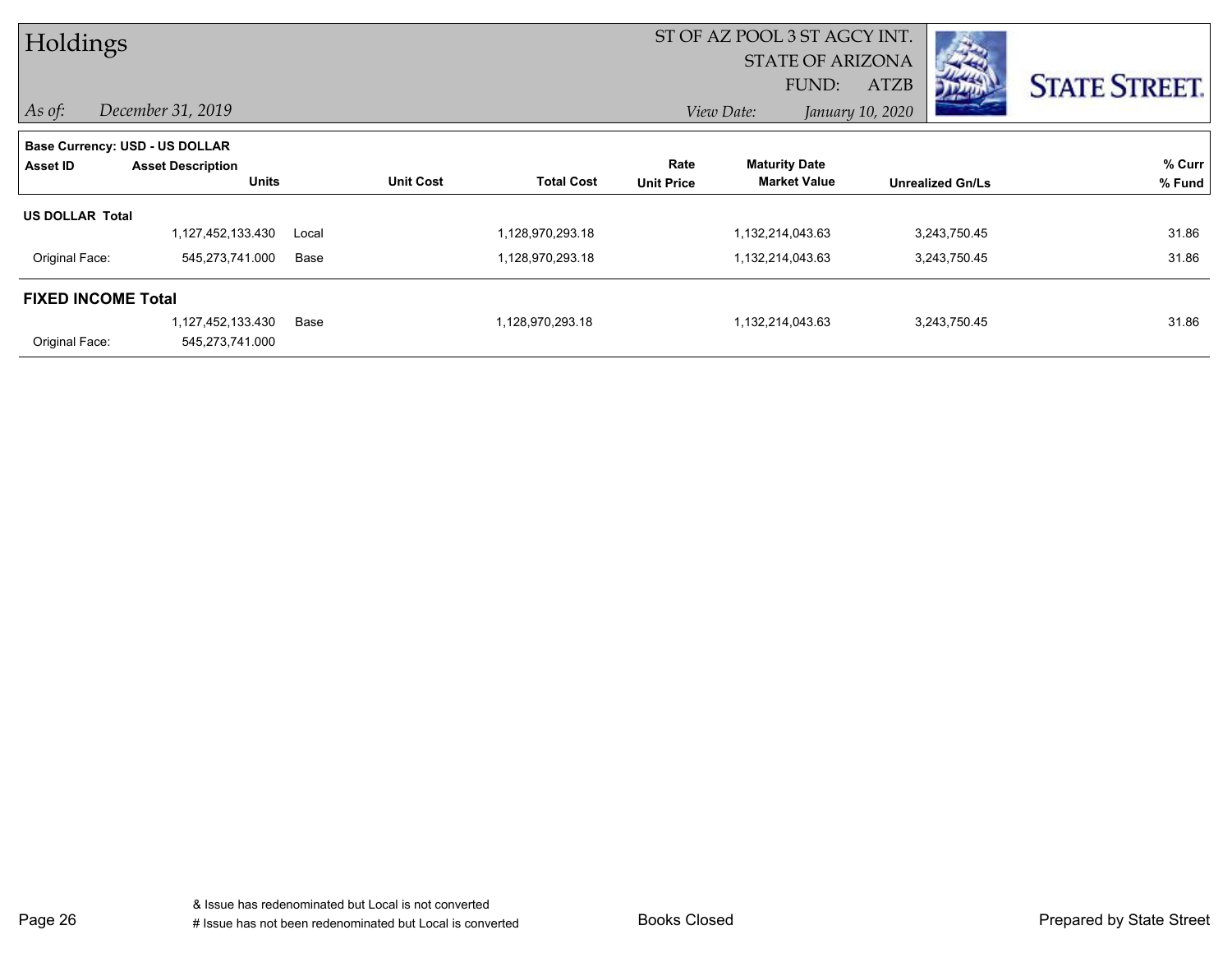# Holdings

ST OF AZ POOL 3 ST AGCY INT.
STATE OF ARIZONA
FUND: ATZB

*As of:* *December 31, 2019*

*View Date:* *January 10, 2020*

STATE STREET.

**Base Currency: USD - US DOLLAR**

| Asset ID | Asset Description / Units | | Unit Cost | Total Cost | Rate / Unit Price | Maturity Date / Market Value | Unrealized Gn/Ls | % Curr / % Fund |
|---|---|---|---|---|---|---|---|---|
| **US DOLLAR Total** | | | | | | | | |
| | 1,127,452,133.430 | Local | | 1,128,970,293.18 | | 1,132,214,043.63 | 3,243,750.45 | 31.86 |
| Original Face: | 545,273,741.000 | Base | | 1,128,970,293.18 | | 1,132,214,043.63 | 3,243,750.45 | 31.86 |
| **FIXED INCOME Total** | | | | | | | | |
| | 1,127,452,133.430 | Base | | 1,128,970,293.18 | | 1,132,214,043.63 | 3,243,750.45 | 31.86 |
| Original Face: | 545,273,741.000 | | | | | | | |

& Issue has redenominated but Local is not converted
# Issue has not been redenominated but Local is converted

Books Closed

Prepared by State Street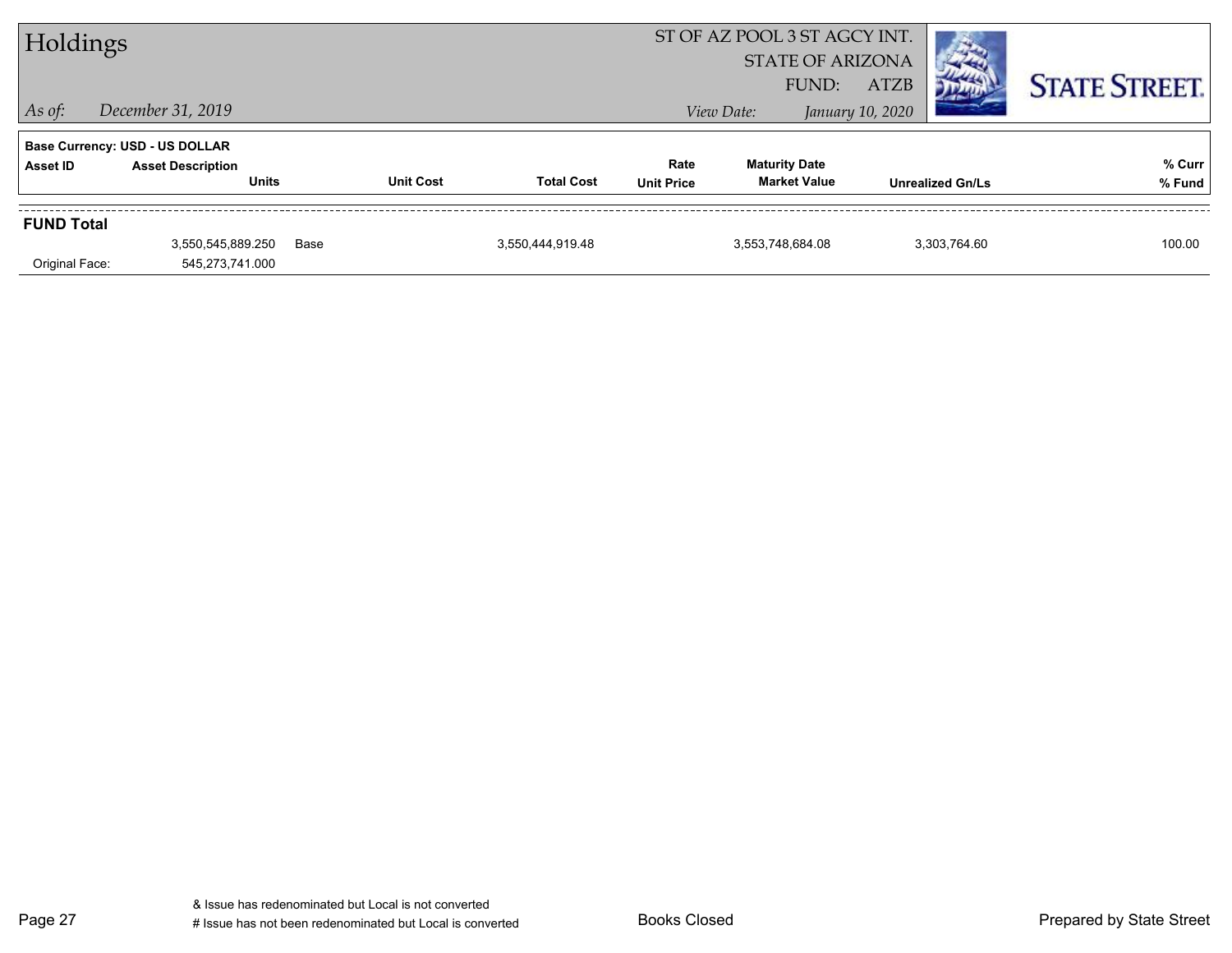# Holdings

ST OF AZ POOL 3 ST AGCY INT.
STATE OF ARIZONA
FUND: ATZB

*As of:* *December 31, 2019*

*View Date:* *January 10, 2020*

STATE STREET.

**Base Currency: USD - US DOLLAR**

| Asset ID | Asset Description / Units | | Unit Cost | Total Cost | Rate / Unit Price | Maturity Date / Market Value | Unrealized Gn/Ls | % Curr / % Fund |
|---|---|---|---|---|---|---|---|---|
| **FUND Total** | | | | | | | | |
| | 3,550,545,889.250 | Base | | 3,550,444,919.48 | | 3,553,748,684.08 | 3,303,764.60 | 100.00 |
| Original Face: | 545,273,741.000 | | | | | | | |

& Issue has redenominated but Local is not converted
# Issue has not been redenominated but Local is converted

Books Closed

Prepared by State Street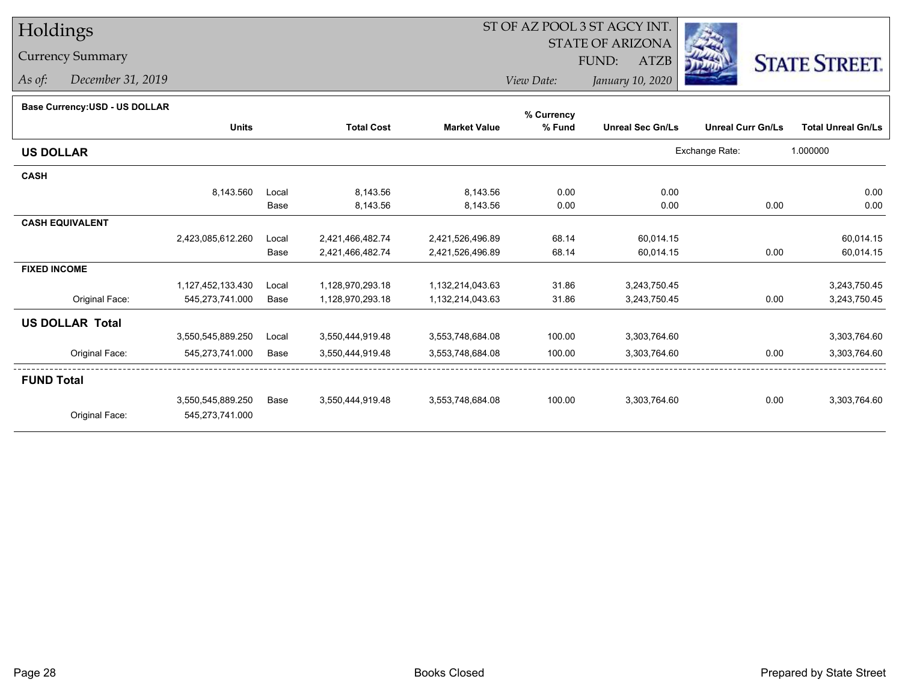# Holdings

Currency Summary

*As of:* *December 31, 2019*

ST OF AZ POOL 3 ST AGCY INT.
STATE OF ARIZONA
FUND: ATZB
*View Date:* *January 10, 2020*

STATE STREET.

**Base Currency:USD - US DOLLAR**

| | Units | | Total Cost | Market Value | % Currency % Fund | Unreal Sec Gn/Ls | Unreal Curr Gn/Ls | Total Unreal Gn/Ls |
|---|---|---|---|---|---|---|---|---|
| **US DOLLAR** | | | | | | Exchange Rate: | 1.000000 | |
| **CASH** | | | | | | | | |
| | 8,143.560 | Local | 8,143.56 | 8,143.56 | 0.00 | 0.00 | | 0.00 |
| | | Base | 8,143.56 | 8,143.56 | 0.00 | 0.00 | 0.00 | 0.00 |
| **CASH EQUIVALENT** | | | | | | | | |
| | 2,423,085,612.260 | Local | 2,421,466,482.74 | 2,421,526,496.89 | 68.14 | 60,014.15 | | 60,014.15 |
| | | Base | 2,421,466,482.74 | 2,421,526,496.89 | 68.14 | 60,014.15 | 0.00 | 60,014.15 |
| **FIXED INCOME** | | | | | | | | |
| | 1,127,452,133.430 | Local | 1,128,970,293.18 | 1,132,214,043.63 | 31.86 | 3,243,750.45 | | 3,243,750.45 |
| Original Face: | 545,273,741.000 | Base | 1,128,970,293.18 | 1,132,214,043.63 | 31.86 | 3,243,750.45 | 0.00 | 3,243,750.45 |
| **US DOLLAR Total** | | | | | | | | |
| | 3,550,545,889.250 | Local | 3,550,444,919.48 | 3,553,748,684.08 | 100.00 | 3,303,764.60 | | 3,303,764.60 |
| Original Face: | 545,273,741.000 | Base | 3,550,444,919.48 | 3,553,748,684.08 | 100.00 | 3,303,764.60 | 0.00 | 3,303,764.60 |
| **FUND Total** | | | | | | | | |
| | 3,550,545,889.250 | Base | 3,550,444,919.48 | 3,553,748,684.08 | 100.00 | 3,303,764.60 | 0.00 | 3,303,764.60 |
| Original Face: | 545,273,741.000 | | | | | | | |

Books Closed

Prepared by State Street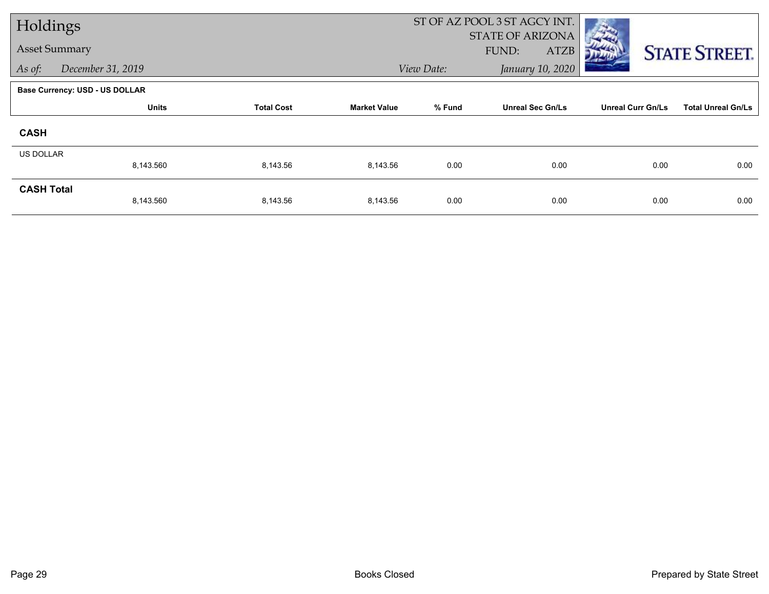# Holdings

Asset Summary

*As of:* *December 31, 2019*

ST OF AZ POOL 3 ST AGCY INT.
STATE OF ARIZONA
FUND: ATZB

*View Date:* *January 10, 2020*

**Base Currency: USD - US DOLLAR**

| | Units | Total Cost | Market Value | % Fund | Unreal Sec Gn/Ls | Unreal Curr Gn/Ls | Total Unreal Gn/Ls |
|---|---|---|---|---|---|---|---|
| **CASH** | | | | | | | |
| US DOLLAR | 8,143.560 | 8,143.56 | 8,143.56 | 0.00 | 0.00 | 0.00 | 0.00 |
| **CASH Total** | 8,143.560 | 8,143.56 | 8,143.56 | 0.00 | 0.00 | 0.00 | 0.00 |

Books Closed

Prepared by State Street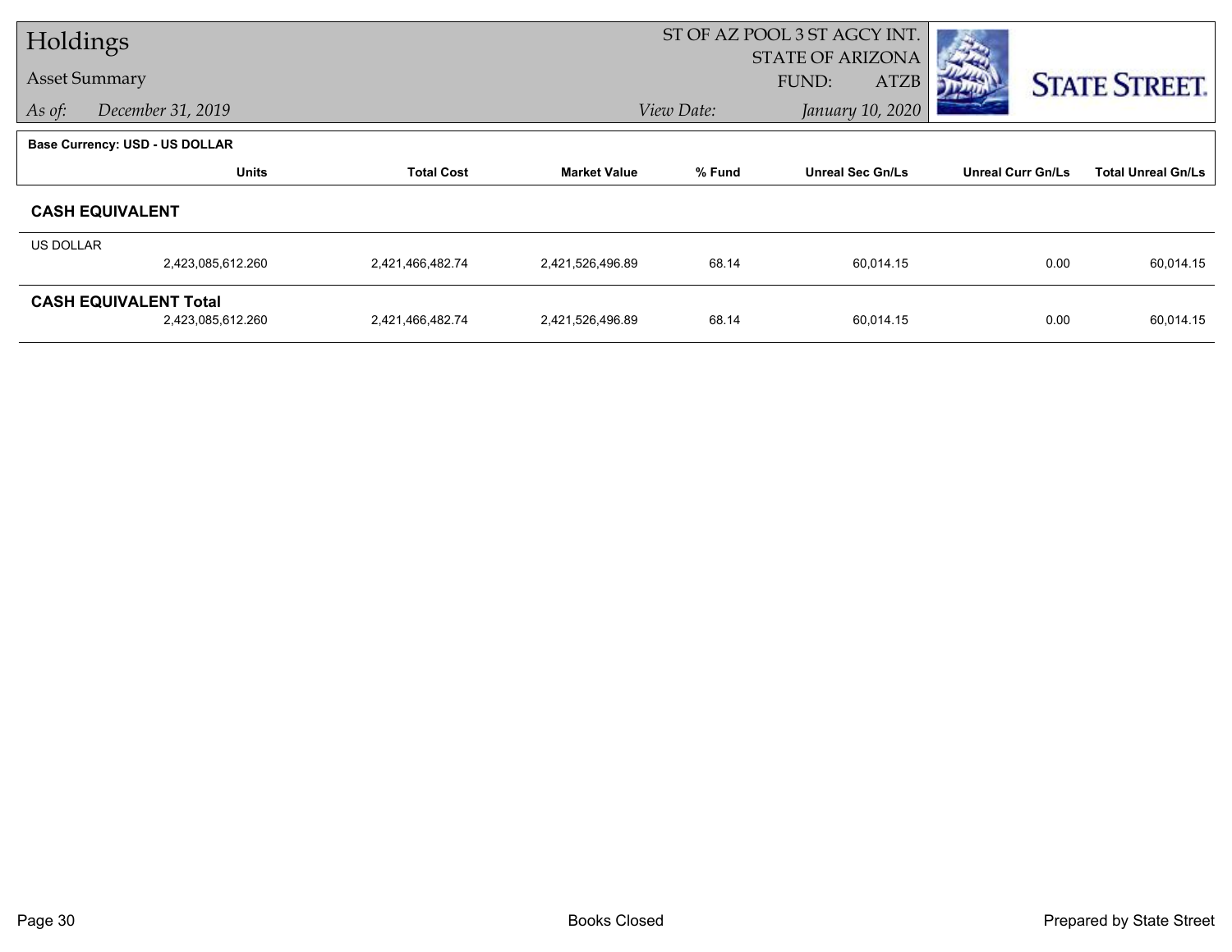# Holdings

Asset Summary

*As of:* *December 31, 2019*

ST OF AZ POOL 3 ST AGCY INT.
STATE OF ARIZONA
FUND: ATZB
*View Date:* *January 10, 2020*

STATE STREET.

**Base Currency: USD - US DOLLAR**

| | Units | Total Cost | Market Value | % Fund | Unreal Sec Gn/Ls | Unreal Curr Gn/Ls | Total Unreal Gn/Ls |
|---|---|---|---|---|---|---|---|
| **CASH EQUIVALENT** | | | | | | | |
| US DOLLAR | 2,423,085,612.260 | 2,421,466,482.74 | 2,421,526,496.89 | 68.14 | 60,014.15 | 0.00 | 60,014.15 |
| **CASH EQUIVALENT Total** | 2,423,085,612.260 | 2,421,466,482.74 | 2,421,526,496.89 | 68.14 | 60,014.15 | 0.00 | 60,014.15 |

Books Closed

Prepared by State Street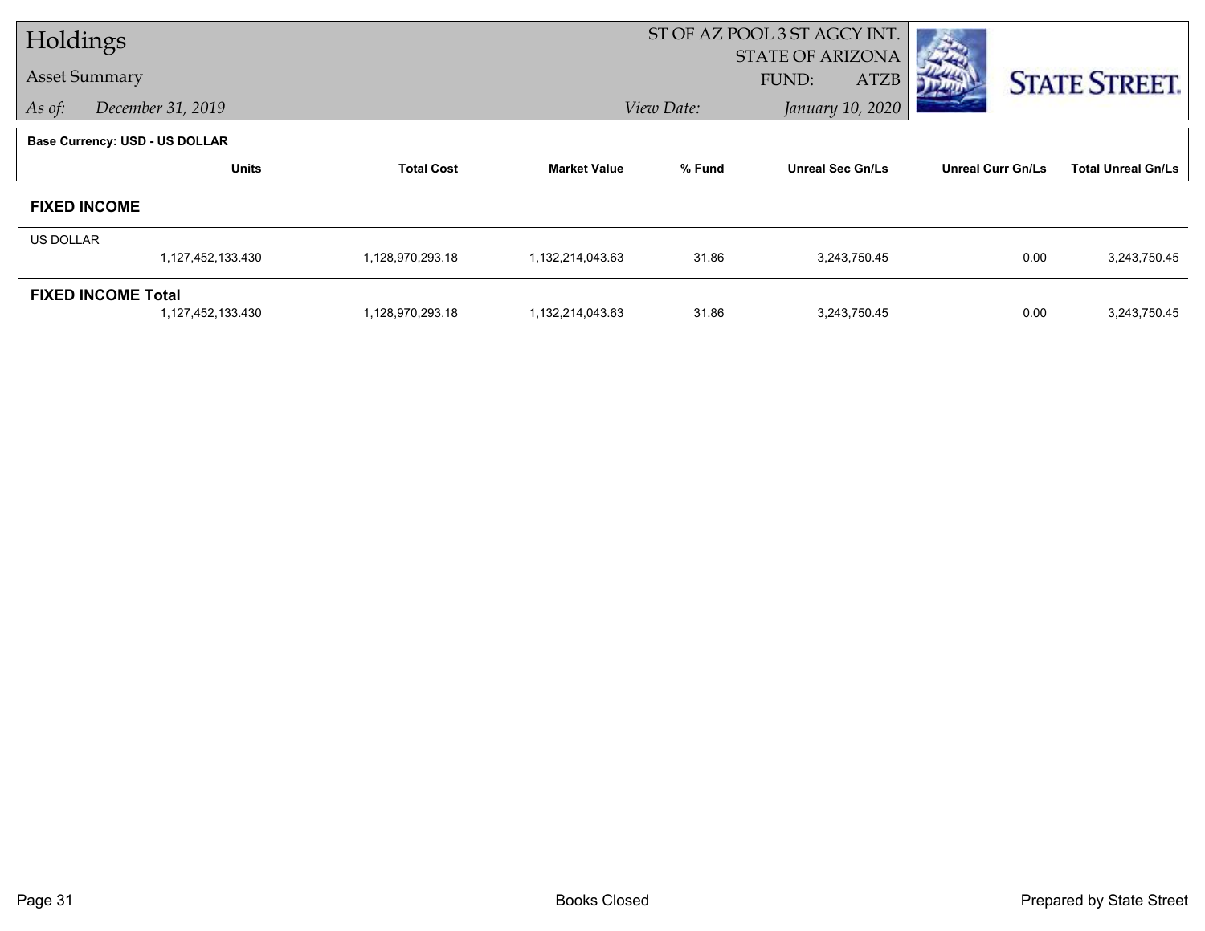# Holdings

## Asset Summary

*As of:* *December 31, 2019*

ST OF AZ POOL 3 ST AGCY INT.
STATE OF ARIZONA
FUND: ATZB

*View Date:* *January 10, 2020*

STATE STREET.

**Base Currency: USD - US DOLLAR**

| | Units | Total Cost | Market Value | % Fund | Unreal Sec Gn/Ls | Unreal Curr Gn/Ls | Total Unreal Gn/Ls |
|---|---|---|---|---|---|---|---|
| **FIXED INCOME** | | | | | | | |
| US DOLLAR | 1,127,452,133.430 | 1,128,970,293.18 | 1,132,214,043.63 | 31.86 | 3,243,750.45 | 0.00 | 3,243,750.45 |
| **FIXED INCOME Total** | 1,127,452,133.430 | 1,128,970,293.18 | 1,132,214,043.63 | 31.86 | 3,243,750.45 | 0.00 | 3,243,750.45 |

Books Closed

Prepared by State Street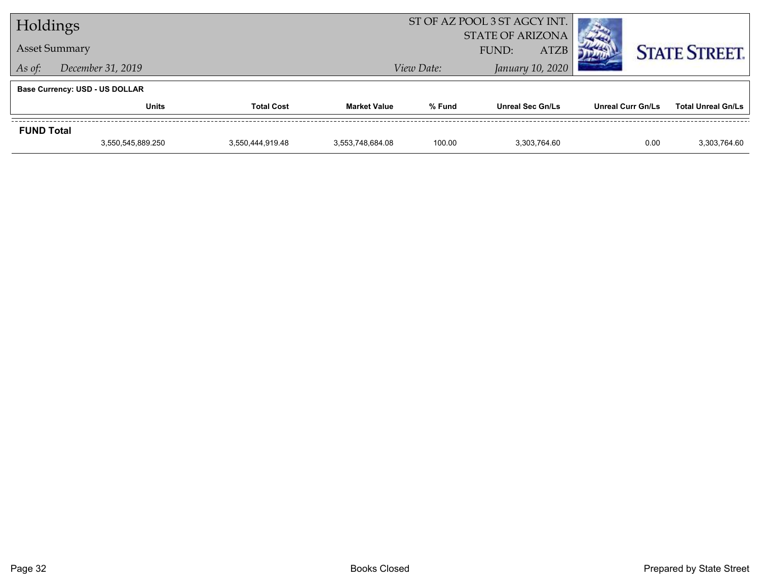# Holdings

Asset Summary

*As of:* *December 31, 2019*

ST OF AZ POOL 3 ST AGCY INT.
STATE OF ARIZONA
FUND: ATZB

*View Date:* *January 10, 2020*

STATE STREET.

**Base Currency: USD - US DOLLAR**

| | Units | Total Cost | Market Value | % Fund | Unreal Sec Gn/Ls | Unreal Curr Gn/Ls | Total Unreal Gn/Ls |
|---|---|---|---|---|---|---|---|
| **FUND Total** | | | | | | | |
| | 3,550,545,889.250 | 3,550,444,919.48 | 3,553,748,684.08 | 100.00 | 3,303,764.60 | 0.00 | 3,303,764.60 |

Books Closed

Prepared by State Street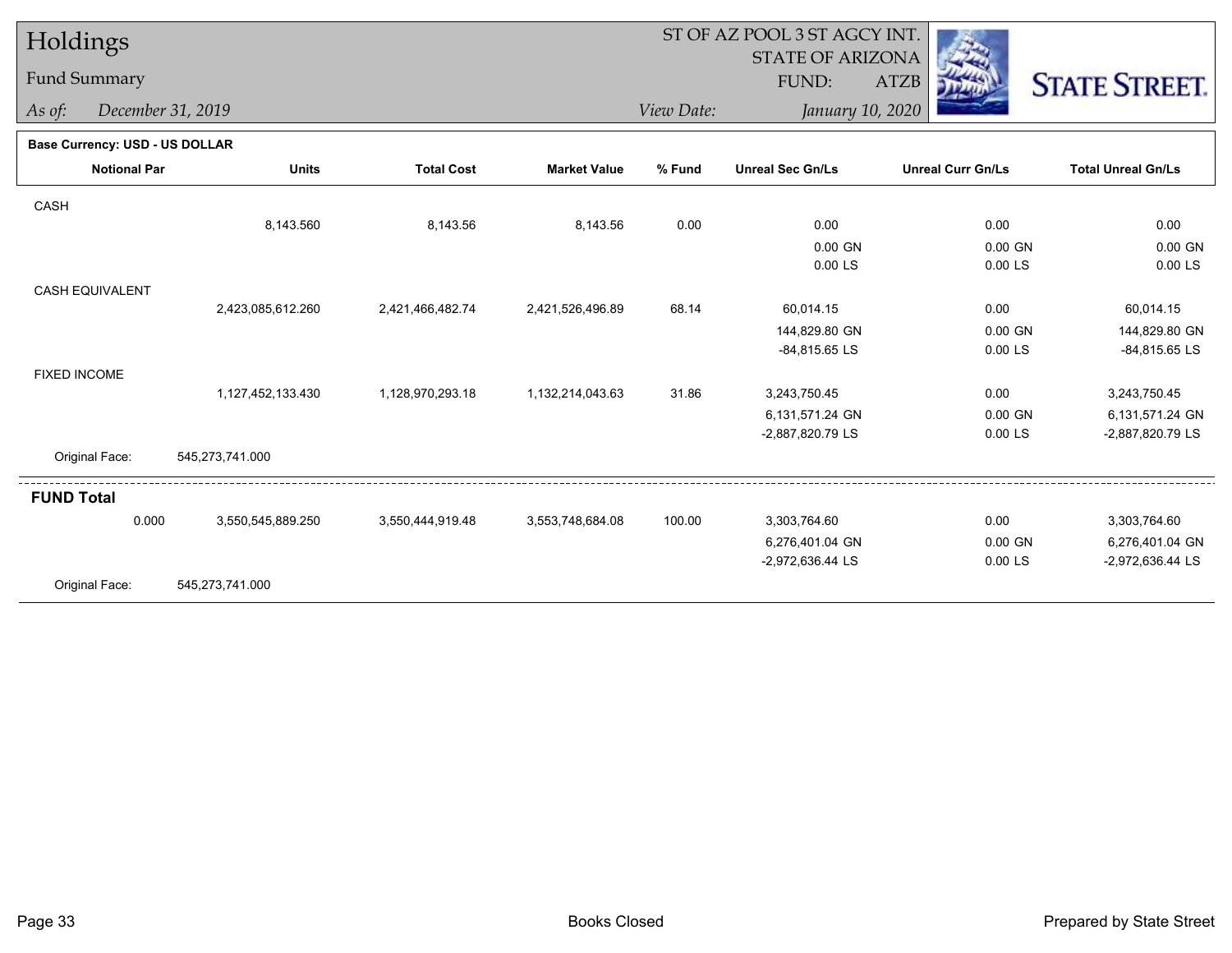# Holdings

## Fund Summary

*As of:* *December 31, 2019*

ST OF AZ POOL 3 ST AGCY INT.
STATE OF ARIZONA
FUND: ATZB

*View Date:* *January 10, 2020*

STATE STREET.

**Base Currency: USD - US DOLLAR**

| Notional Par | Units | Total Cost | Market Value | % Fund | Unreal Sec Gn/Ls | Unreal Curr Gn/Ls | Total Unreal Gn/Ls |
|---|---|---|---|---|---|---|---|
| CASH | | | | | | | |
| | 8,143.560 | 8,143.56 | 8,143.56 | 0.00 | 0.00 | 0.00 | 0.00 |
| | | | | | 0.00 GN | 0.00 GN | 0.00 GN |
| | | | | | 0.00 LS | 0.00 LS | 0.00 LS |
| CASH EQUIVALENT | | | | | | | |
| | 2,423,085,612.260 | 2,421,466,482.74 | 2,421,526,496.89 | 68.14 | 60,014.15 | 0.00 | 60,014.15 |
| | | | | | 144,829.80 GN | 0.00 GN | 144,829.80 GN |
| | | | | | -84,815.65 LS | 0.00 LS | -84,815.65 LS |
| FIXED INCOME | | | | | | | |
| | 1,127,452,133.430 | 1,128,970,293.18 | 1,132,214,043.63 | 31.86 | 3,243,750.45 | 0.00 | 3,243,750.45 |
| | | | | | 6,131,571.24 GN | 0.00 GN | 6,131,571.24 GN |
| | | | | | -2,887,820.79 LS | 0.00 LS | -2,887,820.79 LS |
| Original Face: 545,273,741.000 | | | | | | | |
| **FUND Total** | | | | | | | |
| 0.000 | 3,550,545,889.250 | 3,550,444,919.48 | 3,553,748,684.08 | 100.00 | 3,303,764.60 | 0.00 | 3,303,764.60 |
| | | | | | 6,276,401.04 GN | 0.00 GN | 6,276,401.04 GN |
| | | | | | -2,972,636.44 LS | 0.00 LS | -2,972,636.44 LS |
| Original Face: 545,273,741.000 | | | | | | | |

Books Closed

Prepared by State Street